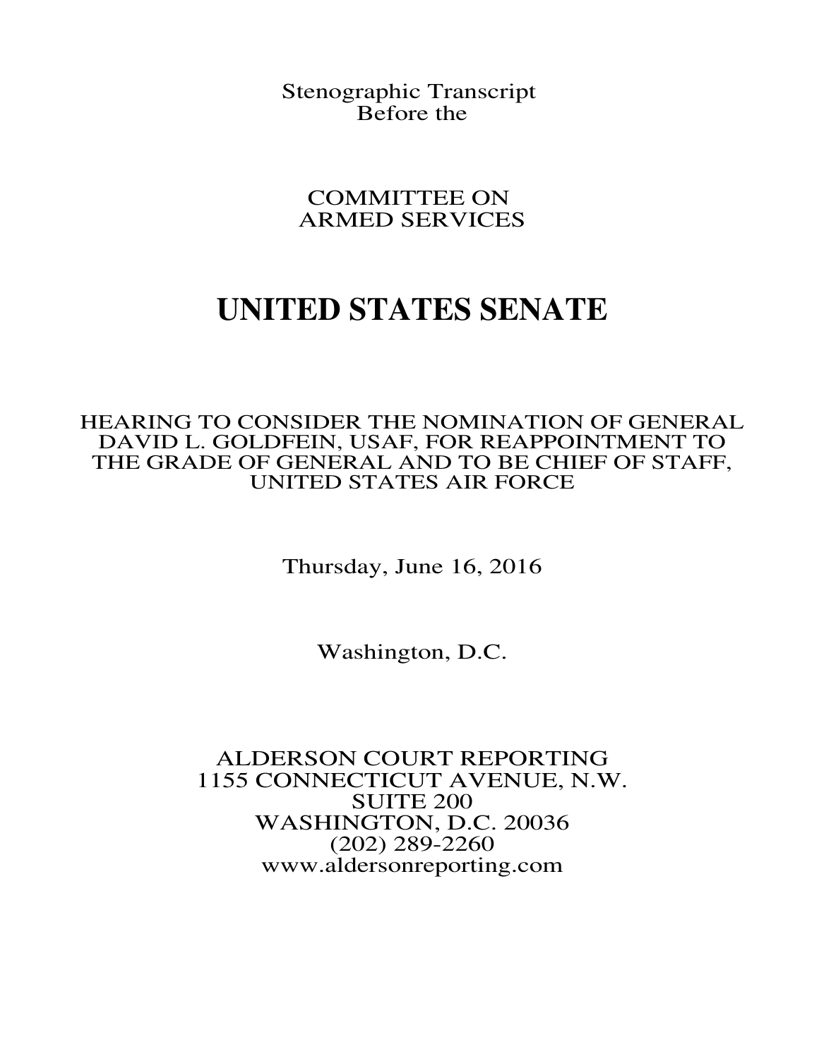Stenographic Transcript
Before the

COMMITTEE ON
ARMED SERVICES

# UNITED STATES SENATE

HEARING TO CONSIDER THE NOMINATION OF GENERAL DAVID L. GOLDFEIN, USAF, FOR REAPPOINTMENT TO THE GRADE OF GENERAL AND TO BE CHIEF OF STAFF, UNITED STATES AIR FORCE

Thursday, June 16, 2016

Washington, D.C.

ALDERSON COURT REPORTING
1155 CONNECTICUT AVENUE, N.W.
SUITE 200
WASHINGTON, D.C. 20036
(202) 289-2260
www.aldersonreporting.com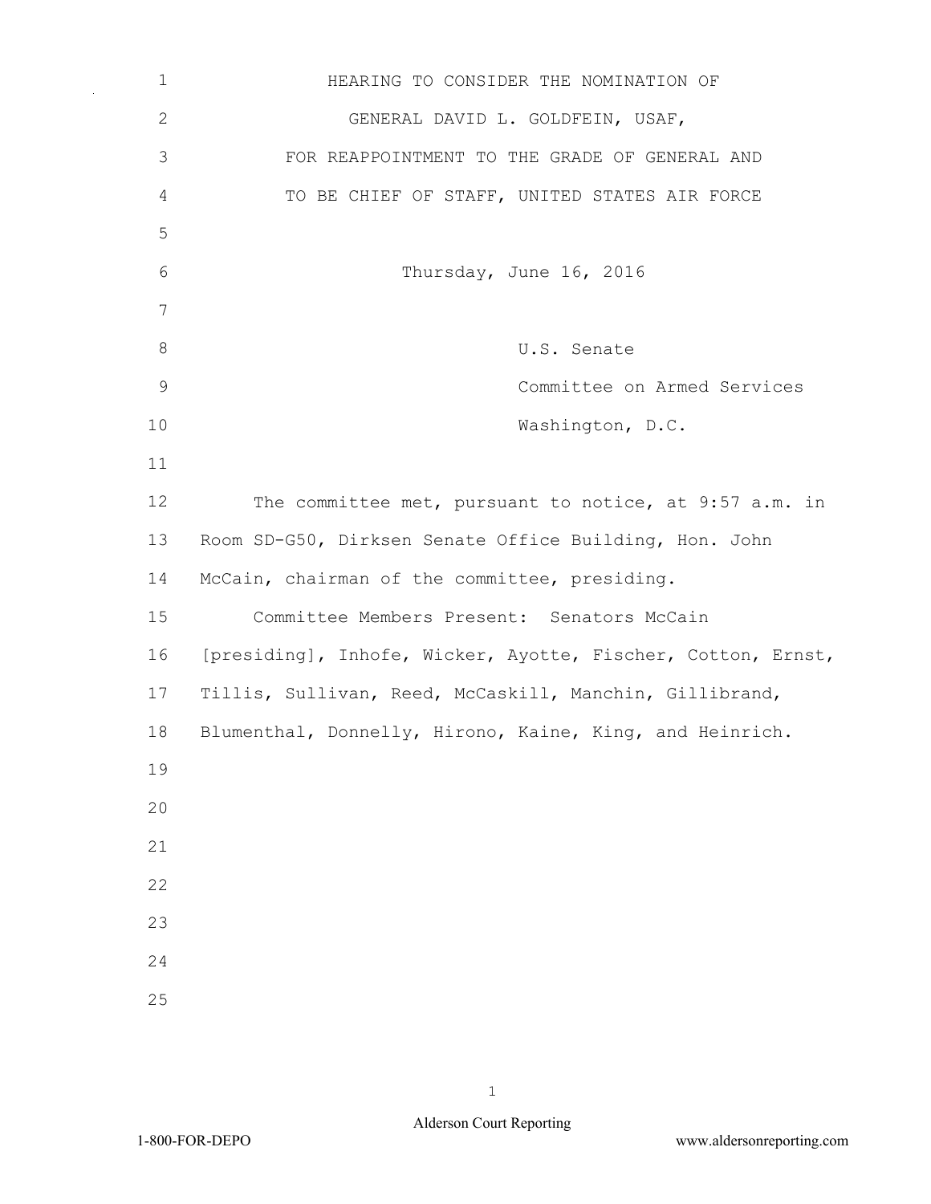# HEARING TO CONSIDER THE NOMINATION OF GENERAL DAVID L. GOLDFEIN, USAF, FOR REAPPOINTMENT TO THE GRADE OF GENERAL AND TO BE CHIEF OF STAFF, UNITED STATES AIR FORCE

Thursday, June 16, 2016

U.S. Senate
Committee on Armed Services
Washington, D.C.

The committee met, pursuant to notice, at 9:57 a.m. in Room SD-G50, Dirksen Senate Office Building, Hon. John McCain, chairman of the committee, presiding.

Committee Members Present: Senators McCain [presiding], Inhofe, Wicker, Ayotte, Fischer, Cotton, Ernst, Tillis, Sullivan, Reed, McCaskill, Manchin, Gillibrand, Blumenthal, Donnelly, Hirono, Kaine, King, and Heinrich.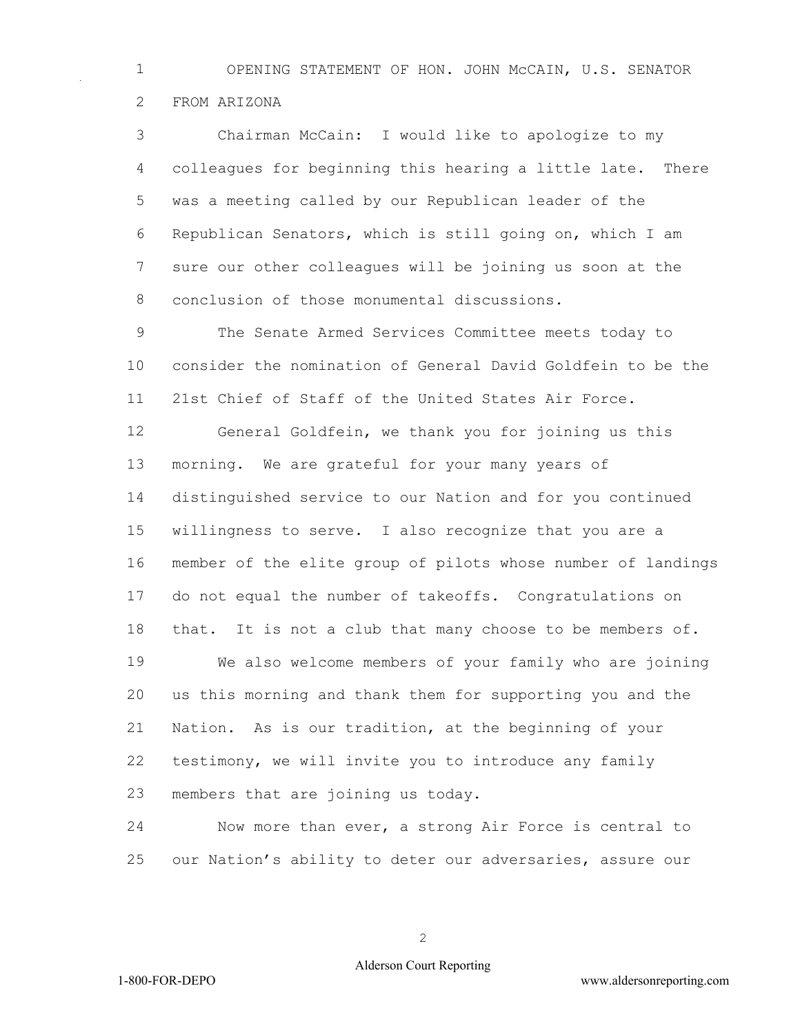OPENING STATEMENT OF HON. JOHN McCAIN, U.S. SENATOR FROM ARIZONA

Chairman McCain: I would like to apologize to my colleagues for beginning this hearing a little late. There was a meeting called by our Republican leader of the Republican Senators, which is still going on, which I am sure our other colleagues will be joining us soon at the conclusion of those monumental discussions.

The Senate Armed Services Committee meets today to consider the nomination of General David Goldfein to be the 21st Chief of Staff of the United States Air Force.

General Goldfein, we thank you for joining us this morning. We are grateful for your many years of distinguished service to our Nation and for you continued willingness to serve. I also recognize that you are a member of the elite group of pilots whose number of landings do not equal the number of takeoffs. Congratulations on that. It is not a club that many choose to be members of.

We also welcome members of your family who are joining us this morning and thank them for supporting you and the Nation. As is our tradition, at the beginning of your testimony, we will invite you to introduce any family members that are joining us today.

Now more than ever, a strong Air Force is central to our Nation's ability to deter our adversaries, assure our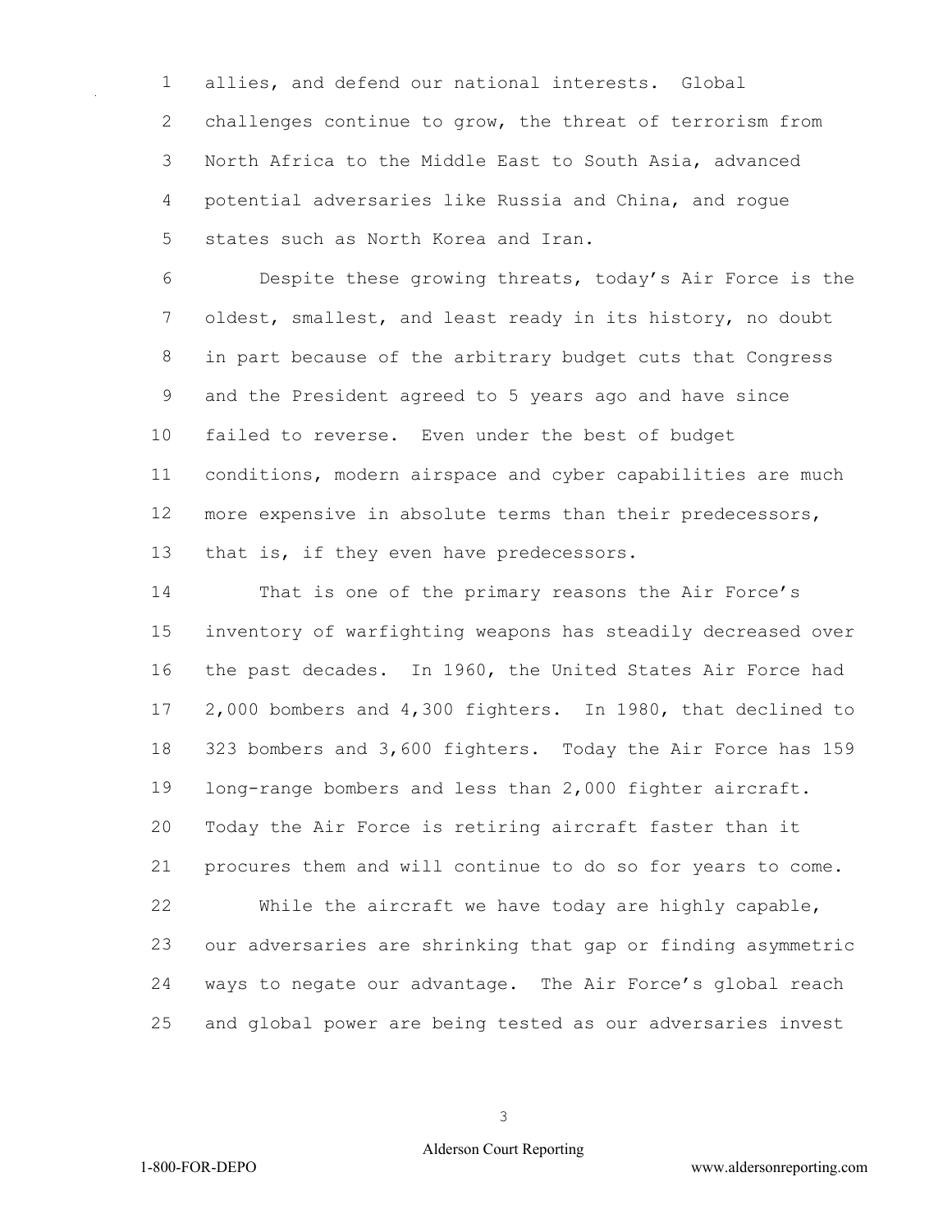allies, and defend our national interests. Global challenges continue to grow, the threat of terrorism from North Africa to the Middle East to South Asia, advanced potential adversaries like Russia and China, and rogue states such as North Korea and Iran.

Despite these growing threats, today's Air Force is the oldest, smallest, and least ready in its history, no doubt in part because of the arbitrary budget cuts that Congress and the President agreed to 5 years ago and have since failed to reverse. Even under the best of budget conditions, modern airspace and cyber capabilities are much more expensive in absolute terms than their predecessors, that is, if they even have predecessors.

That is one of the primary reasons the Air Force's inventory of warfighting weapons has steadily decreased over the past decades. In 1960, the United States Air Force had 2,000 bombers and 4,300 fighters. In 1980, that declined to 323 bombers and 3,600 fighters. Today the Air Force has 159 long-range bombers and less than 2,000 fighter aircraft. Today the Air Force is retiring aircraft faster than it procures them and will continue to do so for years to come.

While the aircraft we have today are highly capable, our adversaries are shrinking that gap or finding asymmetric ways to negate our advantage. The Air Force's global reach and global power are being tested as our adversaries invest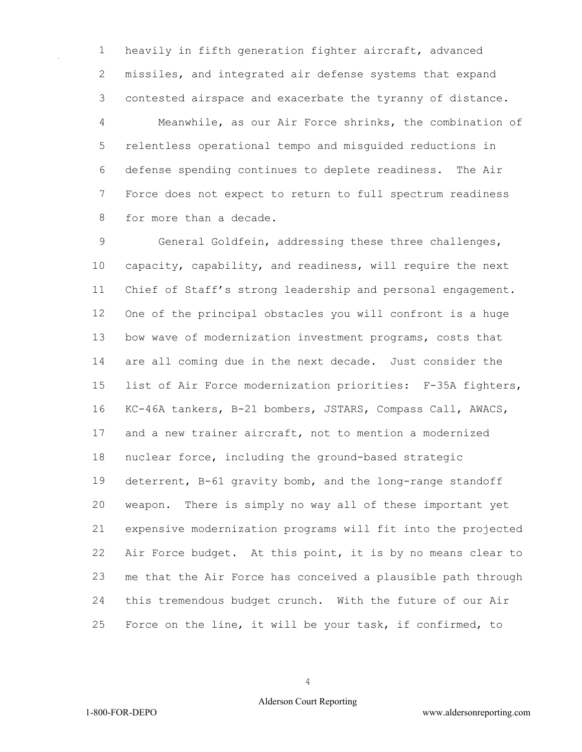heavily in fifth generation fighter aircraft, advanced missiles, and integrated air defense systems that expand contested airspace and exacerbate the tyranny of distance.

Meanwhile, as our Air Force shrinks, the combination of relentless operational tempo and misguided reductions in defense spending continues to deplete readiness. The Air Force does not expect to return to full spectrum readiness for more than a decade.

General Goldfein, addressing these three challenges, capacity, capability, and readiness, will require the next Chief of Staff's strong leadership and personal engagement. One of the principal obstacles you will confront is a huge bow wave of modernization investment programs, costs that are all coming due in the next decade. Just consider the list of Air Force modernization priorities: F-35A fighters, KC-46A tankers, B-21 bombers, JSTARS, Compass Call, AWACS, and a new trainer aircraft, not to mention a modernized nuclear force, including the ground-based strategic deterrent, B-61 gravity bomb, and the long-range standoff weapon. There is simply no way all of these important yet expensive modernization programs will fit into the projected Air Force budget. At this point, it is by no means clear to me that the Air Force has conceived a plausible path through this tremendous budget crunch. With the future of our Air Force on the line, it will be your task, if confirmed, to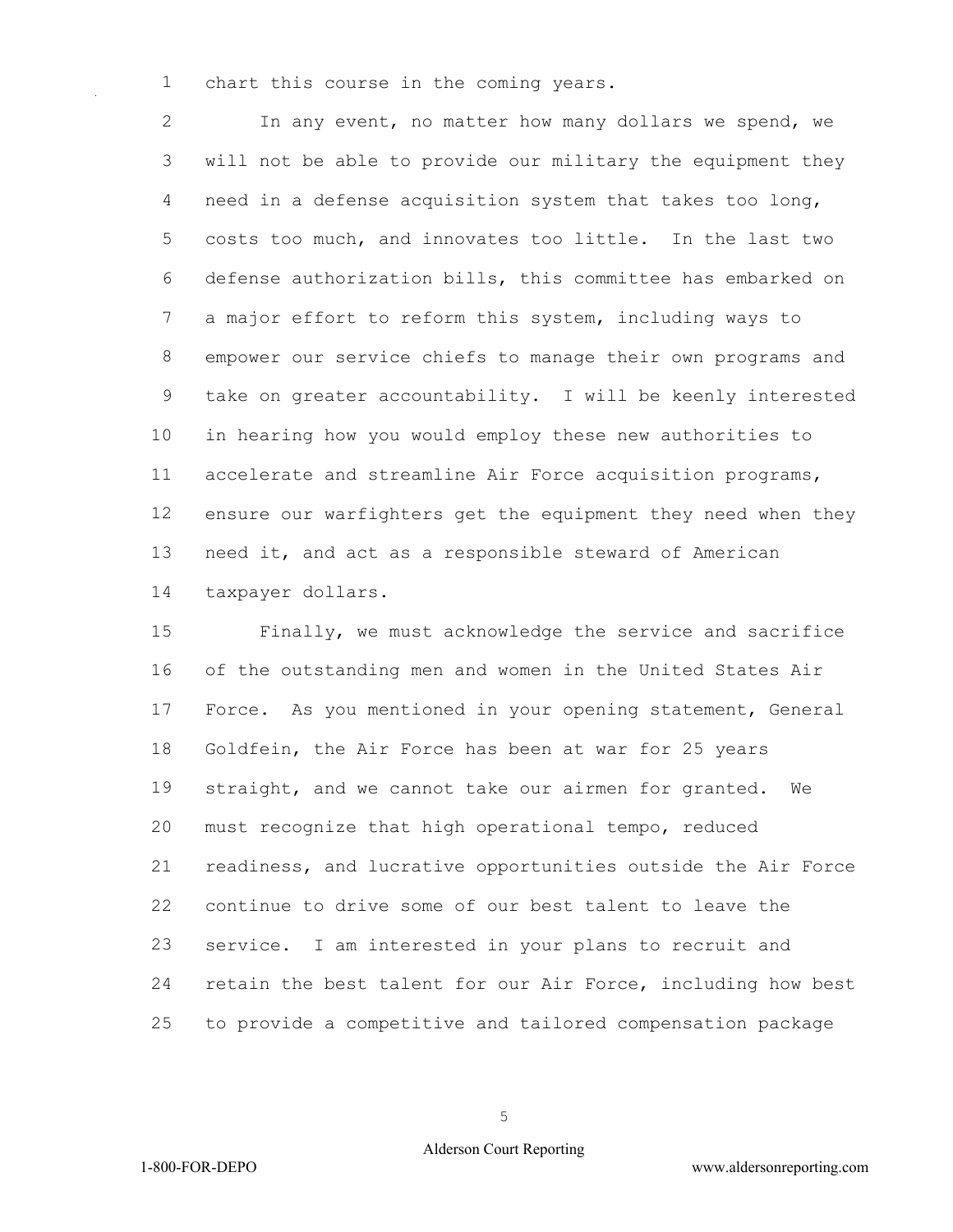chart this course in the coming years.

In any event, no matter how many dollars we spend, we will not be able to provide our military the equipment they need in a defense acquisition system that takes too long, costs too much, and innovates too little. In the last two defense authorization bills, this committee has embarked on a major effort to reform this system, including ways to empower our service chiefs to manage their own programs and take on greater accountability. I will be keenly interested in hearing how you would employ these new authorities to accelerate and streamline Air Force acquisition programs, ensure our warfighters get the equipment they need when they need it, and act as a responsible steward of American taxpayer dollars.

Finally, we must acknowledge the service and sacrifice of the outstanding men and women in the United States Air Force. As you mentioned in your opening statement, General Goldfein, the Air Force has been at war for 25 years straight, and we cannot take our airmen for granted. We must recognize that high operational tempo, reduced readiness, and lucrative opportunities outside the Air Force continue to drive some of our best talent to leave the service. I am interested in your plans to recruit and retain the best talent for our Air Force, including how best to provide a competitive and tailored compensation package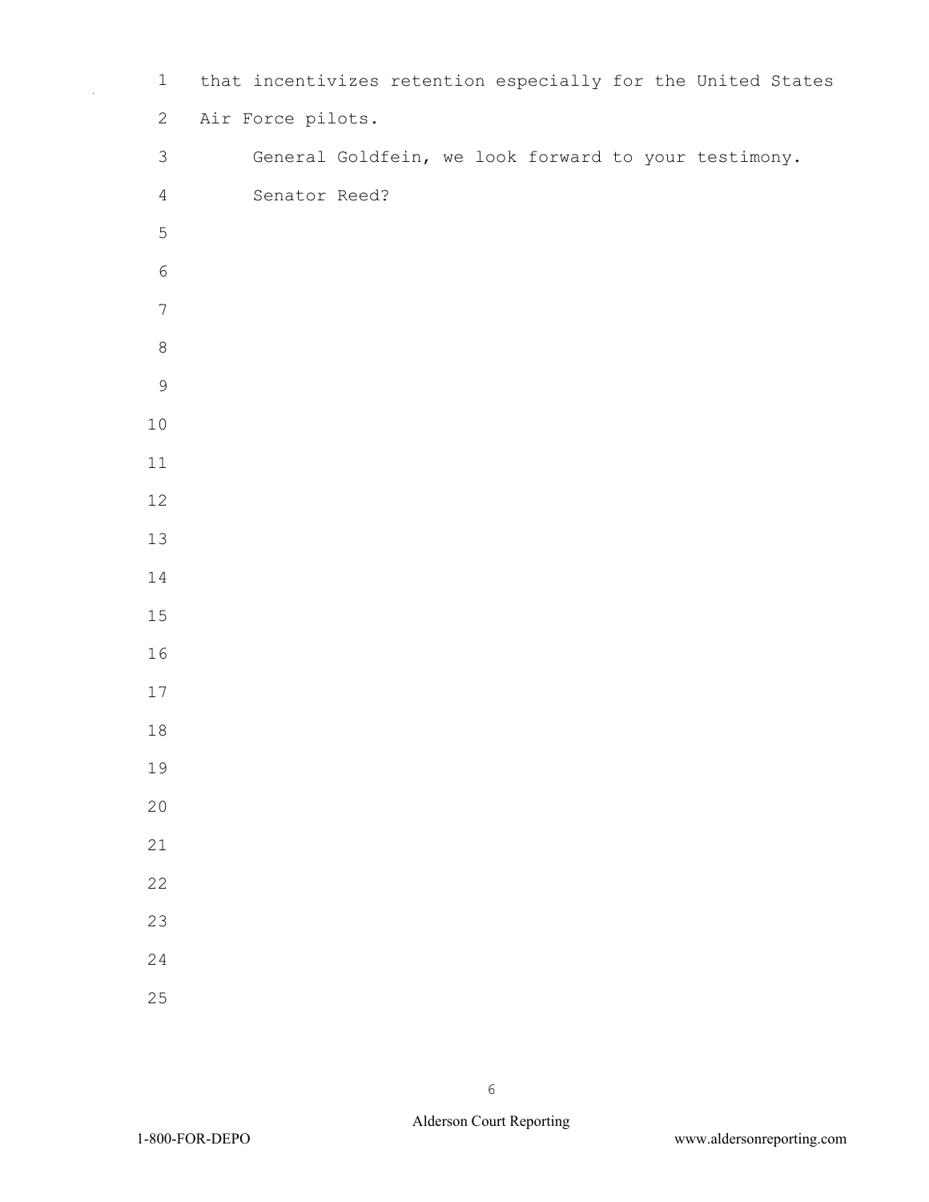that incentivizes retention especially for the United States Air Force pilots.

General Goldfein, we look forward to your testimony.

Senator Reed?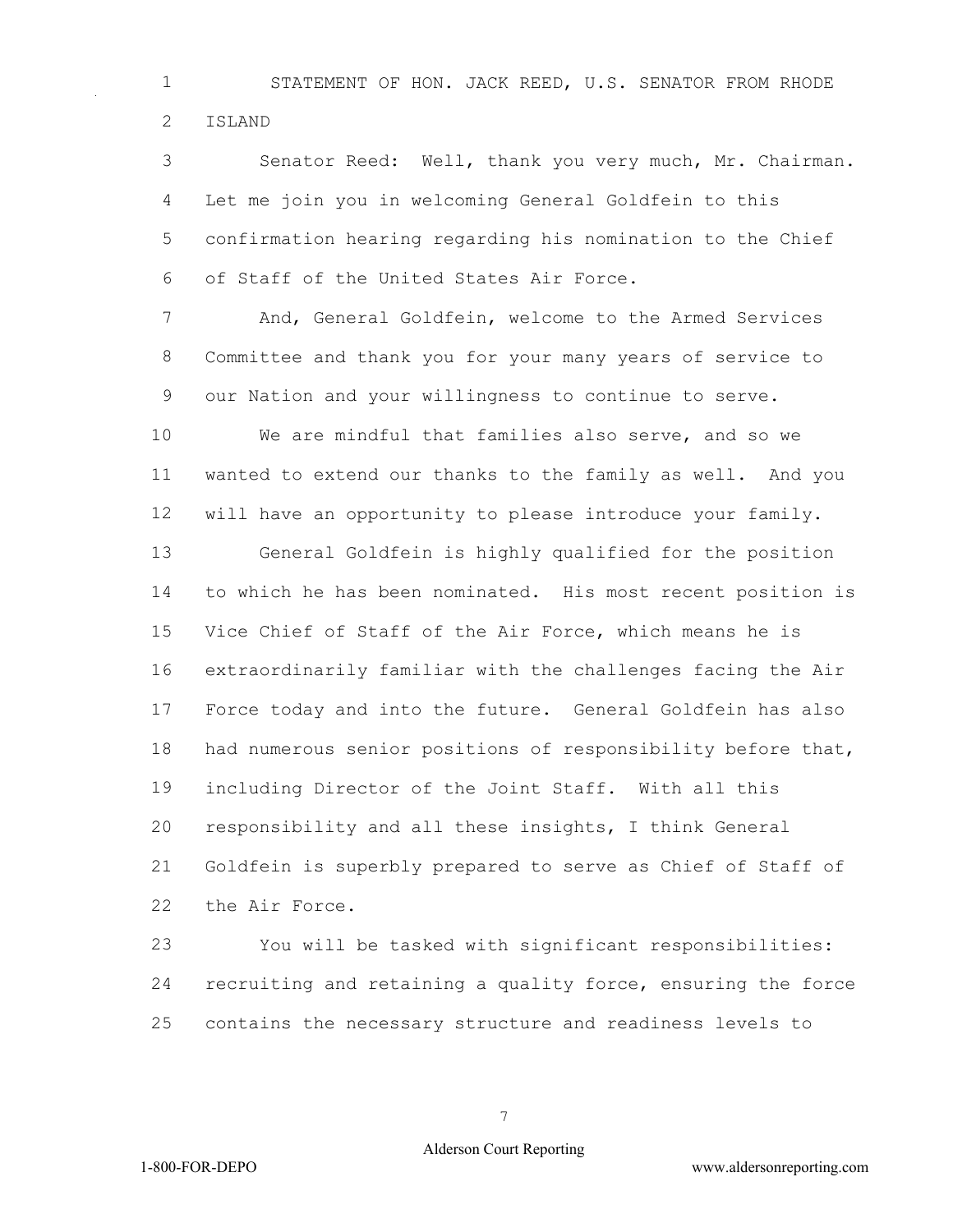STATEMENT OF HON. JACK REED, U.S. SENATOR FROM RHODE ISLAND

Senator Reed: Well, thank you very much, Mr. Chairman. Let me join you in welcoming General Goldfein to this confirmation hearing regarding his nomination to the Chief of Staff of the United States Air Force.

And, General Goldfein, welcome to the Armed Services Committee and thank you for your many years of service to our Nation and your willingness to continue to serve.

We are mindful that families also serve, and so we wanted to extend our thanks to the family as well. And you will have an opportunity to please introduce your family.

General Goldfein is highly qualified for the position to which he has been nominated. His most recent position is Vice Chief of Staff of the Air Force, which means he is extraordinarily familiar with the challenges facing the Air Force today and into the future. General Goldfein has also had numerous senior positions of responsibility before that, including Director of the Joint Staff. With all this responsibility and all these insights, I think General Goldfein is superbly prepared to serve as Chief of Staff of the Air Force.

You will be tasked with significant responsibilities: recruiting and retaining a quality force, ensuring the force contains the necessary structure and readiness levels to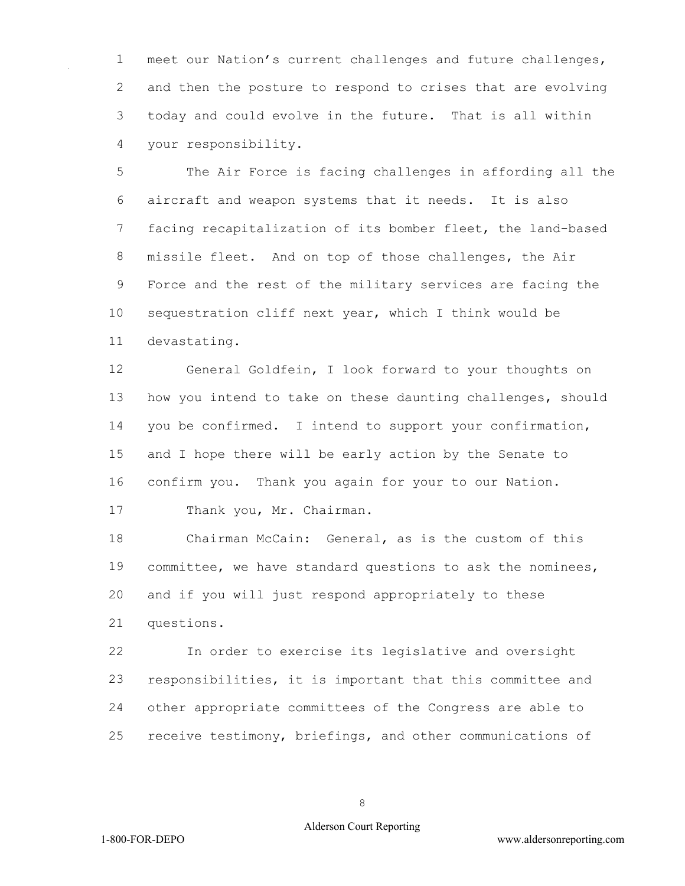meet our Nation's current challenges and future challenges, and then the posture to respond to crises that are evolving today and could evolve in the future. That is all within your responsibility.

The Air Force is facing challenges in affording all the aircraft and weapon systems that it needs. It is also facing recapitalization of its bomber fleet, the land-based missile fleet. And on top of those challenges, the Air Force and the rest of the military services are facing the sequestration cliff next year, which I think would be devastating.

General Goldfein, I look forward to your thoughts on how you intend to take on these daunting challenges, should you be confirmed. I intend to support your confirmation, and I hope there will be early action by the Senate to confirm you. Thank you again for your to our Nation.

Thank you, Mr. Chairman.

Chairman McCain: General, as is the custom of this committee, we have standard questions to ask the nominees, and if you will just respond appropriately to these questions.

In order to exercise its legislative and oversight responsibilities, it is important that this committee and other appropriate committees of the Congress are able to receive testimony, briefings, and other communications of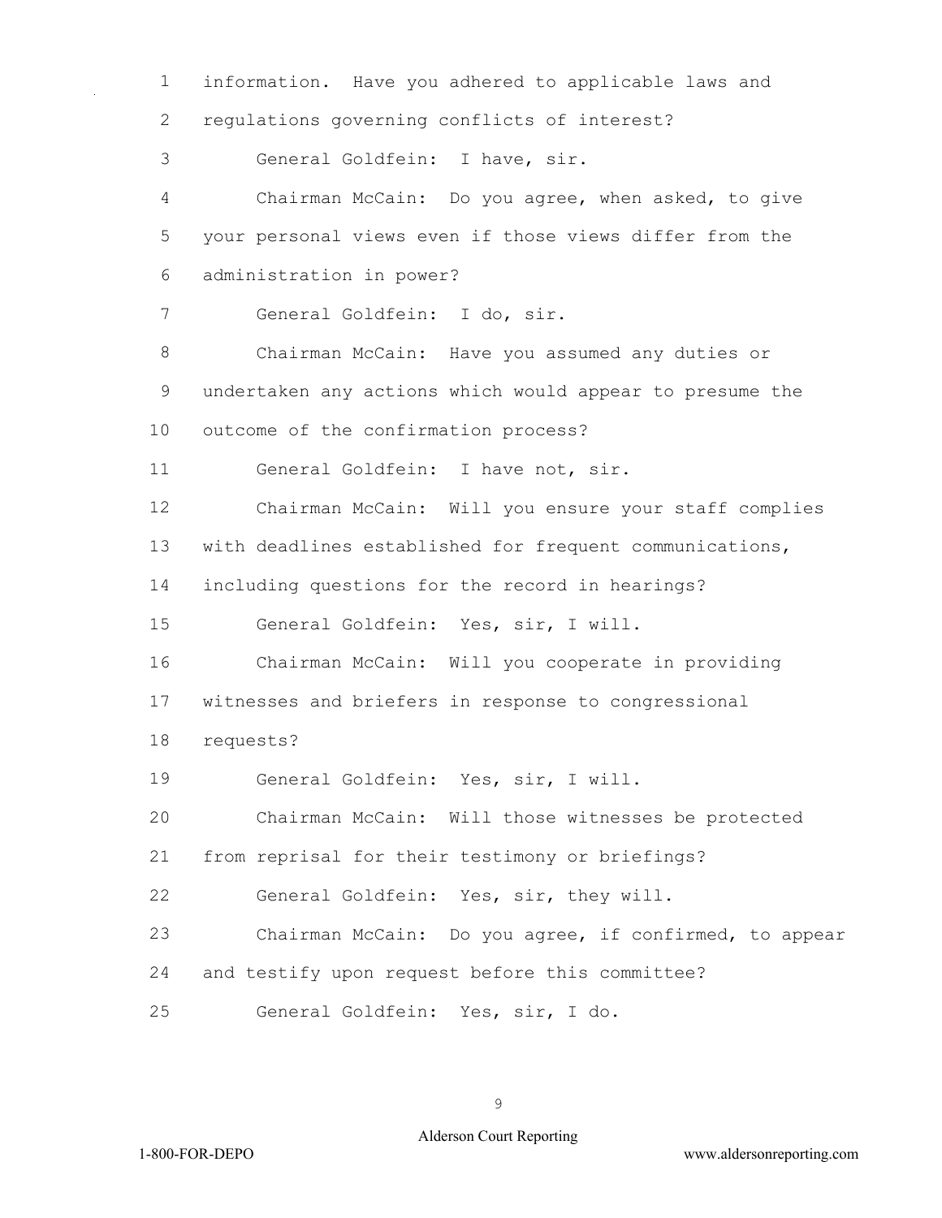information. Have you adhered to applicable laws and regulations governing conflicts of interest?

General Goldfein: I have, sir.

Chairman McCain: Do you agree, when asked, to give your personal views even if those views differ from the administration in power?

General Goldfein: I do, sir.

Chairman McCain: Have you assumed any duties or undertaken any actions which would appear to presume the outcome of the confirmation process?

General Goldfein: I have not, sir.

Chairman McCain: Will you ensure your staff complies with deadlines established for frequent communications, including questions for the record in hearings?

General Goldfein: Yes, sir, I will.

Chairman McCain: Will you cooperate in providing witnesses and briefers in response to congressional requests?

General Goldfein: Yes, sir, I will.

Chairman McCain: Will those witnesses be protected from reprisal for their testimony or briefings?

General Goldfein: Yes, sir, they will.

Chairman McCain: Do you agree, if confirmed, to appear and testify upon request before this committee?

General Goldfein: Yes, sir, I do.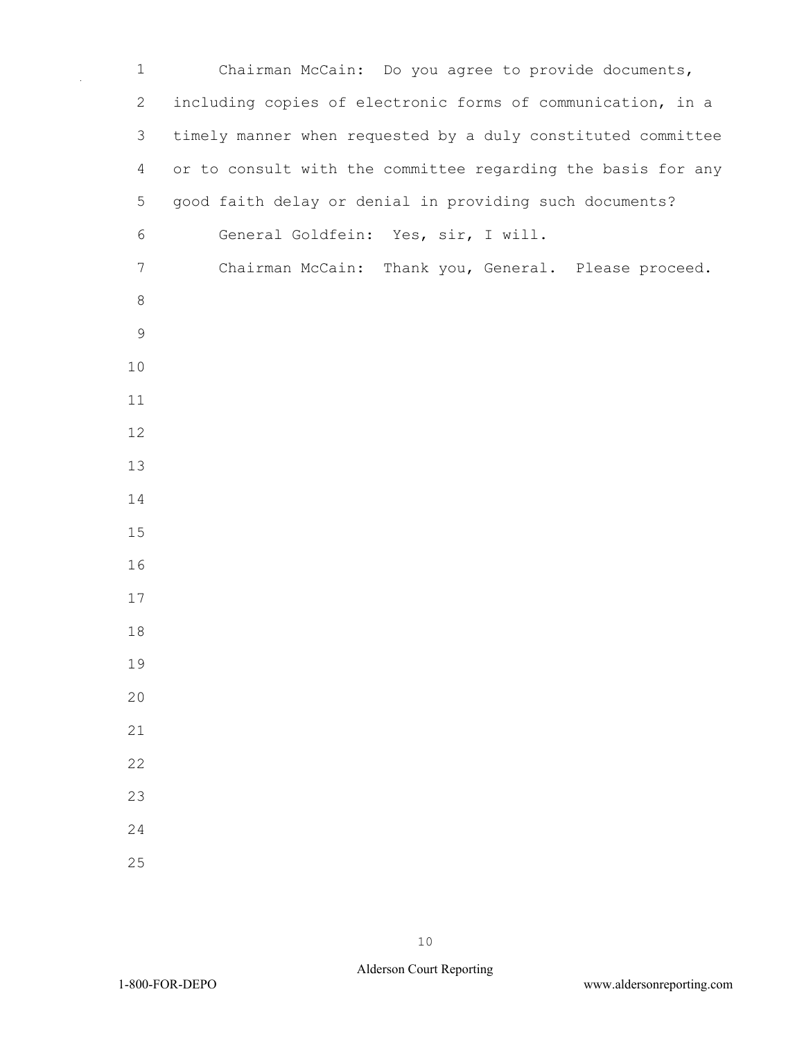Chairman McCain: Do you agree to provide documents, including copies of electronic forms of communication, in a timely manner when requested by a duly constituted committee or to consult with the committee regarding the basis for any good faith delay or denial in providing such documents?

General Goldfein: Yes, sir, I will.

Chairman McCain: Thank you, General. Please proceed.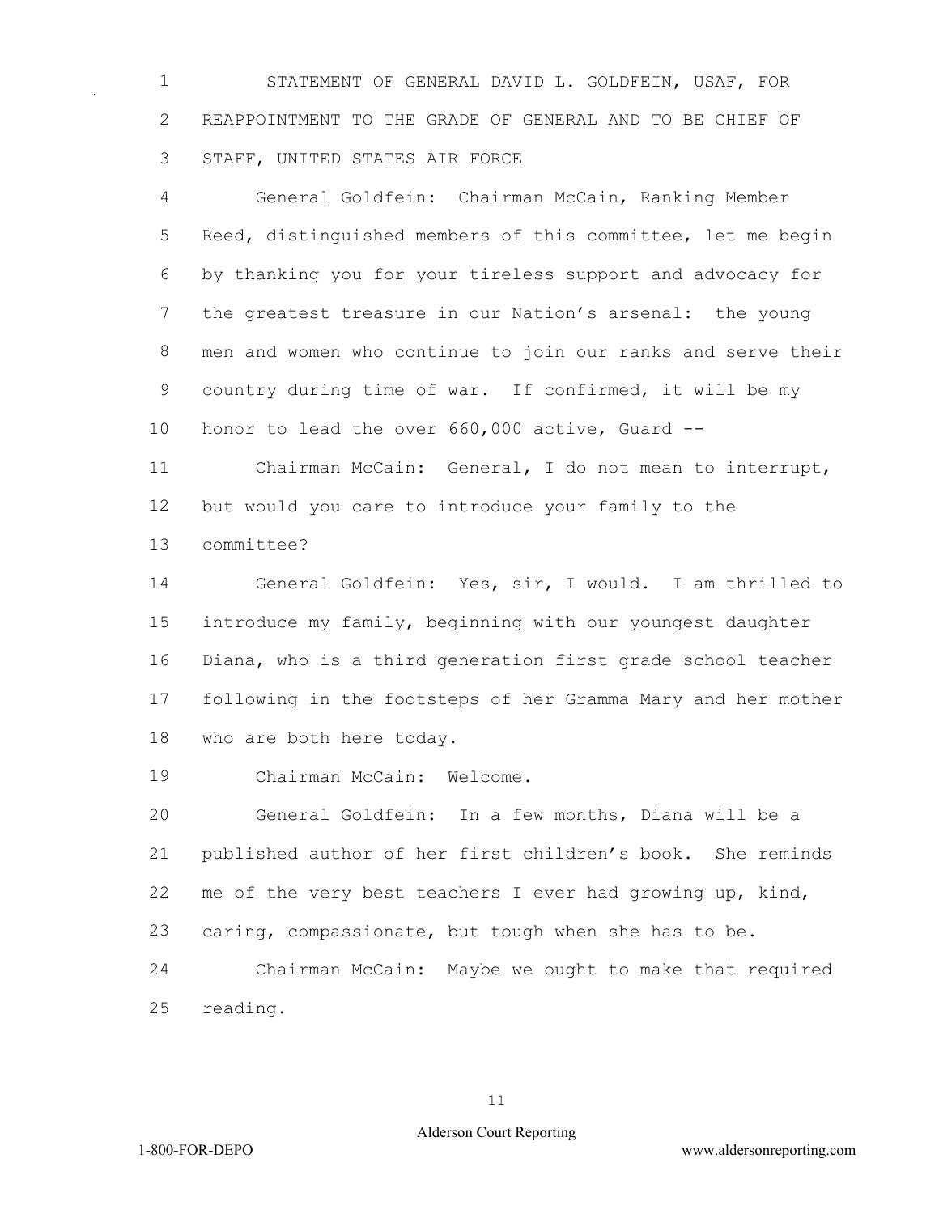STATEMENT OF GENERAL DAVID L. GOLDFEIN, USAF, FOR REAPPOINTMENT TO THE GRADE OF GENERAL AND TO BE CHIEF OF STAFF, UNITED STATES AIR FORCE

General Goldfein: Chairman McCain, Ranking Member Reed, distinguished members of this committee, let me begin by thanking you for your tireless support and advocacy for the greatest treasure in our Nation's arsenal: the young men and women who continue to join our ranks and serve their country during time of war. If confirmed, it will be my honor to lead the over 660,000 active, Guard --

Chairman McCain: General, I do not mean to interrupt, but would you care to introduce your family to the committee?

General Goldfein: Yes, sir, I would. I am thrilled to introduce my family, beginning with our youngest daughter Diana, who is a third generation first grade school teacher following in the footsteps of her Gramma Mary and her mother who are both here today.

Chairman McCain: Welcome.

General Goldfein: In a few months, Diana will be a published author of her first children's book. She reminds me of the very best teachers I ever had growing up, kind, caring, compassionate, but tough when she has to be.

Chairman McCain: Maybe we ought to make that required reading.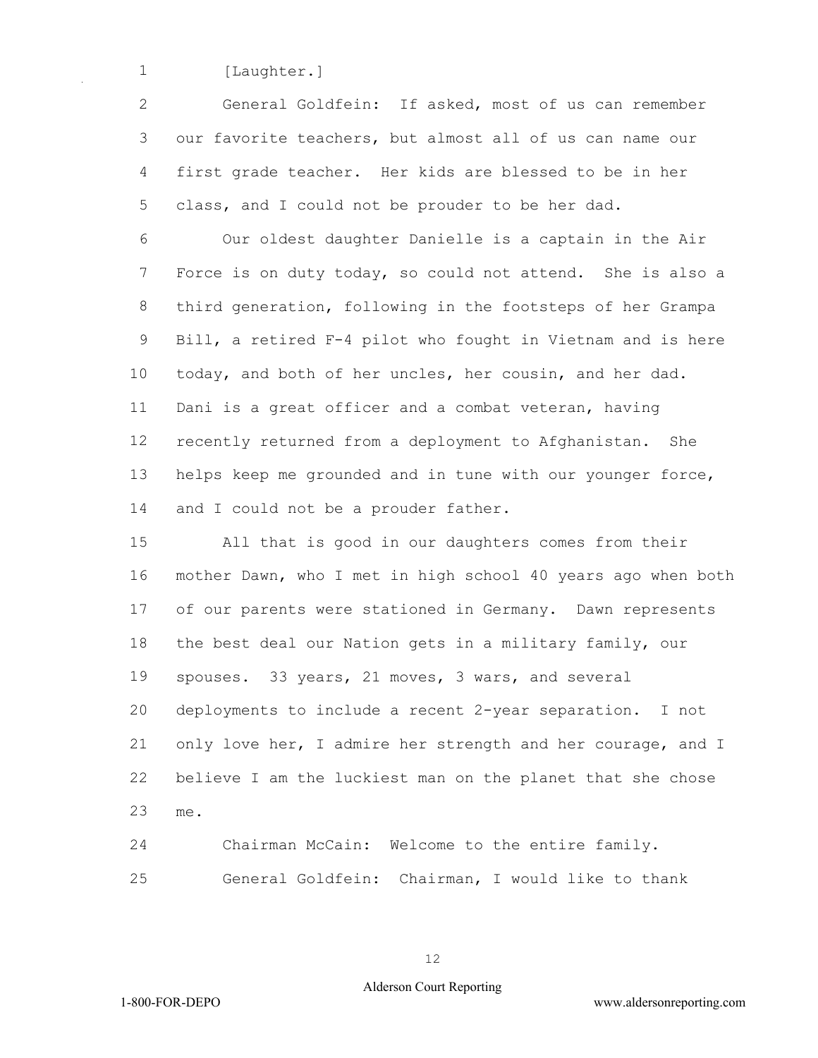[Laughter.]

General Goldfein: If asked, most of us can remember our favorite teachers, but almost all of us can name our first grade teacher. Her kids are blessed to be in her class, and I could not be prouder to be her dad.

Our oldest daughter Danielle is a captain in the Air Force is on duty today, so could not attend. She is also a third generation, following in the footsteps of her Grampa Bill, a retired F-4 pilot who fought in Vietnam and is here today, and both of her uncles, her cousin, and her dad. Dani is a great officer and a combat veteran, having recently returned from a deployment to Afghanistan. She helps keep me grounded and in tune with our younger force, and I could not be a prouder father.

All that is good in our daughters comes from their mother Dawn, who I met in high school 40 years ago when both of our parents were stationed in Germany. Dawn represents the best deal our Nation gets in a military family, our spouses. 33 years, 21 moves, 3 wars, and several deployments to include a recent 2-year separation. I not only love her, I admire her strength and her courage, and I believe I am the luckiest man on the planet that she chose me.

Chairman McCain: Welcome to the entire family.

General Goldfein: Chairman, I would like to thank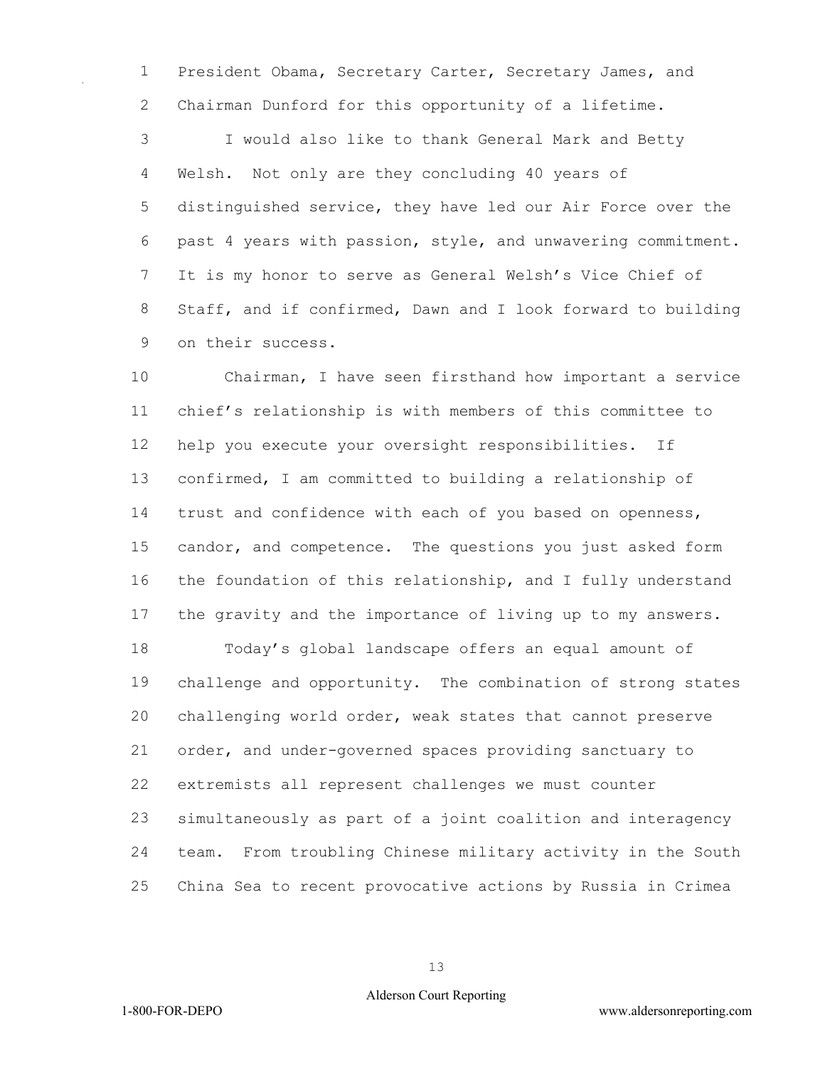President Obama, Secretary Carter, Secretary James, and Chairman Dunford for this opportunity of a lifetime.

I would also like to thank General Mark and Betty Welsh. Not only are they concluding 40 years of distinguished service, they have led our Air Force over the past 4 years with passion, style, and unwavering commitment. It is my honor to serve as General Welsh's Vice Chief of Staff, and if confirmed, Dawn and I look forward to building on their success.

Chairman, I have seen firsthand how important a service chief's relationship is with members of this committee to help you execute your oversight responsibilities. If confirmed, I am committed to building a relationship of trust and confidence with each of you based on openness, candor, and competence. The questions you just asked form the foundation of this relationship, and I fully understand the gravity and the importance of living up to my answers.

Today's global landscape offers an equal amount of challenge and opportunity. The combination of strong states challenging world order, weak states that cannot preserve order, and under-governed spaces providing sanctuary to extremists all represent challenges we must counter simultaneously as part of a joint coalition and interagency team. From troubling Chinese military activity in the South China Sea to recent provocative actions by Russia in Crimea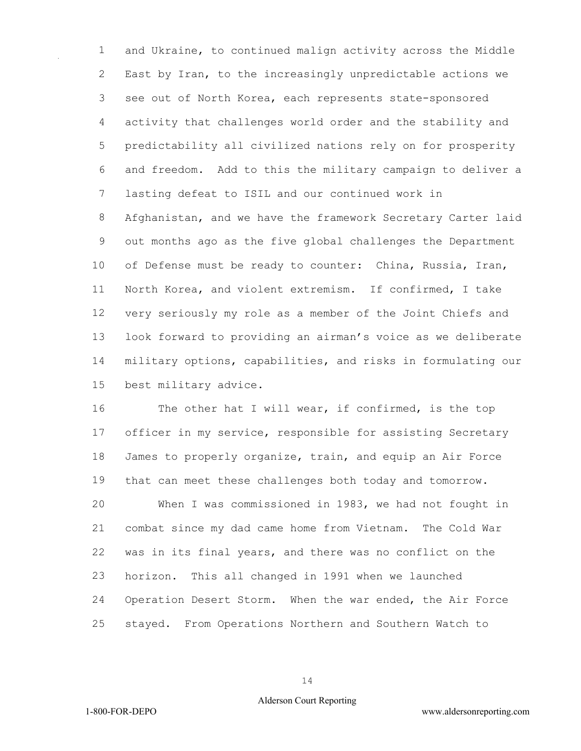and Ukraine, to continued malign activity across the Middle East by Iran, to the increasingly unpredictable actions we see out of North Korea, each represents state-sponsored activity that challenges world order and the stability and predictability all civilized nations rely on for prosperity and freedom. Add to this the military campaign to deliver a lasting defeat to ISIL and our continued work in Afghanistan, and we have the framework Secretary Carter laid out months ago as the five global challenges the Department of Defense must be ready to counter: China, Russia, Iran, North Korea, and violent extremism. If confirmed, I take very seriously my role as a member of the Joint Chiefs and look forward to providing an airman's voice as we deliberate military options, capabilities, and risks in formulating our best military advice.

The other hat I will wear, if confirmed, is the top officer in my service, responsible for assisting Secretary James to properly organize, train, and equip an Air Force that can meet these challenges both today and tomorrow.

When I was commissioned in 1983, we had not fought in combat since my dad came home from Vietnam. The Cold War was in its final years, and there was no conflict on the horizon. This all changed in 1991 when we launched Operation Desert Storm. When the war ended, the Air Force stayed. From Operations Northern and Southern Watch to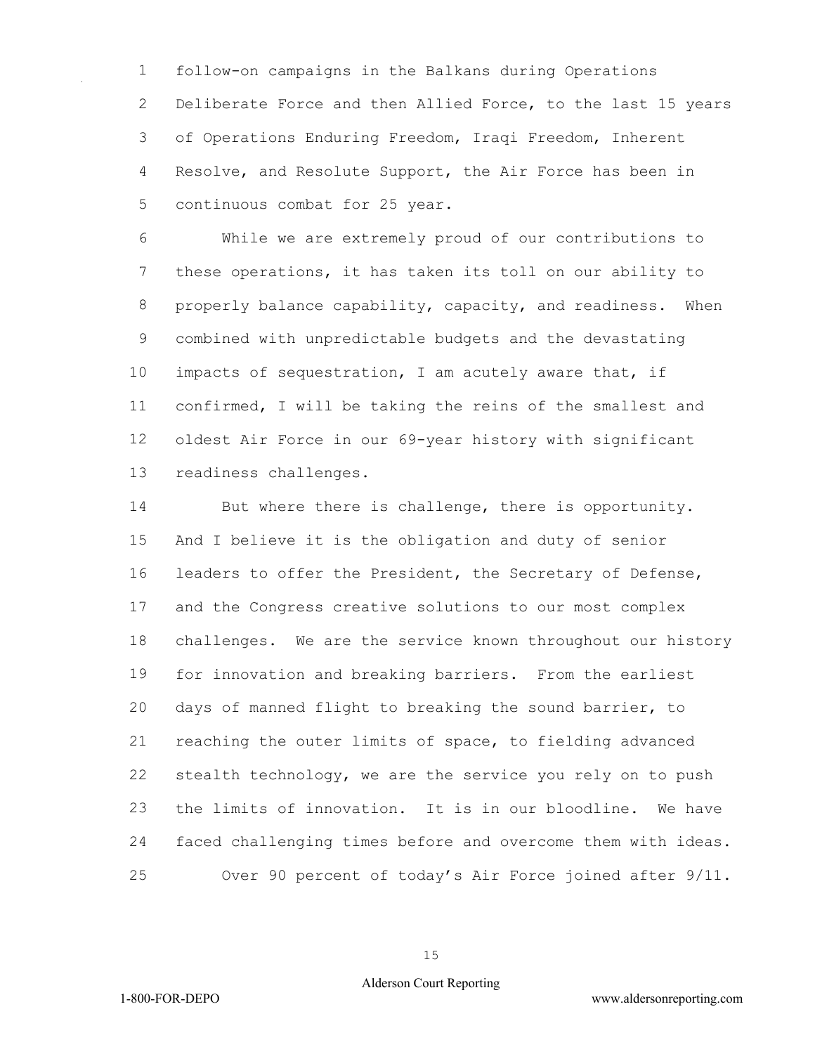follow-on campaigns in the Balkans during Operations Deliberate Force and then Allied Force, to the last 15 years of Operations Enduring Freedom, Iraqi Freedom, Inherent Resolve, and Resolute Support, the Air Force has been in continuous combat for 25 year.

While we are extremely proud of our contributions to these operations, it has taken its toll on our ability to properly balance capability, capacity, and readiness. When combined with unpredictable budgets and the devastating impacts of sequestration, I am acutely aware that, if confirmed, I will be taking the reins of the smallest and oldest Air Force in our 69-year history with significant readiness challenges.

But where there is challenge, there is opportunity. And I believe it is the obligation and duty of senior leaders to offer the President, the Secretary of Defense, and the Congress creative solutions to our most complex challenges. We are the service known throughout our history for innovation and breaking barriers. From the earliest days of manned flight to breaking the sound barrier, to reaching the outer limits of space, to fielding advanced stealth technology, we are the service you rely on to push the limits of innovation. It is in our bloodline. We have faced challenging times before and overcome them with ideas.

Over 90 percent of today's Air Force joined after 9/11.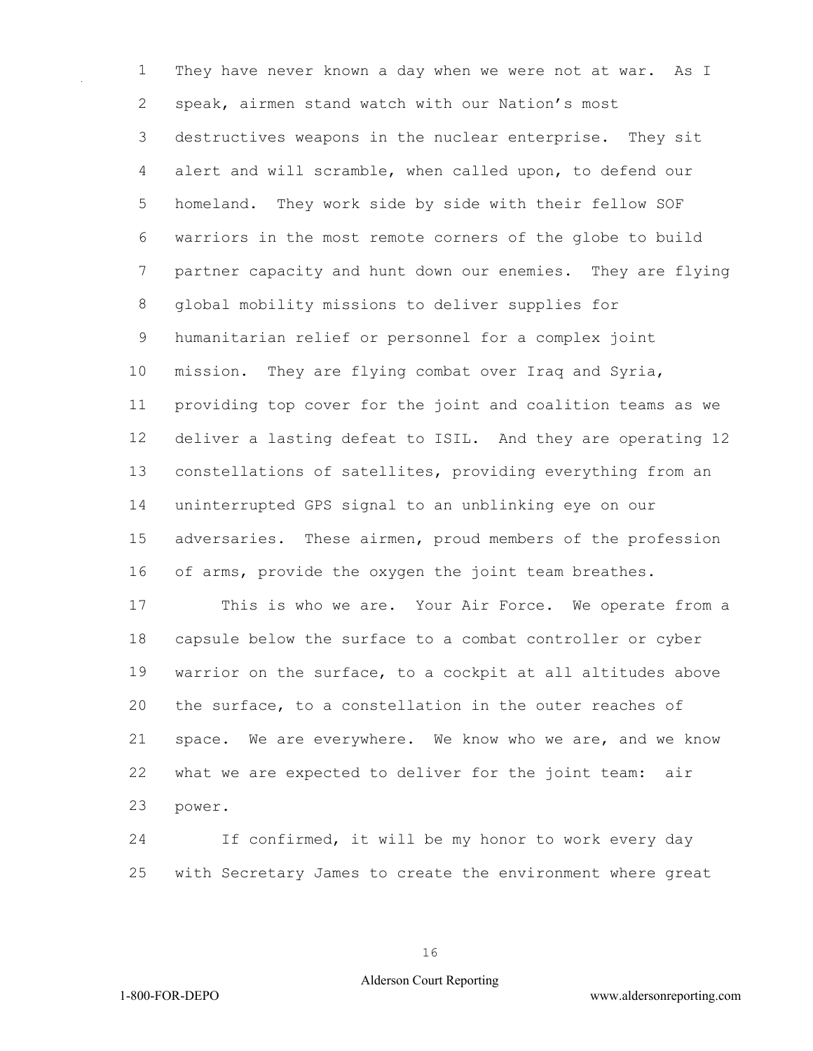They have never known a day when we were not at war. As I speak, airmen stand watch with our Nation's most destructives weapons in the nuclear enterprise. They sit alert and will scramble, when called upon, to defend our homeland. They work side by side with their fellow SOF warriors in the most remote corners of the globe to build partner capacity and hunt down our enemies. They are flying global mobility missions to deliver supplies for humanitarian relief or personnel for a complex joint mission. They are flying combat over Iraq and Syria, providing top cover for the joint and coalition teams as we deliver a lasting defeat to ISIL. And they are operating 12 constellations of satellites, providing everything from an uninterrupted GPS signal to an unblinking eye on our adversaries. These airmen, proud members of the profession of arms, provide the oxygen the joint team breathes.

This is who we are. Your Air Force. We operate from a capsule below the surface to a combat controller or cyber warrior on the surface, to a cockpit at all altitudes above the surface, to a constellation in the outer reaches of space. We are everywhere. We know who we are, and we know what we are expected to deliver for the joint team: air power.

If confirmed, it will be my honor to work every day with Secretary James to create the environment where great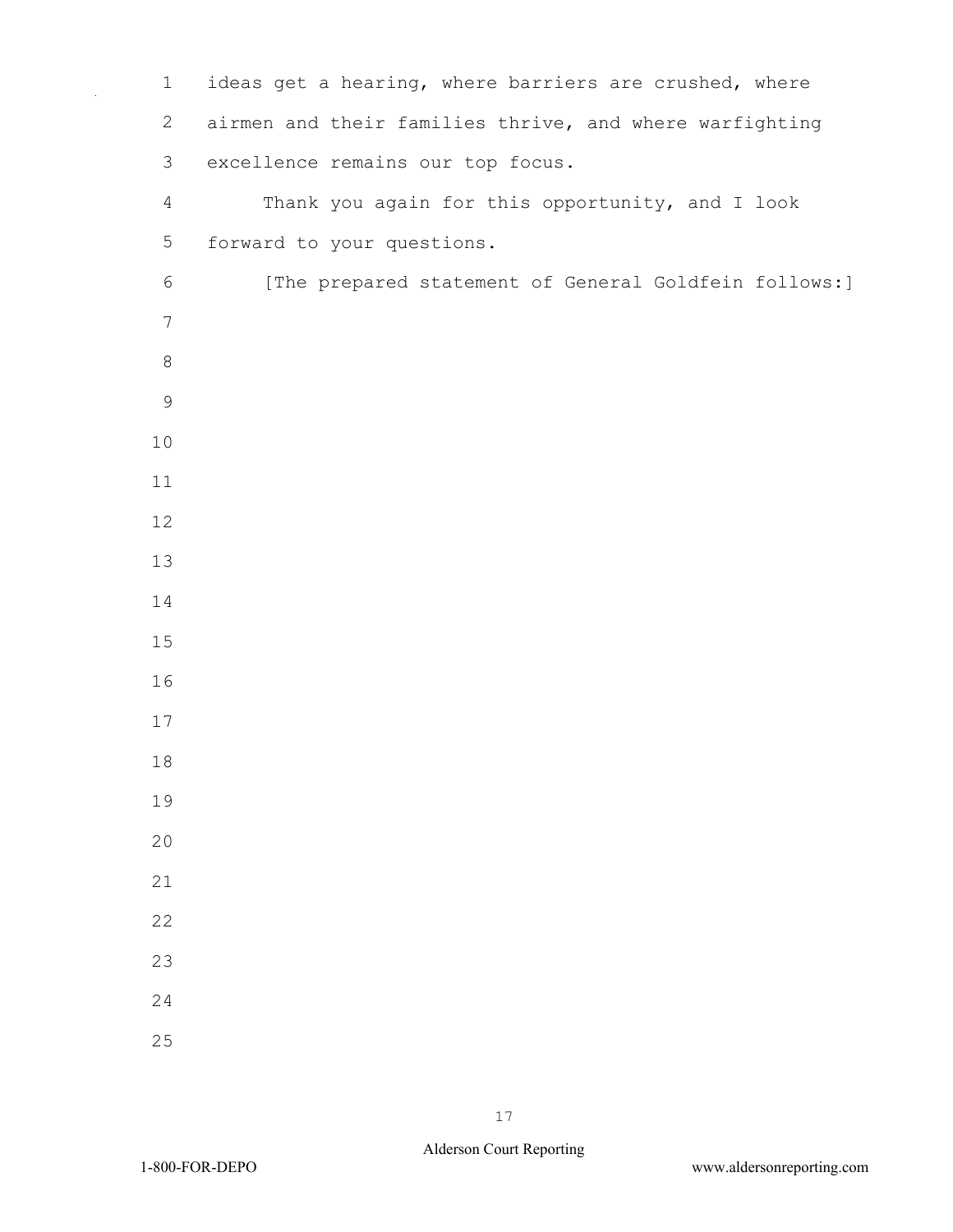ideas get a hearing, where barriers are crushed, where airmen and their families thrive, and where warfighting excellence remains our top focus.

Thank you again for this opportunity, and I look forward to your questions.

[The prepared statement of General Goldfein follows:]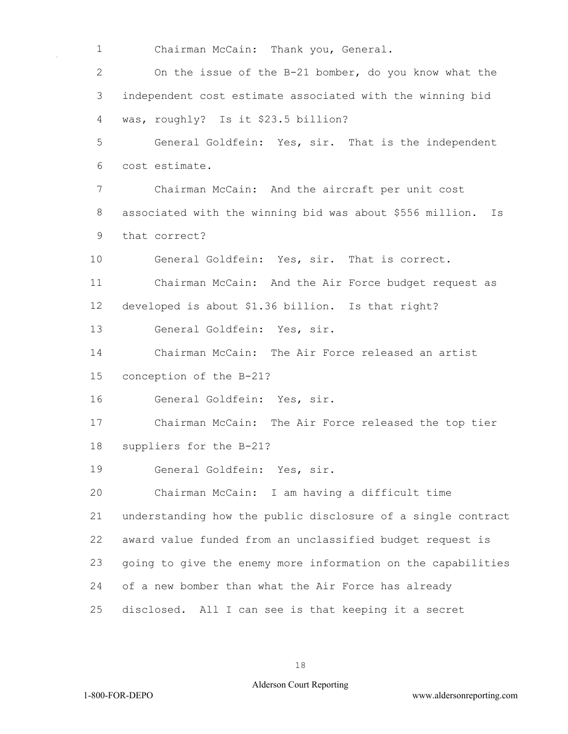Chairman McCain: Thank you, General.

On the issue of the B-21 bomber, do you know what the independent cost estimate associated with the winning bid was, roughly? Is it $23.5 billion?

General Goldfein: Yes, sir. That is the independent cost estimate.

Chairman McCain: And the aircraft per unit cost associated with the winning bid was about $556 million. Is that correct?

General Goldfein: Yes, sir. That is correct.

Chairman McCain: And the Air Force budget request as developed is about $1.36 billion. Is that right?

General Goldfein: Yes, sir.

Chairman McCain: The Air Force released an artist conception of the B-21?

General Goldfein: Yes, sir.

Chairman McCain: The Air Force released the top tier suppliers for the B-21?

General Goldfein: Yes, sir.

Chairman McCain: I am having a difficult time understanding how the public disclosure of a single contract award value funded from an unclassified budget request is going to give the enemy more information on the capabilities of a new bomber than what the Air Force has already disclosed. All I can see is that keeping it a secret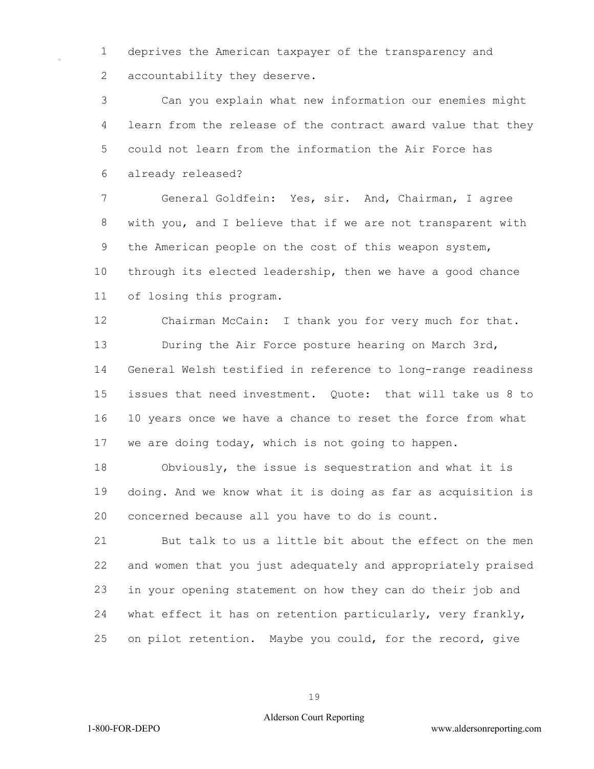deprives the American taxpayer of the transparency and accountability they deserve.

Can you explain what new information our enemies might learn from the release of the contract award value that they could not learn from the information the Air Force has already released?

General Goldfein: Yes, sir. And, Chairman, I agree with you, and I believe that if we are not transparent with the American people on the cost of this weapon system, through its elected leadership, then we have a good chance of losing this program.

Chairman McCain: I thank you for very much for that.

During the Air Force posture hearing on March 3rd, General Welsh testified in reference to long-range readiness issues that need investment. Quote: that will take us 8 to 10 years once we have a chance to reset the force from what we are doing today, which is not going to happen.

Obviously, the issue is sequestration and what it is doing. And we know what it is doing as far as acquisition is concerned because all you have to do is count.

But talk to us a little bit about the effect on the men and women that you just adequately and appropriately praised in your opening statement on how they can do their job and what effect it has on retention particularly, very frankly, on pilot retention. Maybe you could, for the record, give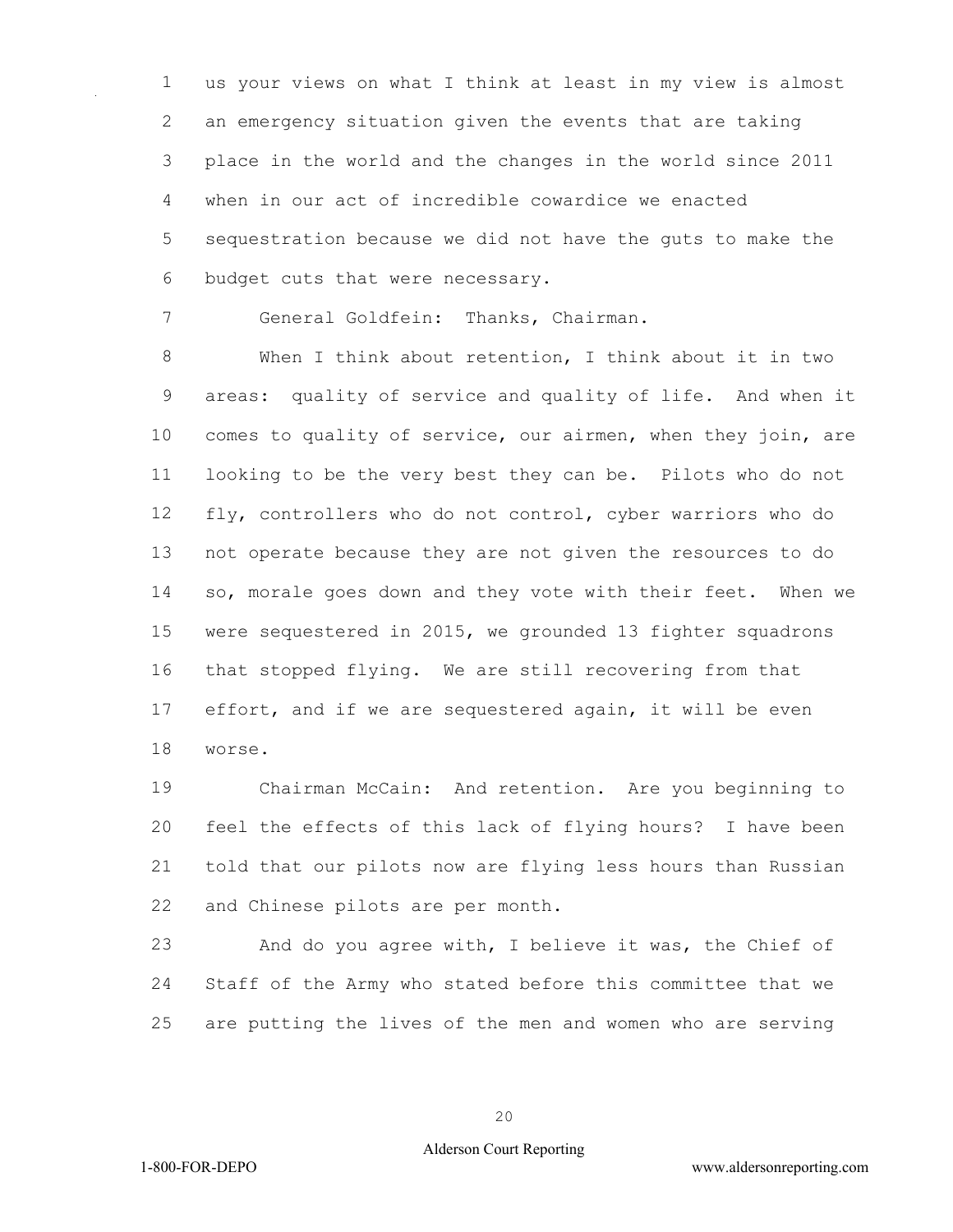us your views on what I think at least in my view is almost an emergency situation given the events that are taking place in the world and the changes in the world since 2011 when in our act of incredible cowardice we enacted sequestration because we did not have the guts to make the budget cuts that were necessary.

General Goldfein: Thanks, Chairman.

When I think about retention, I think about it in two areas: quality of service and quality of life. And when it comes to quality of service, our airmen, when they join, are looking to be the very best they can be. Pilots who do not fly, controllers who do not control, cyber warriors who do not operate because they are not given the resources to do so, morale goes down and they vote with their feet. When we were sequestered in 2015, we grounded 13 fighter squadrons that stopped flying. We are still recovering from that effort, and if we are sequestered again, it will be even worse.

Chairman McCain: And retention. Are you beginning to feel the effects of this lack of flying hours? I have been told that our pilots now are flying less hours than Russian and Chinese pilots are per month.

And do you agree with, I believe it was, the Chief of Staff of the Army who stated before this committee that we are putting the lives of the men and women who are serving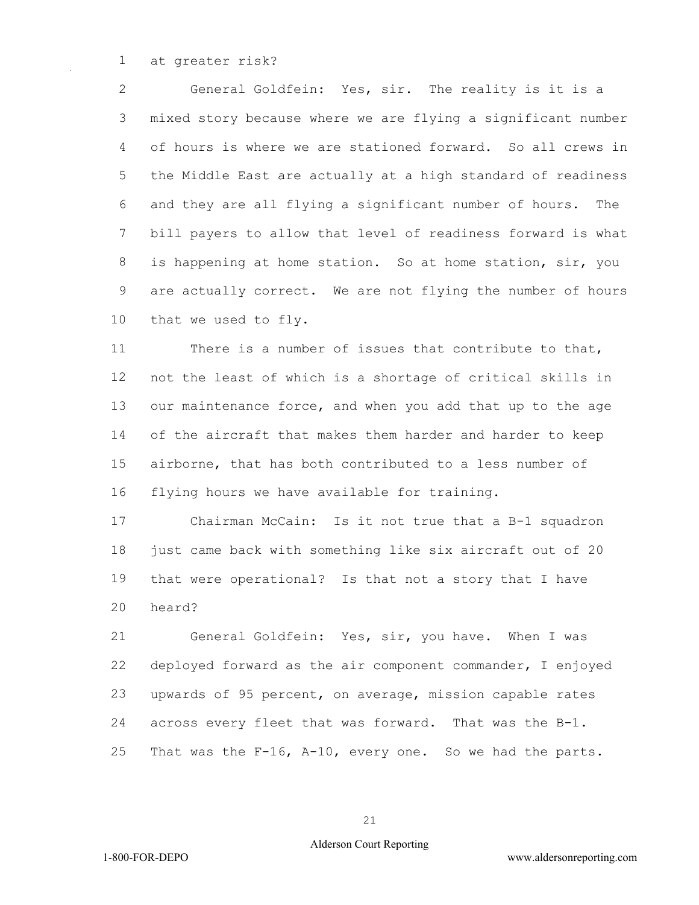at greater risk?

General Goldfein: Yes, sir. The reality is it is a mixed story because where we are flying a significant number of hours is where we are stationed forward. So all crews in the Middle East are actually at a high standard of readiness and they are all flying a significant number of hours. The bill payers to allow that level of readiness forward is what is happening at home station. So at home station, sir, you are actually correct. We are not flying the number of hours that we used to fly.

There is a number of issues that contribute to that, not the least of which is a shortage of critical skills in our maintenance force, and when you add that up to the age of the aircraft that makes them harder and harder to keep airborne, that has both contributed to a less number of flying hours we have available for training.

Chairman McCain: Is it not true that a B-1 squadron just came back with something like six aircraft out of 20 that were operational? Is that not a story that I have heard?

General Goldfein: Yes, sir, you have. When I was deployed forward as the air component commander, I enjoyed upwards of 95 percent, on average, mission capable rates across every fleet that was forward. That was the B-1. That was the F-16, A-10, every one. So we had the parts.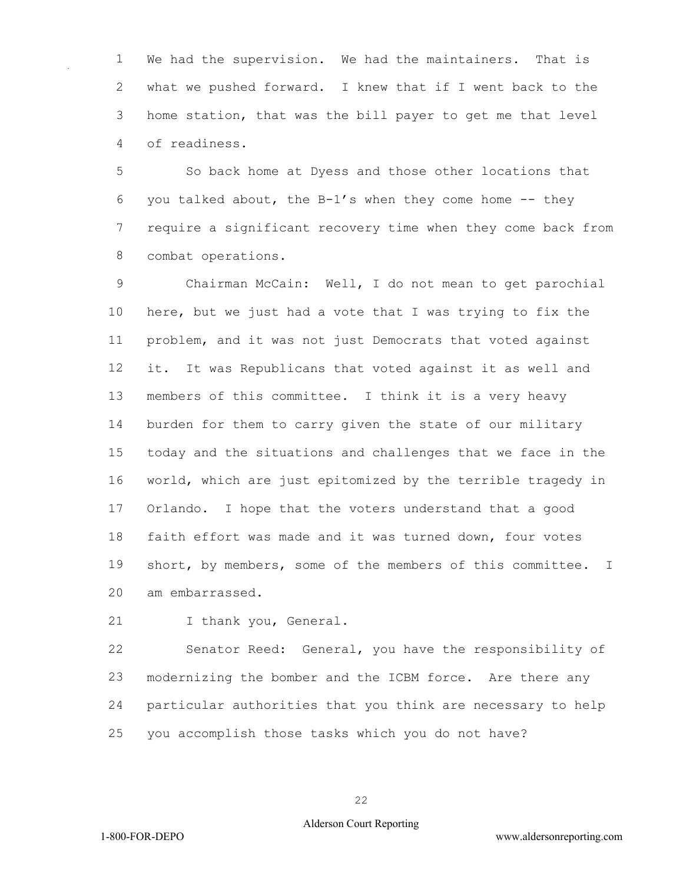We had the supervision. We had the maintainers. That is what we pushed forward. I knew that if I went back to the home station, that was the bill payer to get me that level of readiness.

So back home at Dyess and those other locations that you talked about, the B-1's when they come home -- they require a significant recovery time when they come back from combat operations.

Chairman McCain: Well, I do not mean to get parochial here, but we just had a vote that I was trying to fix the problem, and it was not just Democrats that voted against it. It was Republicans that voted against it as well and members of this committee. I think it is a very heavy burden for them to carry given the state of our military today and the situations and challenges that we face in the world, which are just epitomized by the terrible tragedy in Orlando. I hope that the voters understand that a good faith effort was made and it was turned down, four votes short, by members, some of the members of this committee. I am embarrassed.

I thank you, General.

Senator Reed: General, you have the responsibility of modernizing the bomber and the ICBM force. Are there any particular authorities that you think are necessary to help you accomplish those tasks which you do not have?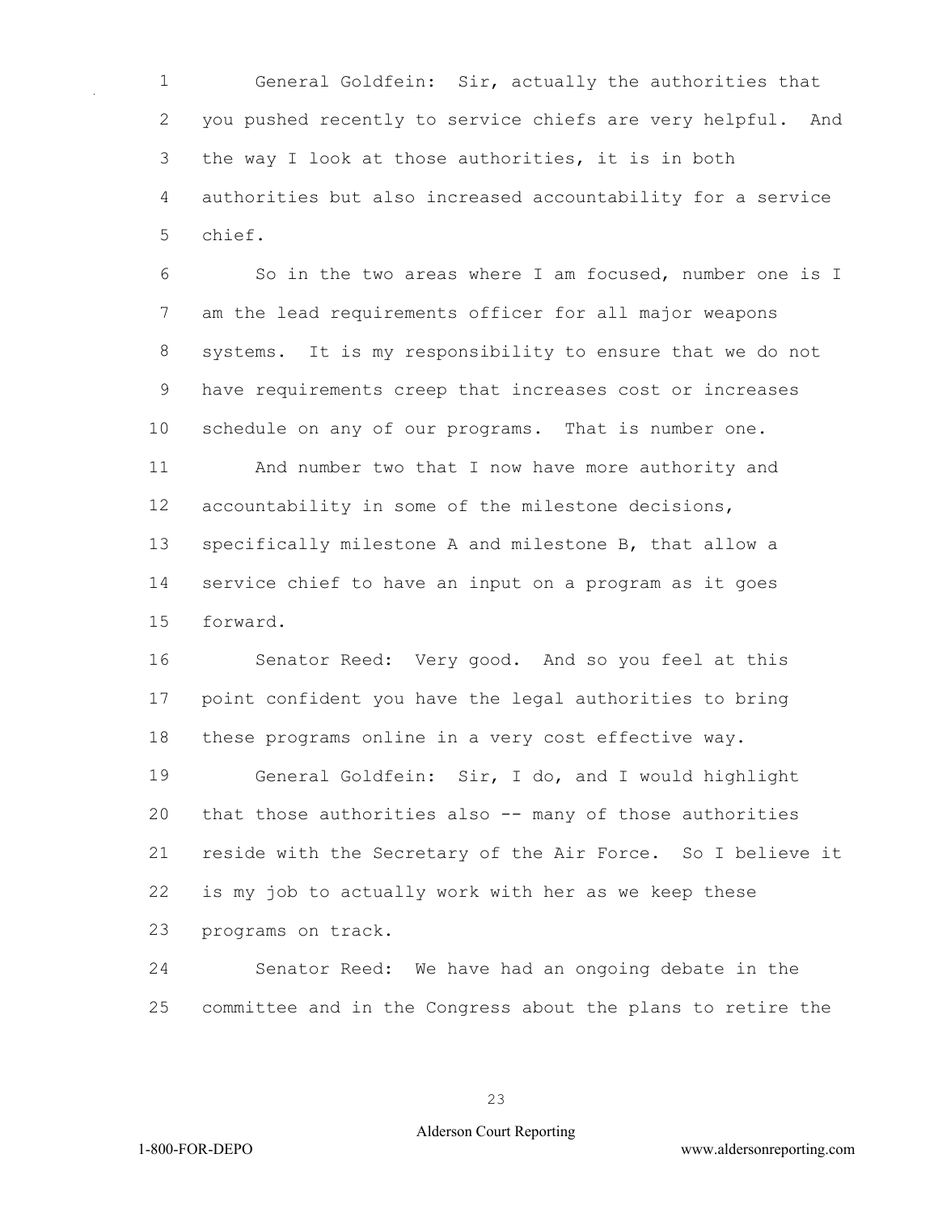General Goldfein: Sir, actually the authorities that you pushed recently to service chiefs are very helpful. And the way I look at those authorities, it is in both authorities but also increased accountability for a service chief.

So in the two areas where I am focused, number one is I am the lead requirements officer for all major weapons systems. It is my responsibility to ensure that we do not have requirements creep that increases cost or increases schedule on any of our programs. That is number one.

And number two that I now have more authority and accountability in some of the milestone decisions, specifically milestone A and milestone B, that allow a service chief to have an input on a program as it goes forward.

Senator Reed: Very good. And so you feel at this point confident you have the legal authorities to bring these programs online in a very cost effective way.

General Goldfein: Sir, I do, and I would highlight that those authorities also -- many of those authorities reside with the Secretary of the Air Force. So I believe it is my job to actually work with her as we keep these programs on track.

Senator Reed: We have had an ongoing debate in the committee and in the Congress about the plans to retire the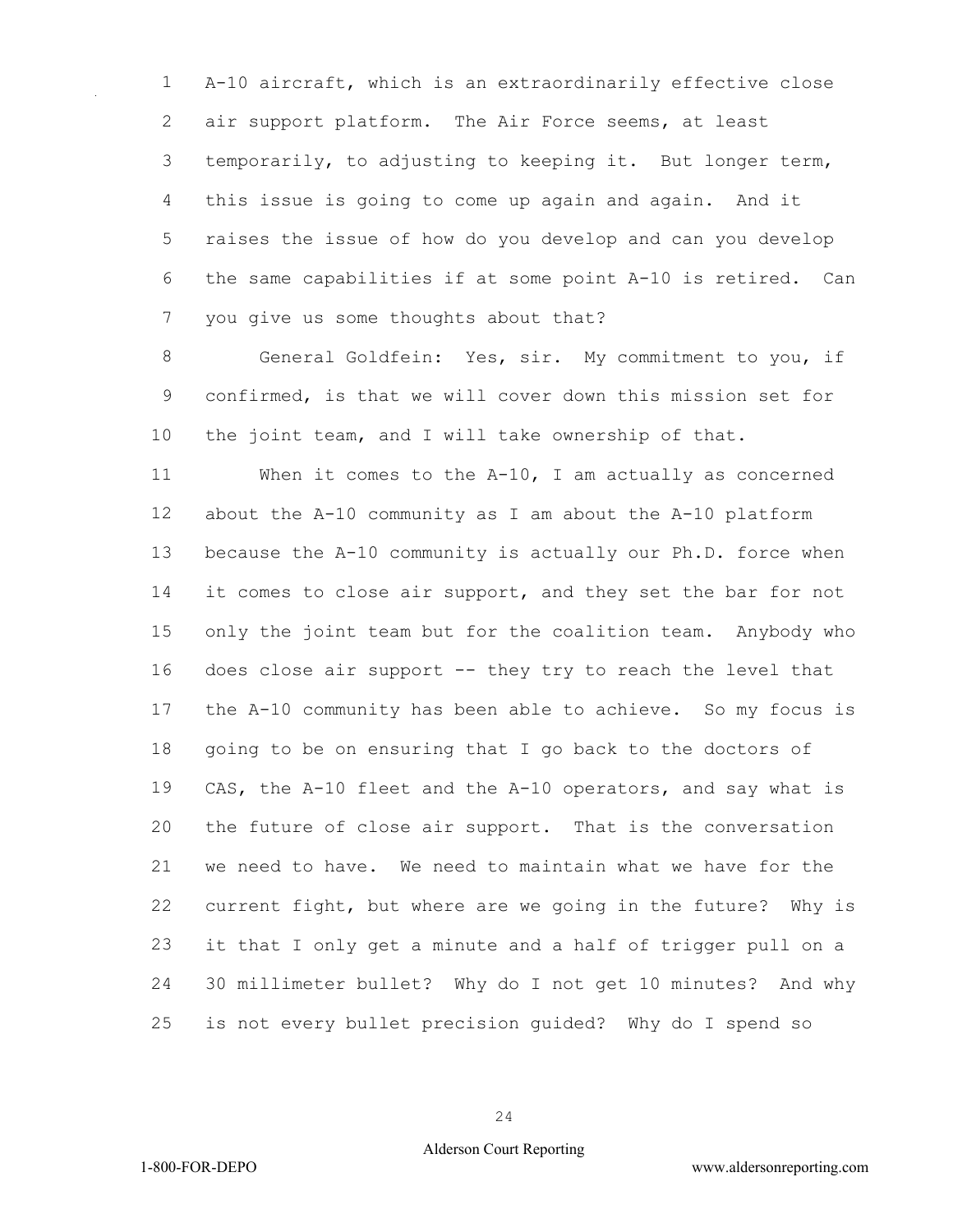A-10 aircraft, which is an extraordinarily effective close air support platform. The Air Force seems, at least temporarily, to adjusting to keeping it. But longer term, this issue is going to come up again and again. And it raises the issue of how do you develop and can you develop the same capabilities if at some point A-10 is retired. Can you give us some thoughts about that?

General Goldfein: Yes, sir. My commitment to you, if confirmed, is that we will cover down this mission set for the joint team, and I will take ownership of that.

When it comes to the A-10, I am actually as concerned about the A-10 community as I am about the A-10 platform because the A-10 community is actually our Ph.D. force when it comes to close air support, and they set the bar for not only the joint team but for the coalition team. Anybody who does close air support -- they try to reach the level that the A-10 community has been able to achieve. So my focus is going to be on ensuring that I go back to the doctors of CAS, the A-10 fleet and the A-10 operators, and say what is the future of close air support. That is the conversation we need to have. We need to maintain what we have for the current fight, but where are we going in the future? Why is it that I only get a minute and a half of trigger pull on a 30 millimeter bullet? Why do I not get 10 minutes? And why is not every bullet precision guided? Why do I spend so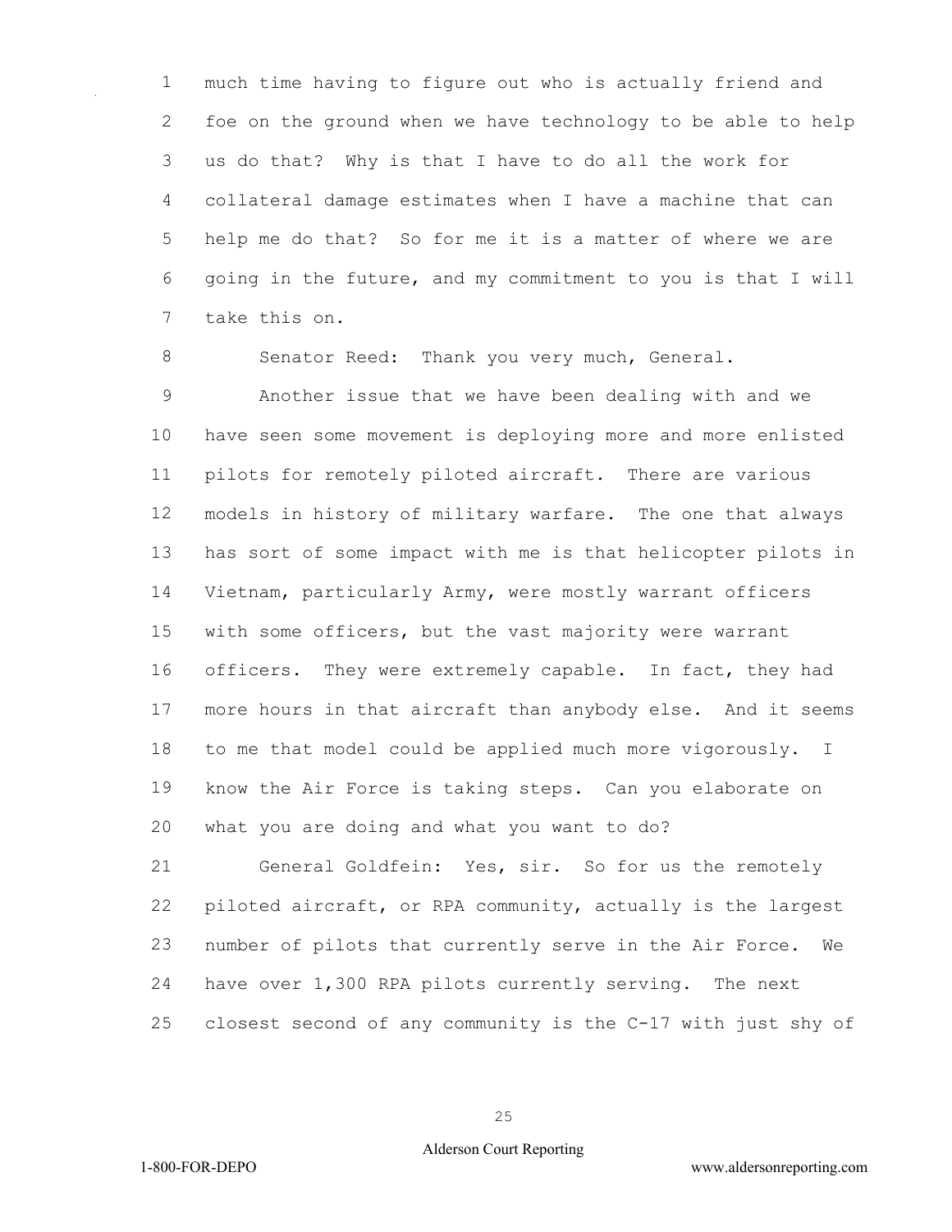much time having to figure out who is actually friend and foe on the ground when we have technology to be able to help us do that? Why is that I have to do all the work for collateral damage estimates when I have a machine that can help me do that? So for me it is a matter of where we are going in the future, and my commitment to you is that I will take this on.

Senator Reed: Thank you very much, General.

Another issue that we have been dealing with and we have seen some movement is deploying more and more enlisted pilots for remotely piloted aircraft. There are various models in history of military warfare. The one that always has sort of some impact with me is that helicopter pilots in Vietnam, particularly Army, were mostly warrant officers with some officers, but the vast majority were warrant officers. They were extremely capable. In fact, they had more hours in that aircraft than anybody else. And it seems to me that model could be applied much more vigorously. I know the Air Force is taking steps. Can you elaborate on what you are doing and what you want to do?

General Goldfein: Yes, sir. So for us the remotely piloted aircraft, or RPA community, actually is the largest number of pilots that currently serve in the Air Force. We have over 1,300 RPA pilots currently serving. The next closest second of any community is the C-17 with just shy of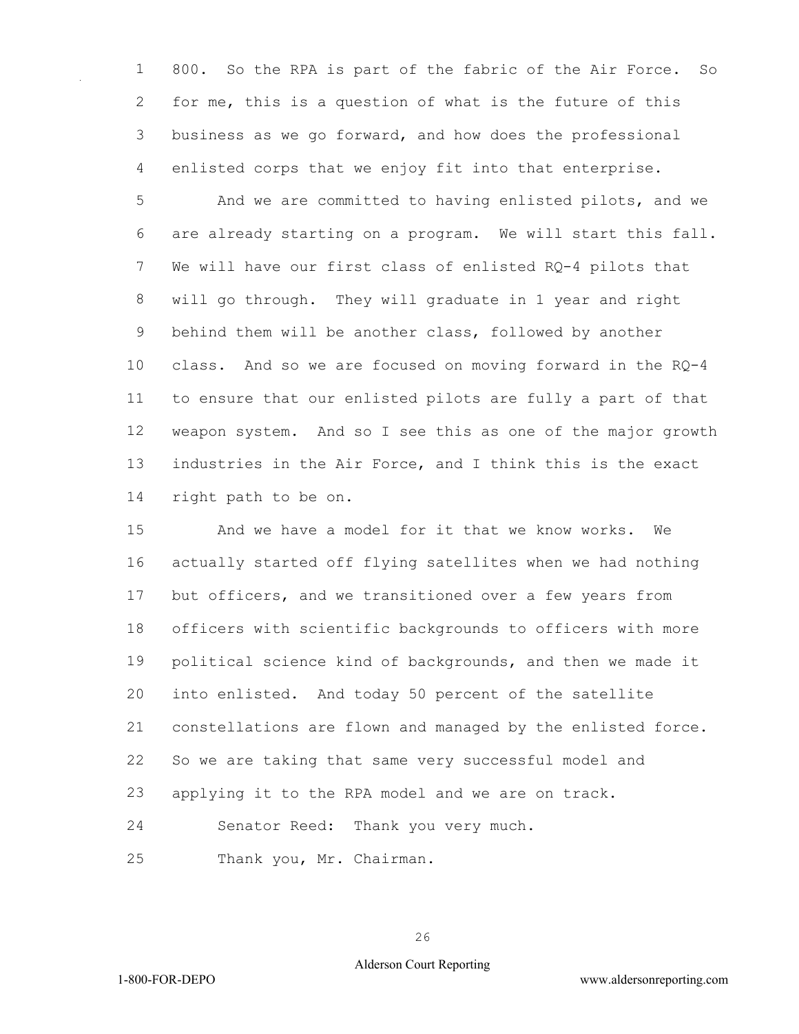800. So the RPA is part of the fabric of the Air Force. So for me, this is a question of what is the future of this business as we go forward, and how does the professional enlisted corps that we enjoy fit into that enterprise.

And we are committed to having enlisted pilots, and we are already starting on a program. We will start this fall. We will have our first class of enlisted RQ-4 pilots that will go through. They will graduate in 1 year and right behind them will be another class, followed by another class. And so we are focused on moving forward in the RQ-4 to ensure that our enlisted pilots are fully a part of that weapon system. And so I see this as one of the major growth industries in the Air Force, and I think this is the exact right path to be on.

And we have a model for it that we know works. We actually started off flying satellites when we had nothing but officers, and we transitioned over a few years from officers with scientific backgrounds to officers with more political science kind of backgrounds, and then we made it into enlisted. And today 50 percent of the satellite constellations are flown and managed by the enlisted force. So we are taking that same very successful model and applying it to the RPA model and we are on track.

Senator Reed: Thank you very much.

Thank you, Mr. Chairman.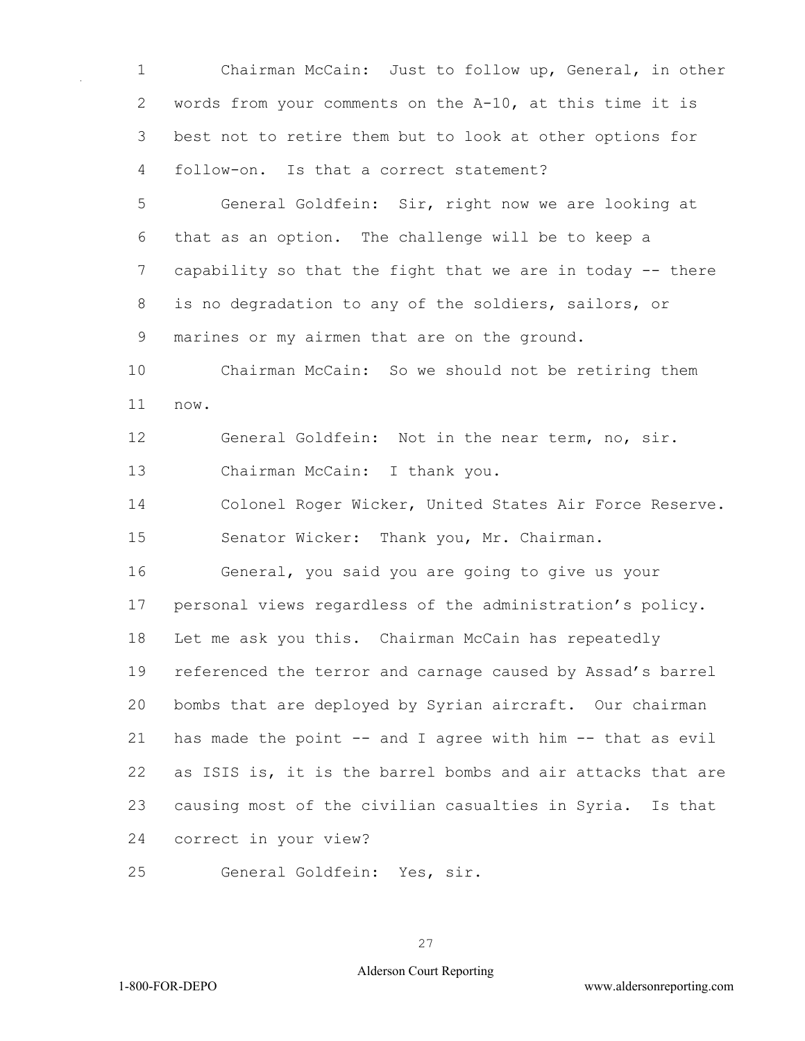Chairman McCain: Just to follow up, General, in other words from your comments on the A-10, at this time it is best not to retire them but to look at other options for follow-on. Is that a correct statement?

General Goldfein: Sir, right now we are looking at that as an option. The challenge will be to keep a capability so that the fight that we are in today -- there is no degradation to any of the soldiers, sailors, or marines or my airmen that are on the ground.

Chairman McCain: So we should not be retiring them now.

General Goldfein: Not in the near term, no, sir.

Chairman McCain: I thank you.

Colonel Roger Wicker, United States Air Force Reserve.

Senator Wicker: Thank you, Mr. Chairman.

General, you said you are going to give us your personal views regardless of the administration's policy. Let me ask you this. Chairman McCain has repeatedly referenced the terror and carnage caused by Assad's barrel bombs that are deployed by Syrian aircraft. Our chairman has made the point -- and I agree with him -- that as evil as ISIS is, it is the barrel bombs and air attacks that are causing most of the civilian casualties in Syria. Is that correct in your view?

General Goldfein: Yes, sir.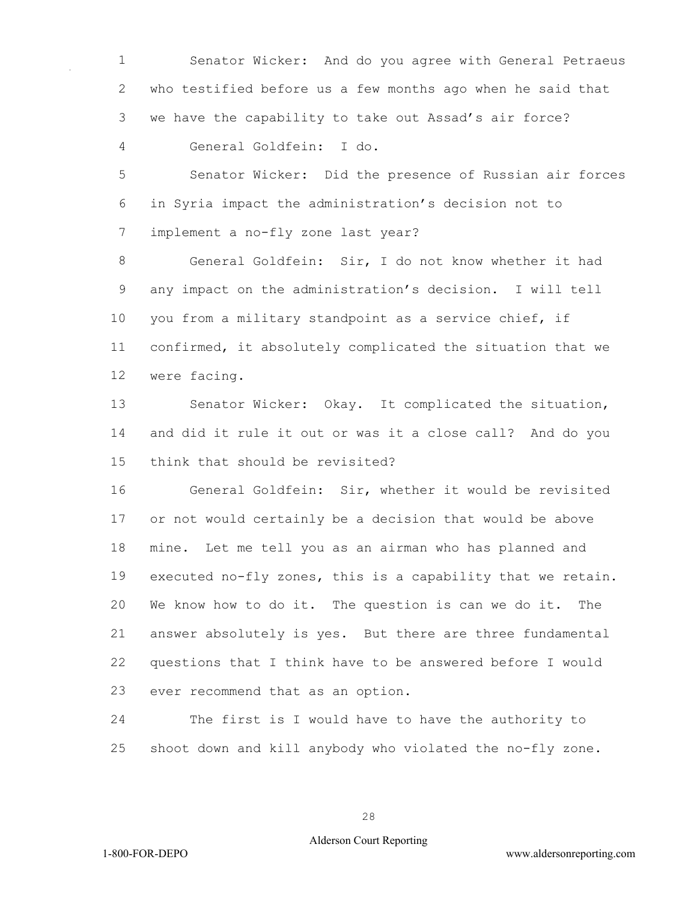Senator Wicker: And do you agree with General Petraeus who testified before us a few months ago when he said that we have the capability to take out Assad's air force?

General Goldfein: I do.

Senator Wicker: Did the presence of Russian air forces in Syria impact the administration's decision not to implement a no-fly zone last year?

General Goldfein: Sir, I do not know whether it had any impact on the administration's decision. I will tell you from a military standpoint as a service chief, if confirmed, it absolutely complicated the situation that we were facing.

Senator Wicker: Okay. It complicated the situation, and did it rule it out or was it a close call? And do you think that should be revisited?

General Goldfein: Sir, whether it would be revisited or not would certainly be a decision that would be above mine. Let me tell you as an airman who has planned and executed no-fly zones, this is a capability that we retain. We know how to do it. The question is can we do it. The answer absolutely is yes. But there are three fundamental questions that I think have to be answered before I would ever recommend that as an option.

The first is I would have to have the authority to shoot down and kill anybody who violated the no-fly zone.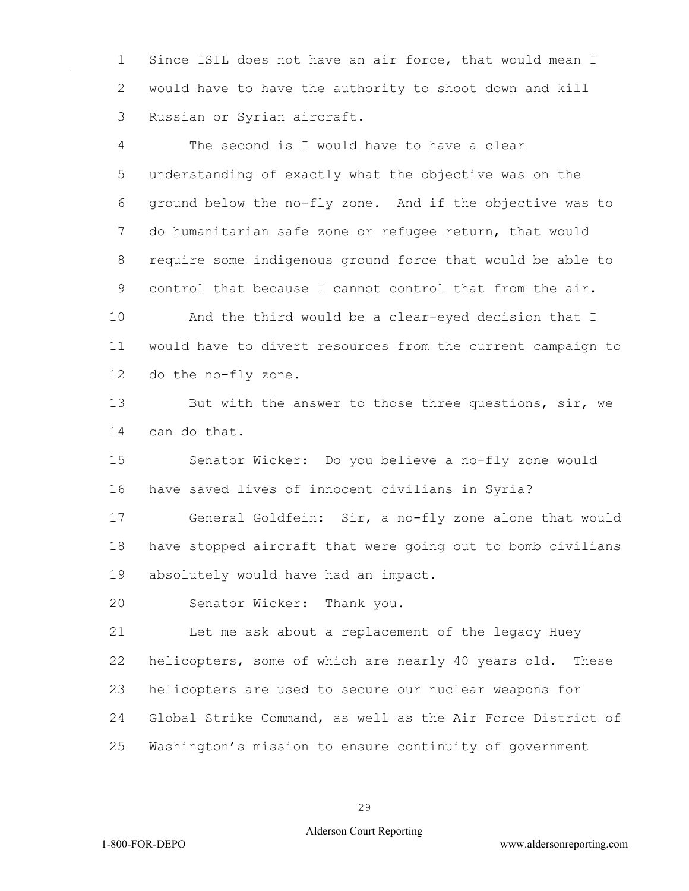Since ISIL does not have an air force, that would mean I would have to have the authority to shoot down and kill Russian or Syrian aircraft.

The second is I would have to have a clear understanding of exactly what the objective was on the ground below the no-fly zone. And if the objective was to do humanitarian safe zone or refugee return, that would require some indigenous ground force that would be able to control that because I cannot control that from the air.

And the third would be a clear-eyed decision that I would have to divert resources from the current campaign to do the no-fly zone.

But with the answer to those three questions, sir, we can do that.

Senator Wicker: Do you believe a no-fly zone would have saved lives of innocent civilians in Syria?

General Goldfein: Sir, a no-fly zone alone that would have stopped aircraft that were going out to bomb civilians absolutely would have had an impact.

Senator Wicker: Thank you.

Let me ask about a replacement of the legacy Huey helicopters, some of which are nearly 40 years old. These helicopters are used to secure our nuclear weapons for Global Strike Command, as well as the Air Force District of Washington's mission to ensure continuity of government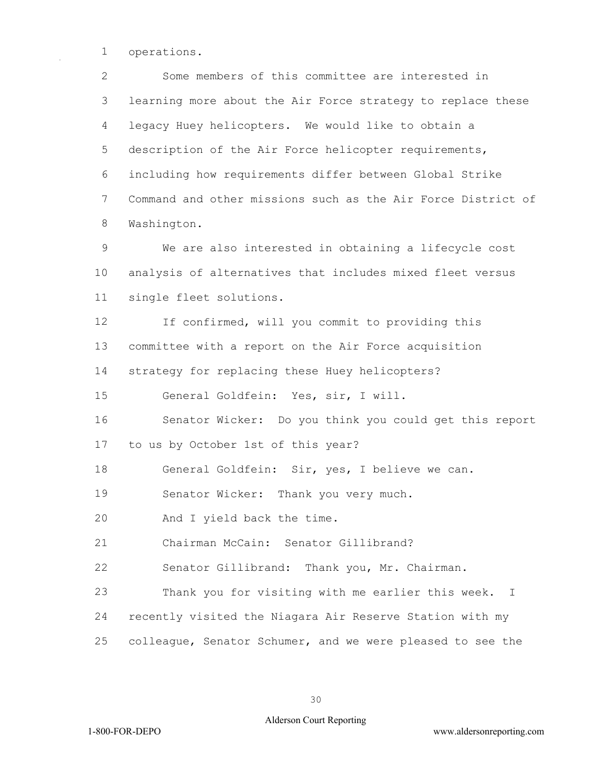operations.

Some members of this committee are interested in learning more about the Air Force strategy to replace these legacy Huey helicopters. We would like to obtain a description of the Air Force helicopter requirements, including how requirements differ between Global Strike Command and other missions such as the Air Force District of Washington.

We are also interested in obtaining a lifecycle cost analysis of alternatives that includes mixed fleet versus single fleet solutions.

If confirmed, will you commit to providing this committee with a report on the Air Force acquisition strategy for replacing these Huey helicopters?

General Goldfein: Yes, sir, I will.

Senator Wicker: Do you think you could get this report to us by October 1st of this year?

General Goldfein: Sir, yes, I believe we can.

Senator Wicker: Thank you very much.

And I yield back the time.

Chairman McCain: Senator Gillibrand?

Senator Gillibrand: Thank you, Mr. Chairman.

Thank you for visiting with me earlier this week. I recently visited the Niagara Air Reserve Station with my colleague, Senator Schumer, and we were pleased to see the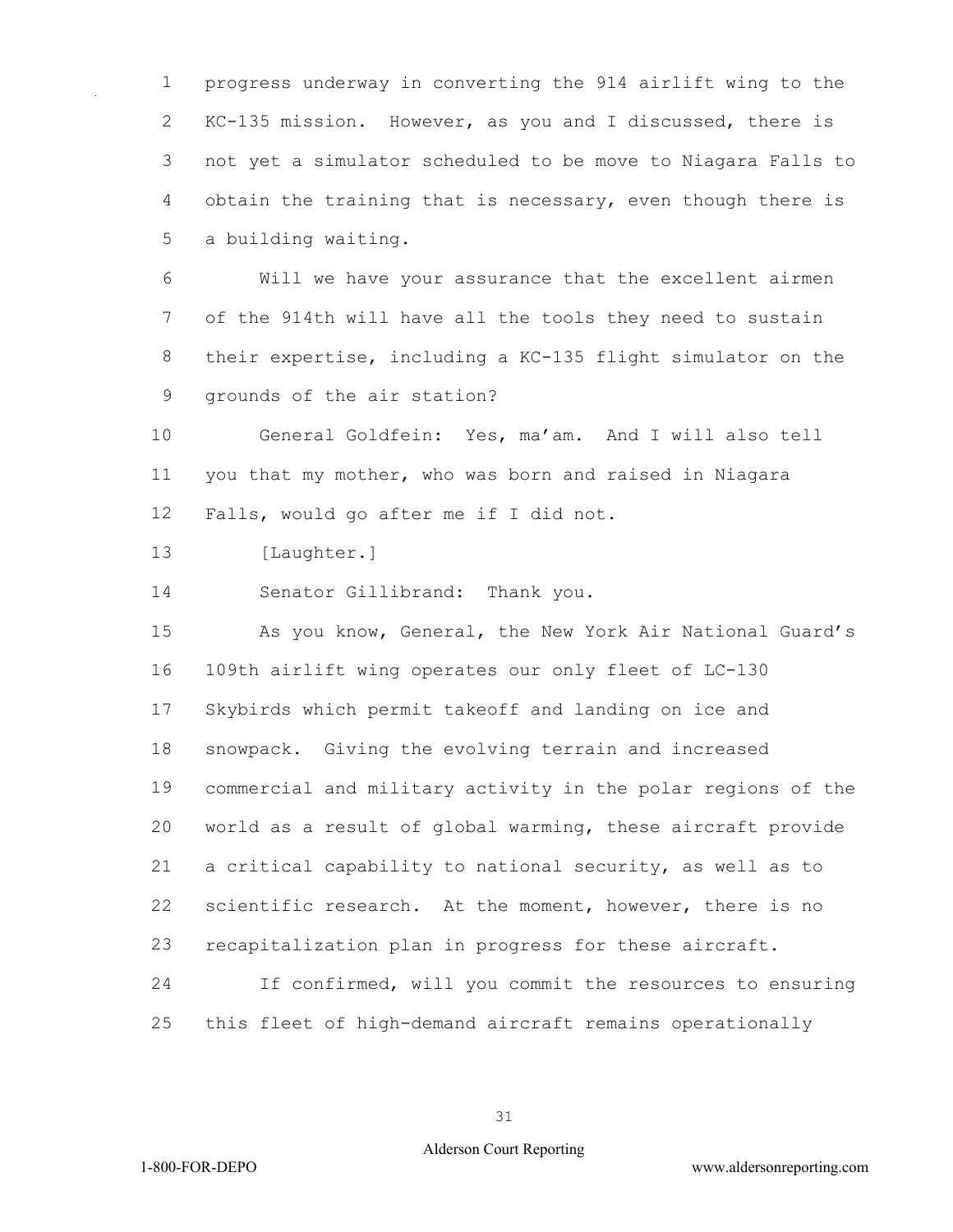progress underway in converting the 914 airlift wing to the KC-135 mission. However, as you and I discussed, there is not yet a simulator scheduled to be move to Niagara Falls to obtain the training that is necessary, even though there is a building waiting.

Will we have your assurance that the excellent airmen of the 914th will have all the tools they need to sustain their expertise, including a KC-135 flight simulator on the grounds of the air station?

General Goldfein: Yes, ma'am. And I will also tell you that my mother, who was born and raised in Niagara Falls, would go after me if I did not.

[Laughter.]

Senator Gillibrand: Thank you.

As you know, General, the New York Air National Guard's 109th airlift wing operates our only fleet of LC-130 Skybirds which permit takeoff and landing on ice and snowpack. Giving the evolving terrain and increased commercial and military activity in the polar regions of the world as a result of global warming, these aircraft provide a critical capability to national security, as well as to scientific research. At the moment, however, there is no recapitalization plan in progress for these aircraft.

If confirmed, will you commit the resources to ensuring this fleet of high-demand aircraft remains operationally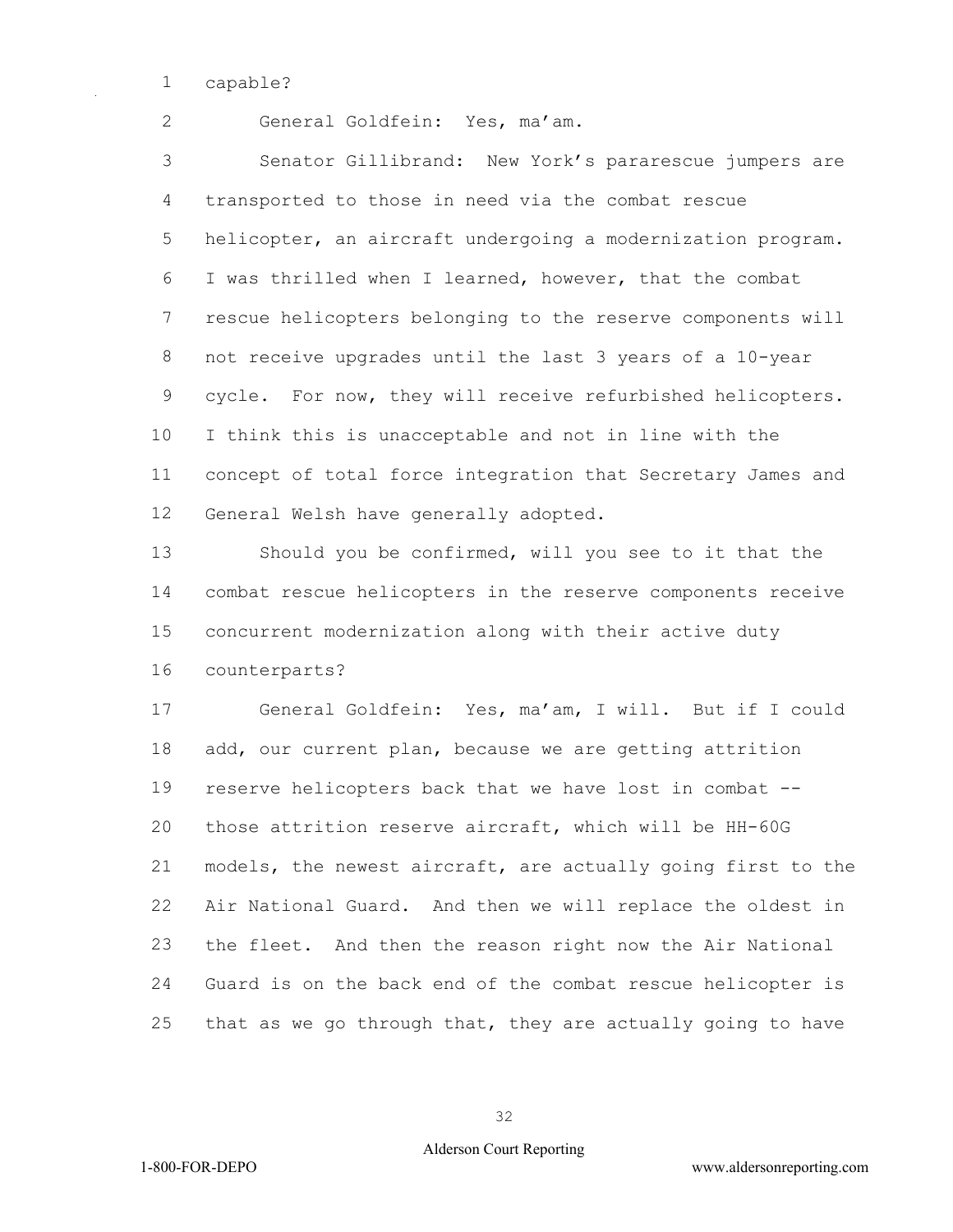capable?

General Goldfein: Yes, ma'am.

Senator Gillibrand: New York's pararescue jumpers are transported to those in need via the combat rescue helicopter, an aircraft undergoing a modernization program. I was thrilled when I learned, however, that the combat rescue helicopters belonging to the reserve components will not receive upgrades until the last 3 years of a 10-year cycle. For now, they will receive refurbished helicopters. I think this is unacceptable and not in line with the concept of total force integration that Secretary James and General Welsh have generally adopted.

Should you be confirmed, will you see to it that the combat rescue helicopters in the reserve components receive concurrent modernization along with their active duty counterparts?

General Goldfein: Yes, ma'am, I will. But if I could add, our current plan, because we are getting attrition reserve helicopters back that we have lost in combat -- those attrition reserve aircraft, which will be HH-60G models, the newest aircraft, are actually going first to the Air National Guard. And then we will replace the oldest in the fleet. And then the reason right now the Air National Guard is on the back end of the combat rescue helicopter is that as we go through that, they are actually going to have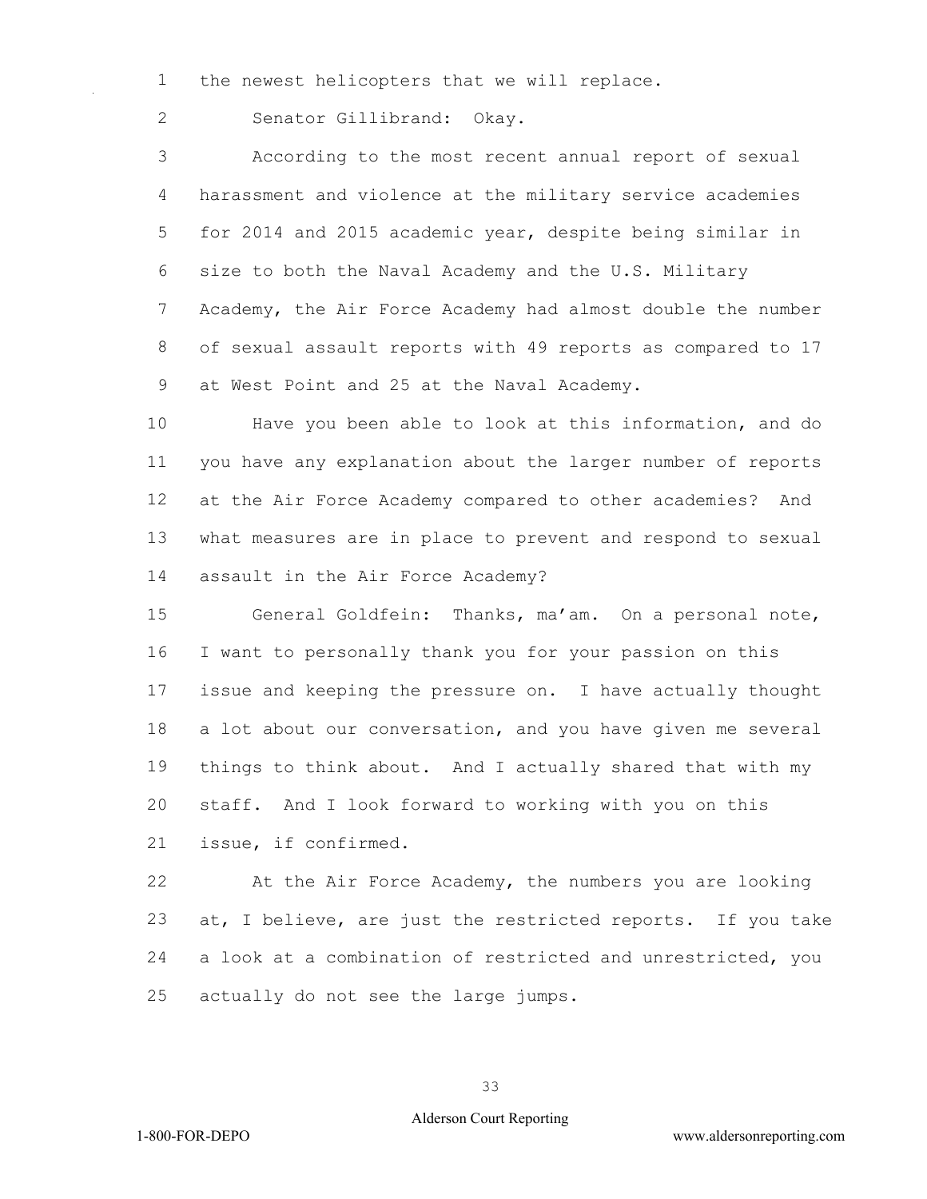the newest helicopters that we will replace.

Senator Gillibrand: Okay.

According to the most recent annual report of sexual harassment and violence at the military service academies for 2014 and 2015 academic year, despite being similar in size to both the Naval Academy and the U.S. Military Academy, the Air Force Academy had almost double the number of sexual assault reports with 49 reports as compared to 17 at West Point and 25 at the Naval Academy.

Have you been able to look at this information, and do you have any explanation about the larger number of reports at the Air Force Academy compared to other academies? And what measures are in place to prevent and respond to sexual assault in the Air Force Academy?

General Goldfein: Thanks, ma'am. On a personal note, I want to personally thank you for your passion on this issue and keeping the pressure on. I have actually thought a lot about our conversation, and you have given me several things to think about. And I actually shared that with my staff. And I look forward to working with you on this issue, if confirmed.

At the Air Force Academy, the numbers you are looking at, I believe, are just the restricted reports. If you take a look at a combination of restricted and unrestricted, you actually do not see the large jumps.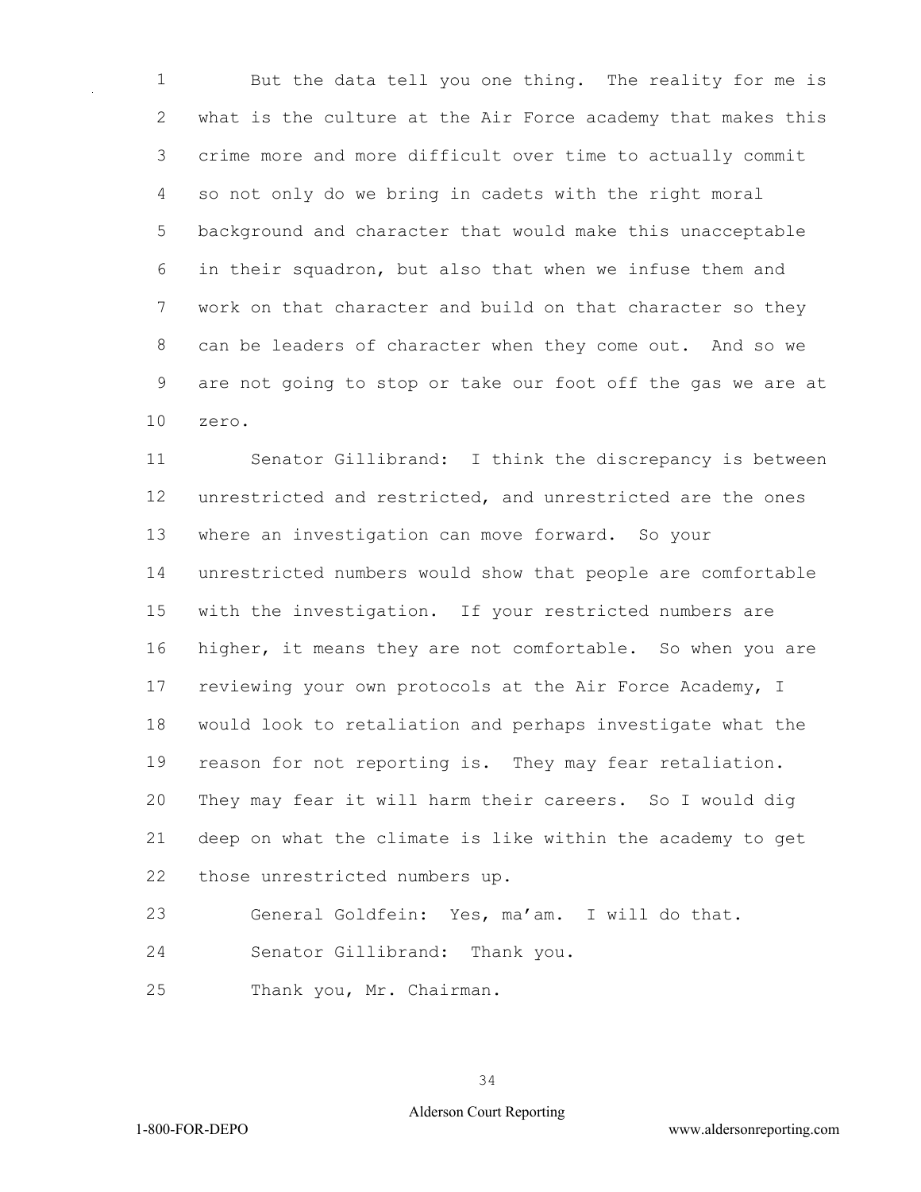But the data tell you one thing. The reality for me is what is the culture at the Air Force academy that makes this crime more and more difficult over time to actually commit so not only do we bring in cadets with the right moral background and character that would make this unacceptable in their squadron, but also that when we infuse them and work on that character and build on that character so they can be leaders of character when they come out. And so we are not going to stop or take our foot off the gas we are at zero.

Senator Gillibrand: I think the discrepancy is between unrestricted and restricted, and unrestricted are the ones where an investigation can move forward. So your unrestricted numbers would show that people are comfortable with the investigation. If your restricted numbers are higher, it means they are not comfortable. So when you are reviewing your own protocols at the Air Force Academy, I would look to retaliation and perhaps investigate what the reason for not reporting is. They may fear retaliation. They may fear it will harm their careers. So I would dig deep on what the climate is like within the academy to get those unrestricted numbers up.

General Goldfein: Yes, ma'am. I will do that.

Senator Gillibrand: Thank you.

Thank you, Mr. Chairman.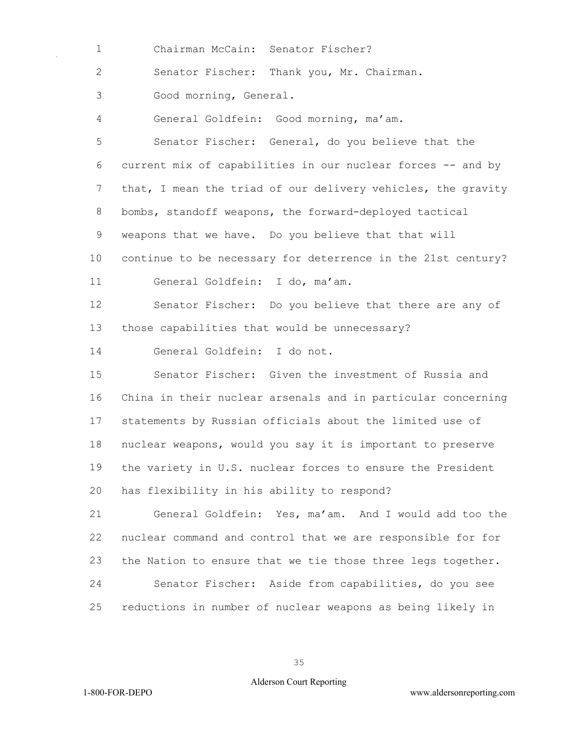Chairman McCain: Senator Fischer?

Senator Fischer: Thank you, Mr. Chairman.

Good morning, General.

General Goldfein: Good morning, ma'am.

Senator Fischer: General, do you believe that the current mix of capabilities in our nuclear forces -- and by that, I mean the triad of our delivery vehicles, the gravity bombs, standoff weapons, the forward-deployed tactical weapons that we have. Do you believe that that will continue to be necessary for deterrence in the 21st century?

General Goldfein: I do, ma'am.

Senator Fischer: Do you believe that there are any of those capabilities that would be unnecessary?

General Goldfein: I do not.

Senator Fischer: Given the investment of Russia and China in their nuclear arsenals and in particular concerning statements by Russian officials about the limited use of nuclear weapons, would you say it is important to preserve the variety in U.S. nuclear forces to ensure the President has flexibility in his ability to respond?

General Goldfein: Yes, ma'am. And I would add too the nuclear command and control that we are responsible for for the Nation to ensure that we tie those three legs together.

Senator Fischer: Aside from capabilities, do you see reductions in number of nuclear weapons as being likely in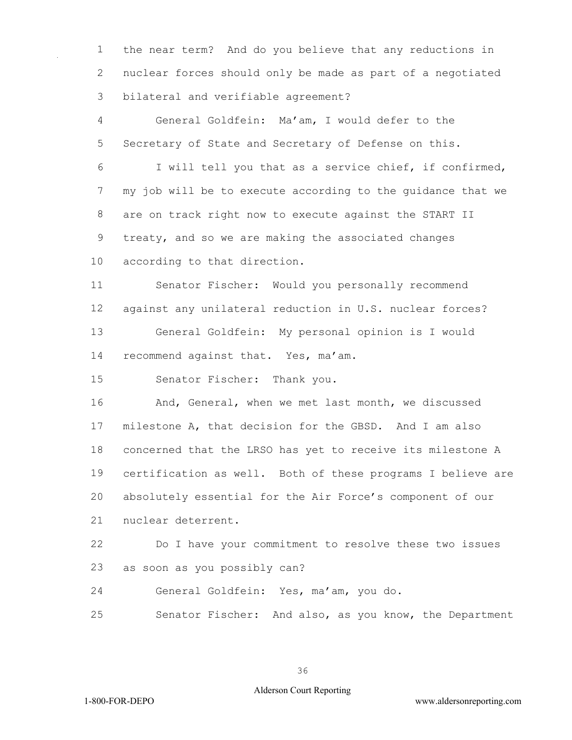the near term? And do you believe that any reductions in nuclear forces should only be made as part of a negotiated bilateral and verifiable agreement?

General Goldfein: Ma'am, I would defer to the Secretary of State and Secretary of Defense on this.

I will tell you that as a service chief, if confirmed, my job will be to execute according to the guidance that we are on track right now to execute against the START II treaty, and so we are making the associated changes according to that direction.

Senator Fischer: Would you personally recommend against any unilateral reduction in U.S. nuclear forces?

General Goldfein: My personal opinion is I would recommend against that. Yes, ma'am.

Senator Fischer: Thank you.

And, General, when we met last month, we discussed milestone A, that decision for the GBSD. And I am also concerned that the LRSO has yet to receive its milestone A certification as well. Both of these programs I believe are absolutely essential for the Air Force's component of our nuclear deterrent.

Do I have your commitment to resolve these two issues as soon as you possibly can?

General Goldfein: Yes, ma'am, you do.

Senator Fischer: And also, as you know, the Department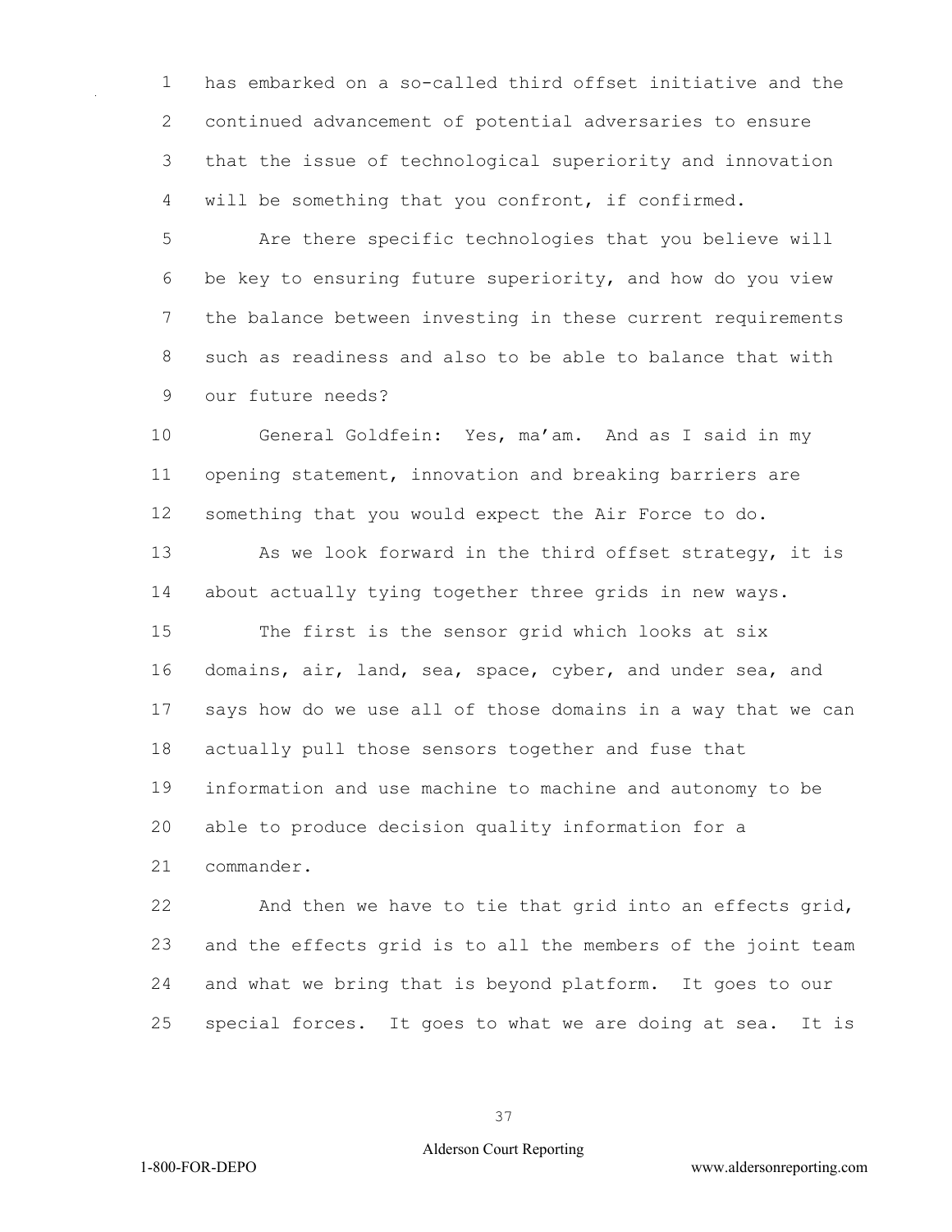has embarked on a so-called third offset initiative and the continued advancement of potential adversaries to ensure that the issue of technological superiority and innovation will be something that you confront, if confirmed.

Are there specific technologies that you believe will be key to ensuring future superiority, and how do you view the balance between investing in these current requirements such as readiness and also to be able to balance that with our future needs?

General Goldfein: Yes, ma'am. And as I said in my opening statement, innovation and breaking barriers are something that you would expect the Air Force to do.

As we look forward in the third offset strategy, it is about actually tying together three grids in new ways.

The first is the sensor grid which looks at six domains, air, land, sea, space, cyber, and under sea, and says how do we use all of those domains in a way that we can actually pull those sensors together and fuse that information and use machine to machine and autonomy to be able to produce decision quality information for a commander.

And then we have to tie that grid into an effects grid, and the effects grid is to all the members of the joint team and what we bring that is beyond platform. It goes to our special forces. It goes to what we are doing at sea. It is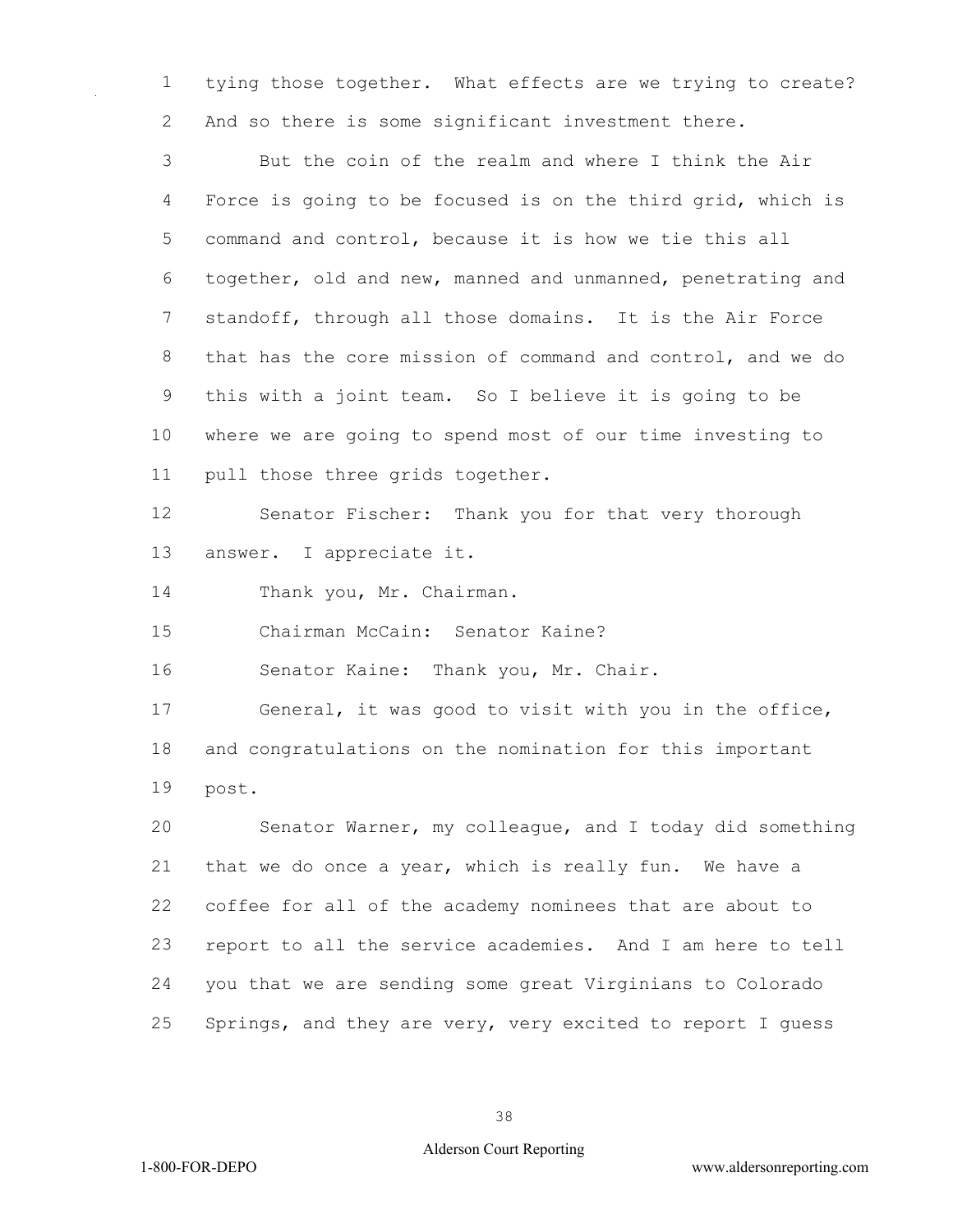tying those together. What effects are we trying to create? And so there is some significant investment there.

But the coin of the realm and where I think the Air Force is going to be focused is on the third grid, which is command and control, because it is how we tie this all together, old and new, manned and unmanned, penetrating and standoff, through all those domains. It is the Air Force that has the core mission of command and control, and we do this with a joint team. So I believe it is going to be where we are going to spend most of our time investing to pull those three grids together.

Senator Fischer: Thank you for that very thorough answer. I appreciate it.

Thank you, Mr. Chairman.

Chairman McCain: Senator Kaine?

Senator Kaine: Thank you, Mr. Chair.

General, it was good to visit with you in the office, and congratulations on the nomination for this important post.

Senator Warner, my colleague, and I today did something that we do once a year, which is really fun. We have a coffee for all of the academy nominees that are about to report to all the service academies. And I am here to tell you that we are sending some great Virginians to Colorado Springs, and they are very, very excited to report I guess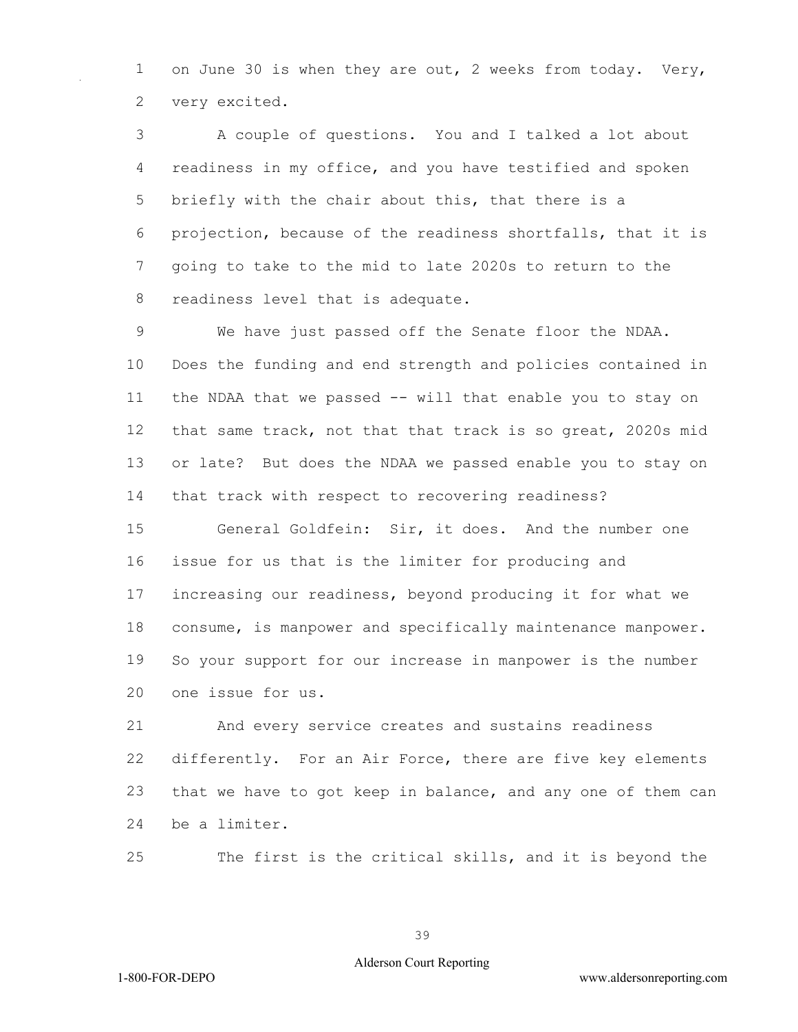on June 30 is when they are out, 2 weeks from today. Very, very excited.

A couple of questions. You and I talked a lot about readiness in my office, and you have testified and spoken briefly with the chair about this, that there is a projection, because of the readiness shortfalls, that it is going to take to the mid to late 2020s to return to the readiness level that is adequate.

We have just passed off the Senate floor the NDAA. Does the funding and end strength and policies contained in the NDAA that we passed -- will that enable you to stay on that same track, not that that track is so great, 2020s mid or late? But does the NDAA we passed enable you to stay on that track with respect to recovering readiness?

General Goldfein: Sir, it does. And the number one issue for us that is the limiter for producing and increasing our readiness, beyond producing it for what we consume, is manpower and specifically maintenance manpower. So your support for our increase in manpower is the number one issue for us.

And every service creates and sustains readiness differently. For an Air Force, there are five key elements that we have to got keep in balance, and any one of them can be a limiter.

The first is the critical skills, and it is beyond the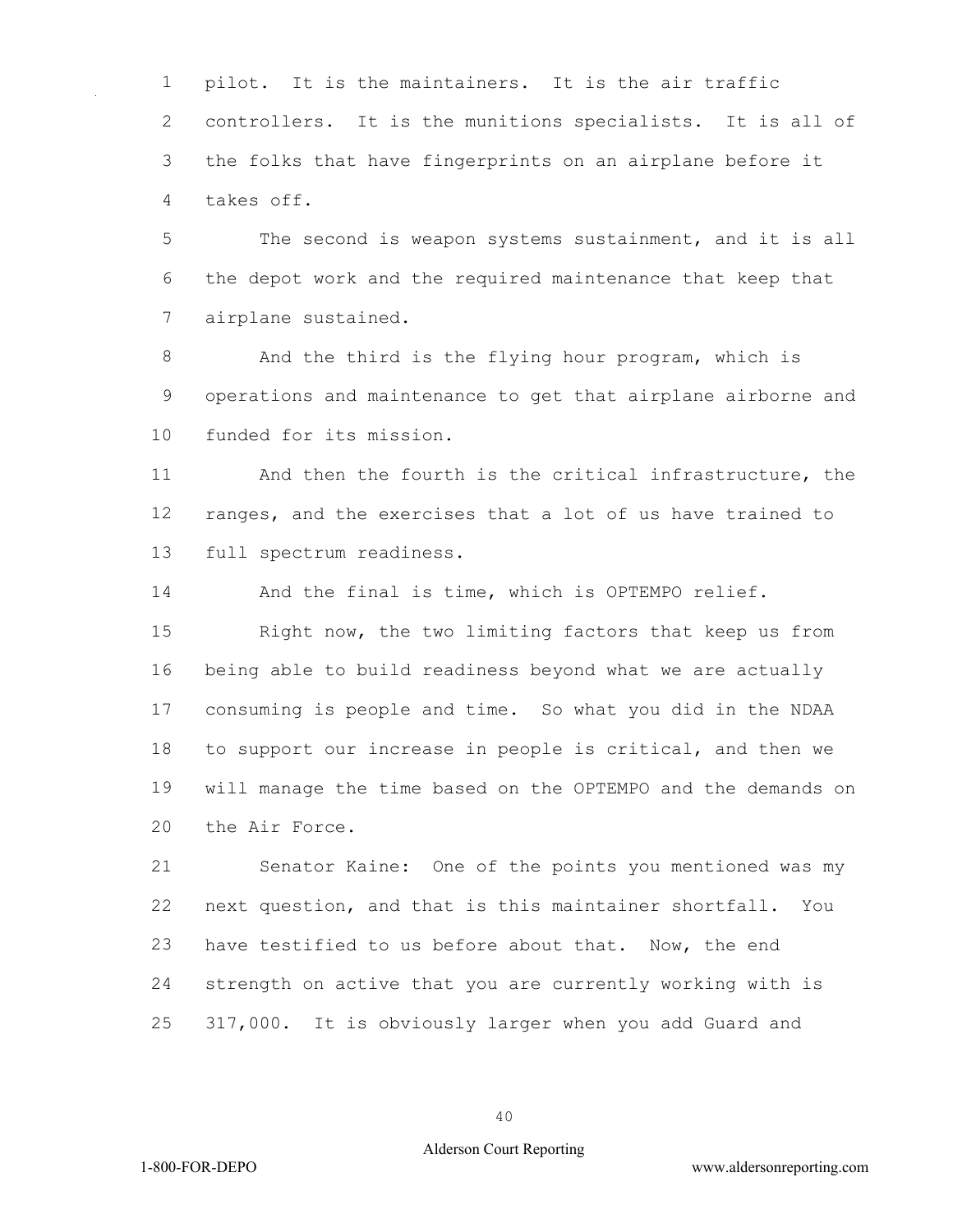pilot. It is the maintainers. It is the air traffic controllers. It is the munitions specialists. It is all of the folks that have fingerprints on an airplane before it takes off.

The second is weapon systems sustainment, and it is all the depot work and the required maintenance that keep that airplane sustained.

And the third is the flying hour program, which is operations and maintenance to get that airplane airborne and funded for its mission.

And then the fourth is the critical infrastructure, the ranges, and the exercises that a lot of us have trained to full spectrum readiness.

And the final is time, which is OPTEMPO relief.

Right now, the two limiting factors that keep us from being able to build readiness beyond what we are actually consuming is people and time. So what you did in the NDAA to support our increase in people is critical, and then we will manage the time based on the OPTEMPO and the demands on the Air Force.

Senator Kaine: One of the points you mentioned was my next question, and that is this maintainer shortfall. You have testified to us before about that. Now, the end strength on active that you are currently working with is 317,000. It is obviously larger when you add Guard and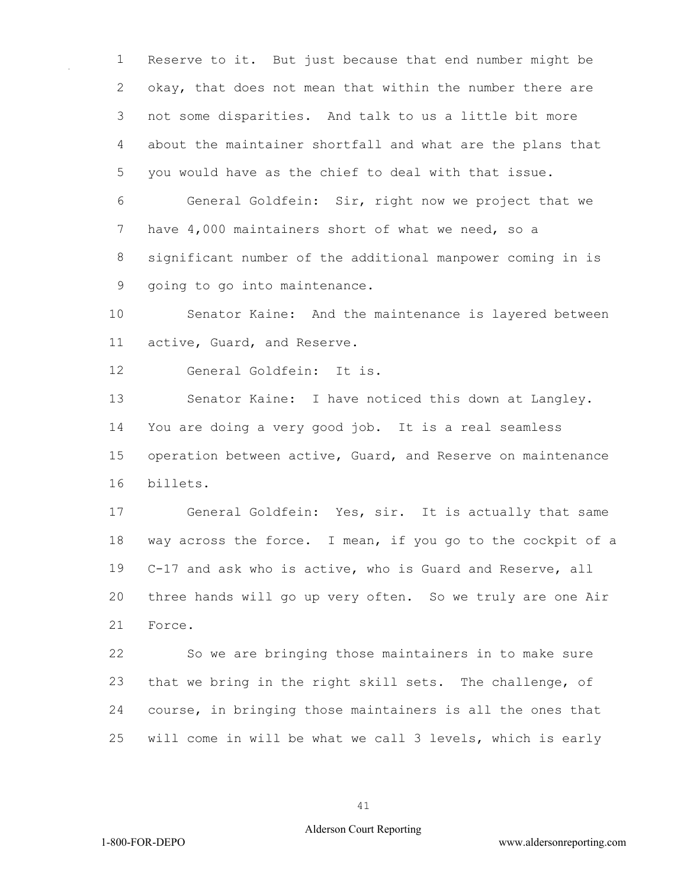Reserve to it. But just because that end number might be okay, that does not mean that within the number there are not some disparities. And talk to us a little bit more about the maintainer shortfall and what are the plans that you would have as the chief to deal with that issue.

General Goldfein: Sir, right now we project that we have 4,000 maintainers short of what we need, so a significant number of the additional manpower coming in is going to go into maintenance.

Senator Kaine: And the maintenance is layered between active, Guard, and Reserve.

General Goldfein: It is.

Senator Kaine: I have noticed this down at Langley. You are doing a very good job. It is a real seamless operation between active, Guard, and Reserve on maintenance billets.

General Goldfein: Yes, sir. It is actually that same way across the force. I mean, if you go to the cockpit of a C-17 and ask who is active, who is Guard and Reserve, all three hands will go up very often. So we truly are one Air Force.

So we are bringing those maintainers in to make sure that we bring in the right skill sets. The challenge, of course, in bringing those maintainers is all the ones that will come in will be what we call 3 levels, which is early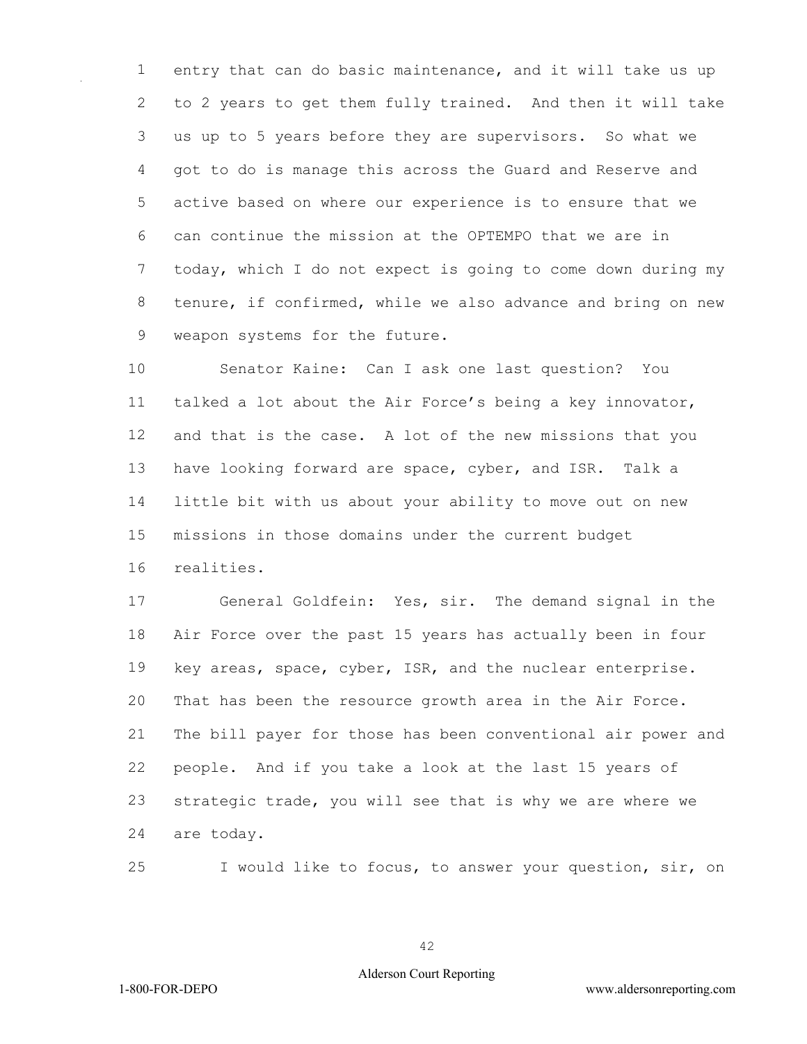entry that can do basic maintenance, and it will take us up to 2 years to get them fully trained. And then it will take us up to 5 years before they are supervisors. So what we got to do is manage this across the Guard and Reserve and active based on where our experience is to ensure that we can continue the mission at the OPTEMPO that we are in today, which I do not expect is going to come down during my tenure, if confirmed, while we also advance and bring on new weapon systems for the future.

Senator Kaine: Can I ask one last question? You talked a lot about the Air Force's being a key innovator, and that is the case. A lot of the new missions that you have looking forward are space, cyber, and ISR. Talk a little bit with us about your ability to move out on new missions in those domains under the current budget realities.

General Goldfein: Yes, sir. The demand signal in the Air Force over the past 15 years has actually been in four key areas, space, cyber, ISR, and the nuclear enterprise. That has been the resource growth area in the Air Force. The bill payer for those has been conventional air power and people. And if you take a look at the last 15 years of strategic trade, you will see that is why we are where we are today.

I would like to focus, to answer your question, sir, on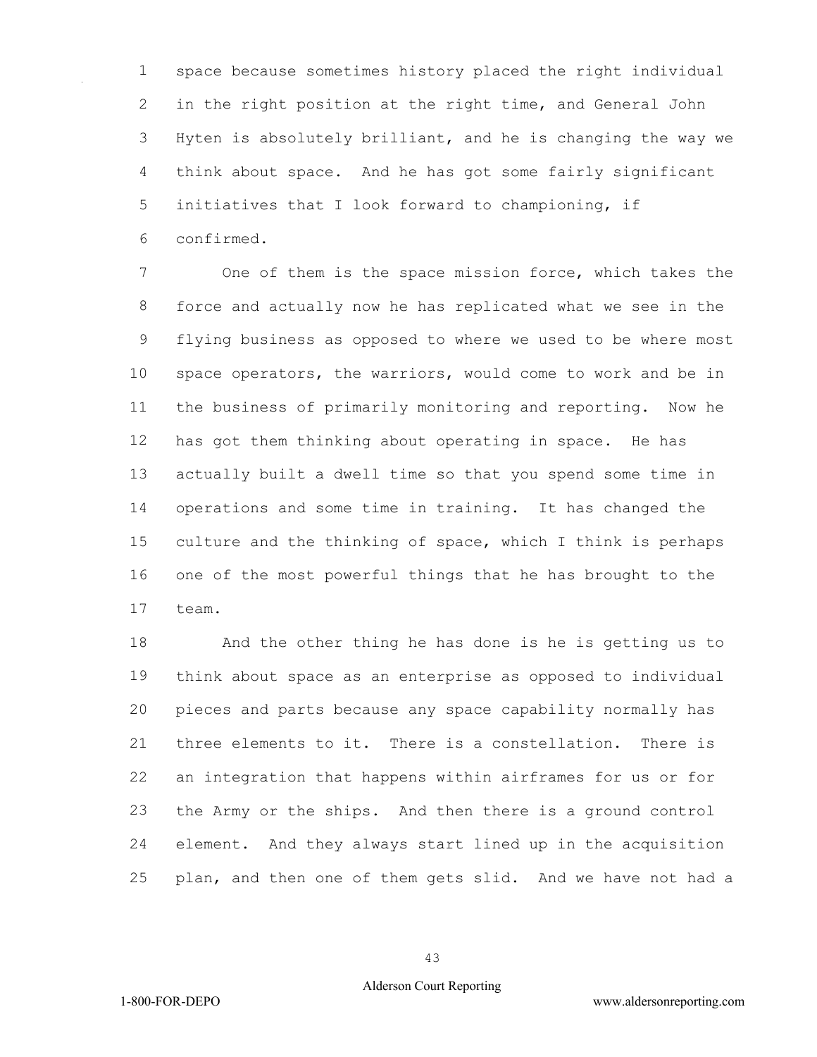space because sometimes history placed the right individual in the right position at the right time, and General John Hyten is absolutely brilliant, and he is changing the way we think about space. And he has got some fairly significant initiatives that I look forward to championing, if confirmed.

One of them is the space mission force, which takes the force and actually now he has replicated what we see in the flying business as opposed to where we used to be where most space operators, the warriors, would come to work and be in the business of primarily monitoring and reporting. Now he has got them thinking about operating in space. He has actually built a dwell time so that you spend some time in operations and some time in training. It has changed the culture and the thinking of space, which I think is perhaps one of the most powerful things that he has brought to the team.

And the other thing he has done is he is getting us to think about space as an enterprise as opposed to individual pieces and parts because any space capability normally has three elements to it. There is a constellation. There is an integration that happens within airframes for us or for the Army or the ships. And then there is a ground control element. And they always start lined up in the acquisition plan, and then one of them gets slid. And we have not had a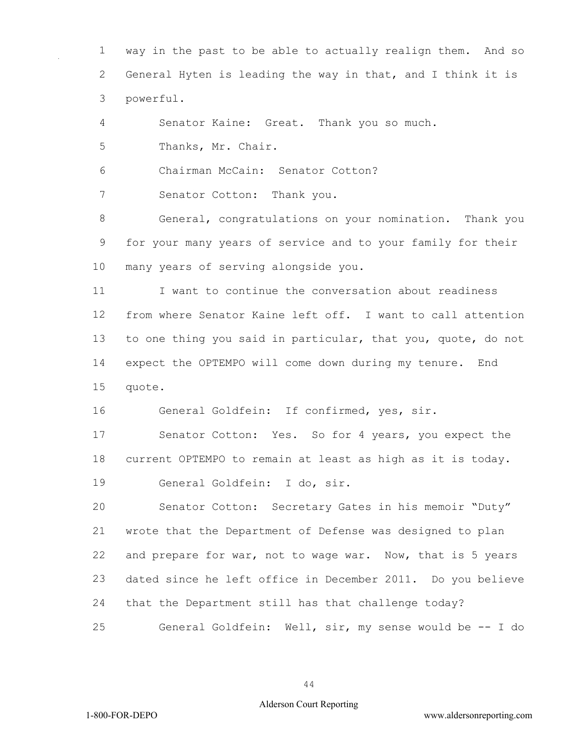way in the past to be able to actually realign them. And so General Hyten is leading the way in that, and I think it is powerful.

Senator Kaine: Great. Thank you so much.

Thanks, Mr. Chair.

Chairman McCain: Senator Cotton?

Senator Cotton: Thank you.

General, congratulations on your nomination. Thank you for your many years of service and to your family for their many years of serving alongside you.

I want to continue the conversation about readiness from where Senator Kaine left off. I want to call attention to one thing you said in particular, that you, quote, do not expect the OPTEMPO will come down during my tenure. End quote.

General Goldfein: If confirmed, yes, sir.

Senator Cotton: Yes. So for 4 years, you expect the current OPTEMPO to remain at least as high as it is today.

General Goldfein: I do, sir.

Senator Cotton: Secretary Gates in his memoir "Duty" wrote that the Department of Defense was designed to plan and prepare for war, not to wage war. Now, that is 5 years dated since he left office in December 2011. Do you believe that the Department still has that challenge today?

General Goldfein: Well, sir, my sense would be -- I do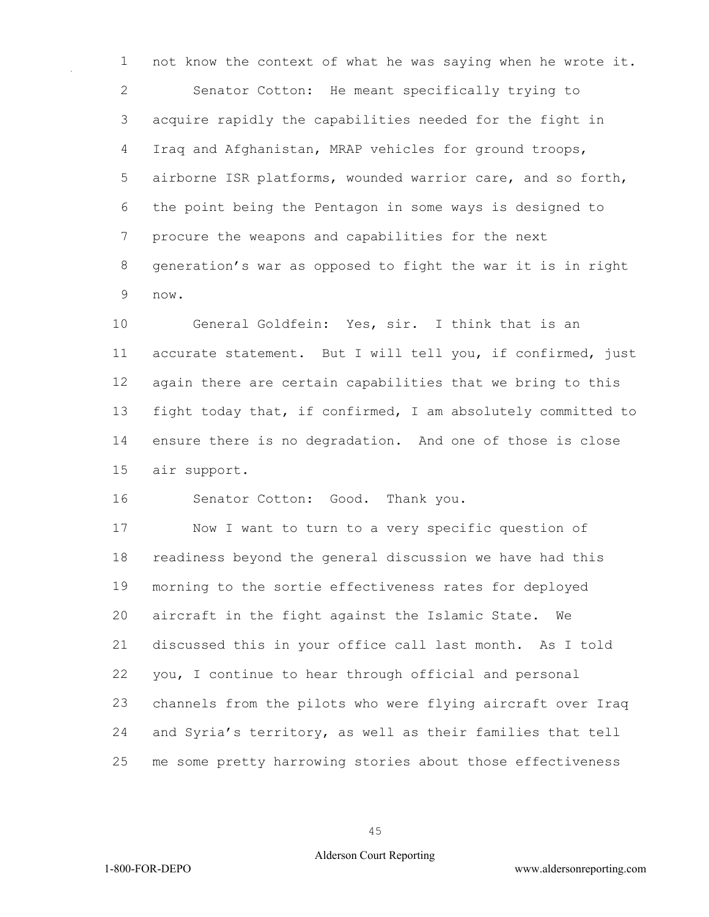not know the context of what he was saying when he wrote it.

Senator Cotton: He meant specifically trying to acquire rapidly the capabilities needed for the fight in Iraq and Afghanistan, MRAP vehicles for ground troops, airborne ISR platforms, wounded warrior care, and so forth, the point being the Pentagon in some ways is designed to procure the weapons and capabilities for the next generation's war as opposed to fight the war it is in right now.

General Goldfein: Yes, sir. I think that is an accurate statement. But I will tell you, if confirmed, just again there are certain capabilities that we bring to this fight today that, if confirmed, I am absolutely committed to ensure there is no degradation. And one of those is close air support.

Senator Cotton: Good. Thank you.

Now I want to turn to a very specific question of readiness beyond the general discussion we have had this morning to the sortie effectiveness rates for deployed aircraft in the fight against the Islamic State. We discussed this in your office call last month. As I told you, I continue to hear through official and personal channels from the pilots who were flying aircraft over Iraq and Syria's territory, as well as their families that tell me some pretty harrowing stories about those effectiveness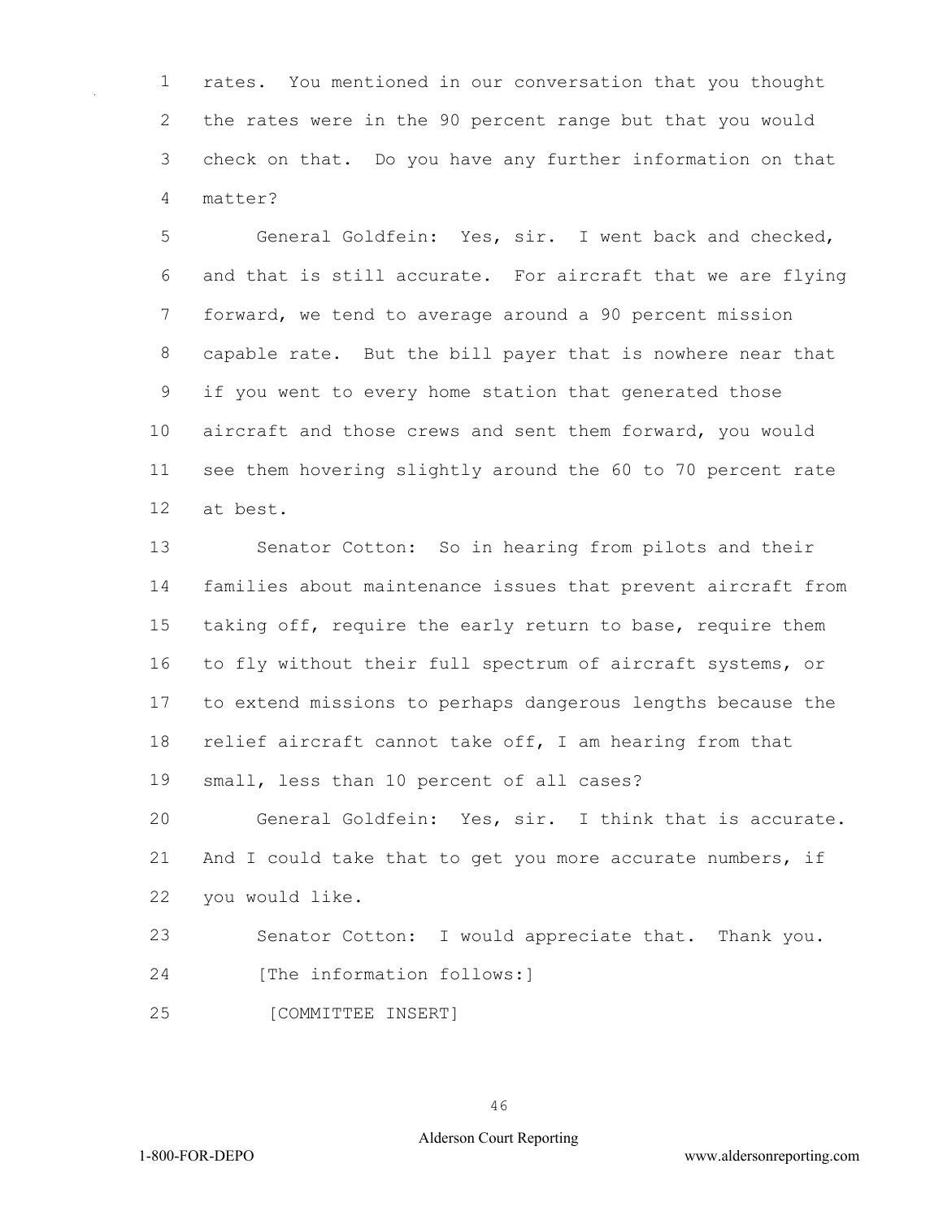rates. You mentioned in our conversation that you thought the rates were in the 90 percent range but that you would check on that. Do you have any further information on that matter?

General Goldfein: Yes, sir. I went back and checked, and that is still accurate. For aircraft that we are flying forward, we tend to average around a 90 percent mission capable rate. But the bill payer that is nowhere near that if you went to every home station that generated those aircraft and those crews and sent them forward, you would see them hovering slightly around the 60 to 70 percent rate at best.

Senator Cotton: So in hearing from pilots and their families about maintenance issues that prevent aircraft from taking off, require the early return to base, require them to fly without their full spectrum of aircraft systems, or to extend missions to perhaps dangerous lengths because the relief aircraft cannot take off, I am hearing from that small, less than 10 percent of all cases?

General Goldfein: Yes, sir. I think that is accurate. And I could take that to get you more accurate numbers, if you would like.

Senator Cotton: I would appreciate that. Thank you.

[The information follows:]

[COMMITTEE INSERT]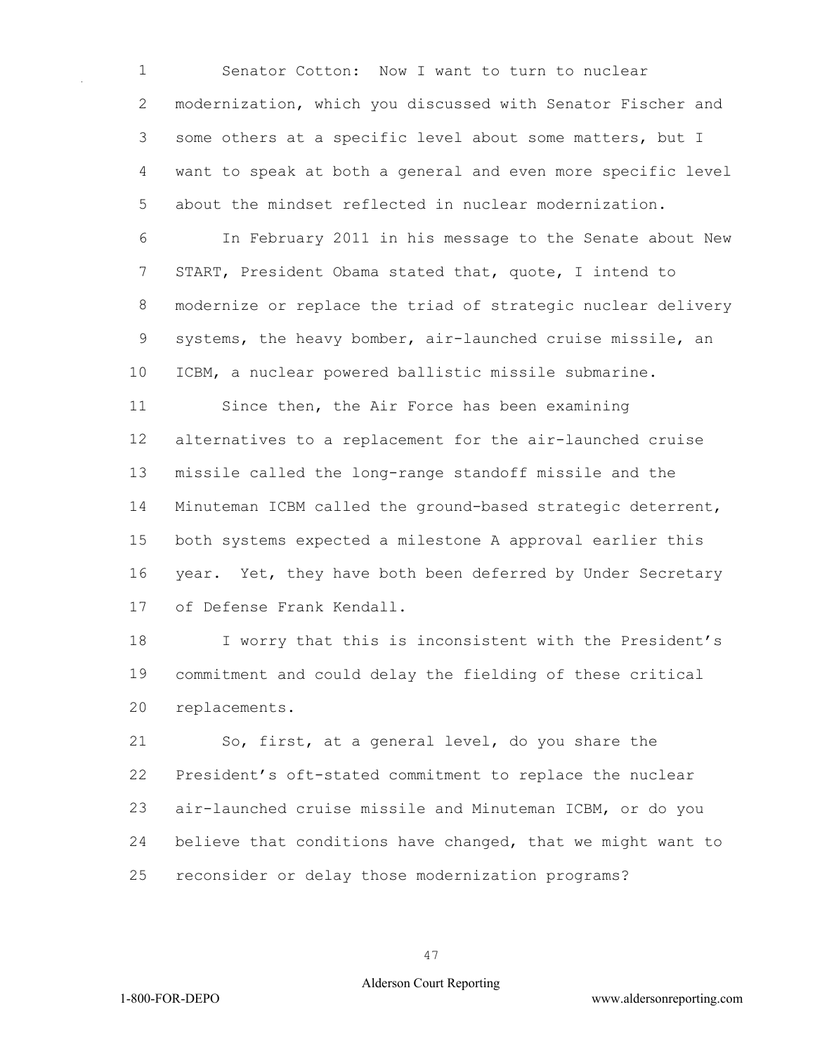Senator Cotton: Now I want to turn to nuclear modernization, which you discussed with Senator Fischer and some others at a specific level about some matters, but I want to speak at both a general and even more specific level about the mindset reflected in nuclear modernization.

In February 2011 in his message to the Senate about New START, President Obama stated that, quote, I intend to modernize or replace the triad of strategic nuclear delivery systems, the heavy bomber, air-launched cruise missile, an ICBM, a nuclear powered ballistic missile submarine.

Since then, the Air Force has been examining alternatives to a replacement for the air-launched cruise missile called the long-range standoff missile and the Minuteman ICBM called the ground-based strategic deterrent, both systems expected a milestone A approval earlier this year. Yet, they have both been deferred by Under Secretary of Defense Frank Kendall.

I worry that this is inconsistent with the President's commitment and could delay the fielding of these critical replacements.

So, first, at a general level, do you share the President's oft-stated commitment to replace the nuclear air-launched cruise missile and Minuteman ICBM, or do you believe that conditions have changed, that we might want to reconsider or delay those modernization programs?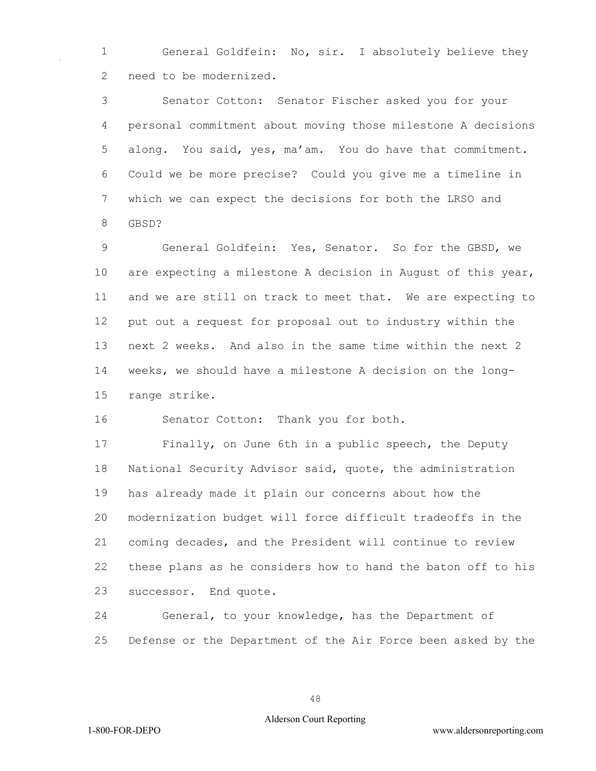General Goldfein: No, sir. I absolutely believe they need to be modernized.

Senator Cotton: Senator Fischer asked you for your personal commitment about moving those milestone A decisions along. You said, yes, ma'am. You do have that commitment. Could we be more precise? Could you give me a timeline in which we can expect the decisions for both the LRSO and GBSD?

General Goldfein: Yes, Senator. So for the GBSD, we are expecting a milestone A decision in August of this year, and we are still on track to meet that. We are expecting to put out a request for proposal out to industry within the next 2 weeks. And also in the same time within the next 2 weeks, we should have a milestone A decision on the long-range strike.

Senator Cotton: Thank you for both.

Finally, on June 6th in a public speech, the Deputy National Security Advisor said, quote, the administration has already made it plain our concerns about how the modernization budget will force difficult tradeoffs in the coming decades, and the President will continue to review these plans as he considers how to hand the baton off to his successor. End quote.

General, to your knowledge, has the Department of Defense or the Department of the Air Force been asked by the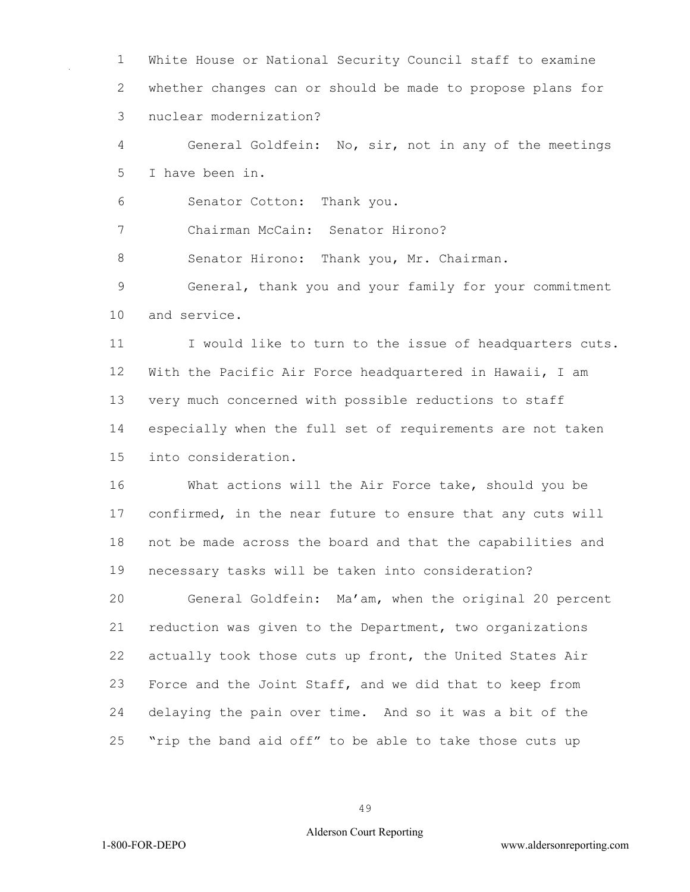White House or National Security Council staff to examine whether changes can or should be made to propose plans for nuclear modernization?

General Goldfein: No, sir, not in any of the meetings I have been in.

Senator Cotton: Thank you.

Chairman McCain: Senator Hirono?

Senator Hirono: Thank you, Mr. Chairman.

General, thank you and your family for your commitment and service.

I would like to turn to the issue of headquarters cuts. With the Pacific Air Force headquartered in Hawaii, I am very much concerned with possible reductions to staff especially when the full set of requirements are not taken into consideration.

What actions will the Air Force take, should you be confirmed, in the near future to ensure that any cuts will not be made across the board and that the capabilities and necessary tasks will be taken into consideration?

General Goldfein: Ma'am, when the original 20 percent reduction was given to the Department, two organizations actually took those cuts up front, the United States Air Force and the Joint Staff, and we did that to keep from delaying the pain over time. And so it was a bit of the "rip the band aid off" to be able to take those cuts up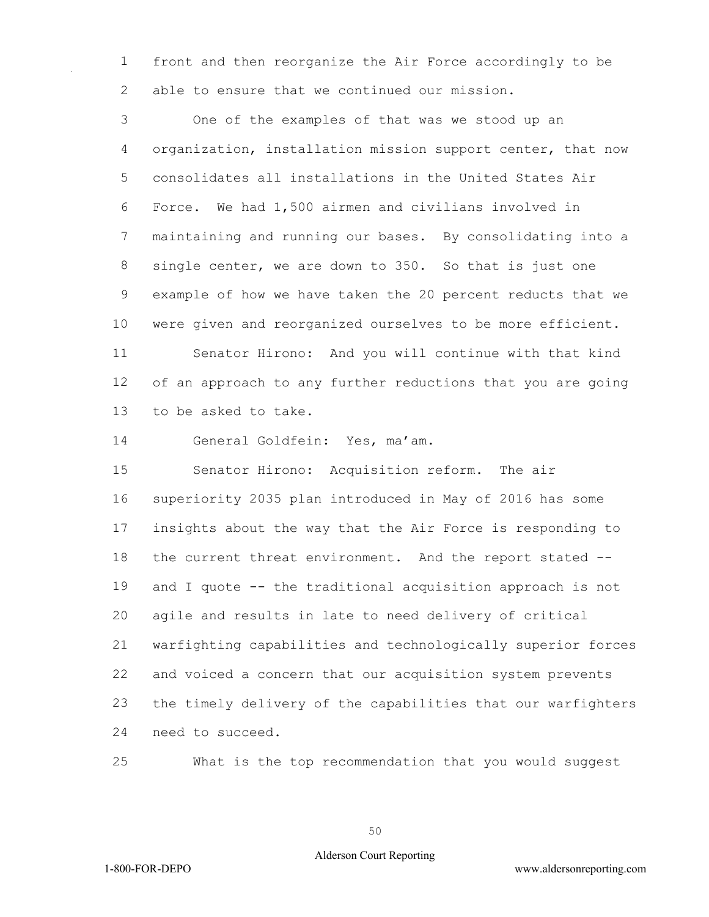front and then reorganize the Air Force accordingly to be able to ensure that we continued our mission.

One of the examples of that was we stood up an organization, installation mission support center, that now consolidates all installations in the United States Air Force. We had 1,500 airmen and civilians involved in maintaining and running our bases. By consolidating into a single center, we are down to 350. So that is just one example of how we have taken the 20 percent reducts that we were given and reorganized ourselves to be more efficient.

Senator Hirono: And you will continue with that kind of an approach to any further reductions that you are going to be asked to take.

General Goldfein: Yes, ma'am.

Senator Hirono: Acquisition reform. The air superiority 2035 plan introduced in May of 2016 has some insights about the way that the Air Force is responding to the current threat environment. And the report stated -- and I quote -- the traditional acquisition approach is not agile and results in late to need delivery of critical warfighting capabilities and technologically superior forces and voiced a concern that our acquisition system prevents the timely delivery of the capabilities that our warfighters need to succeed.

What is the top recommendation that you would suggest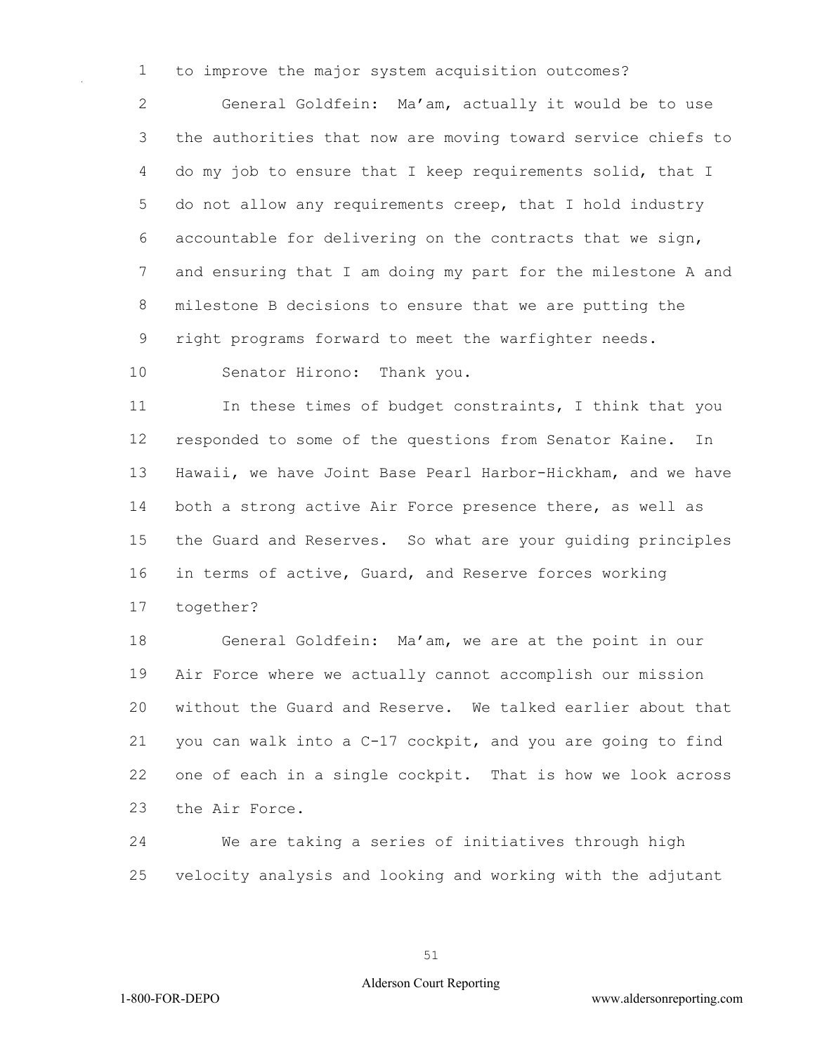to improve the major system acquisition outcomes?

General Goldfein: Ma'am, actually it would be to use the authorities that now are moving toward service chiefs to do my job to ensure that I keep requirements solid, that I do not allow any requirements creep, that I hold industry accountable for delivering on the contracts that we sign, and ensuring that I am doing my part for the milestone A and milestone B decisions to ensure that we are putting the right programs forward to meet the warfighter needs.

Senator Hirono: Thank you.

In these times of budget constraints, I think that you responded to some of the questions from Senator Kaine. In Hawaii, we have Joint Base Pearl Harbor-Hickham, and we have both a strong active Air Force presence there, as well as the Guard and Reserves. So what are your guiding principles in terms of active, Guard, and Reserve forces working together?

General Goldfein: Ma'am, we are at the point in our Air Force where we actually cannot accomplish our mission without the Guard and Reserve. We talked earlier about that you can walk into a C-17 cockpit, and you are going to find one of each in a single cockpit. That is how we look across the Air Force.

We are taking a series of initiatives through high velocity analysis and looking and working with the adjutant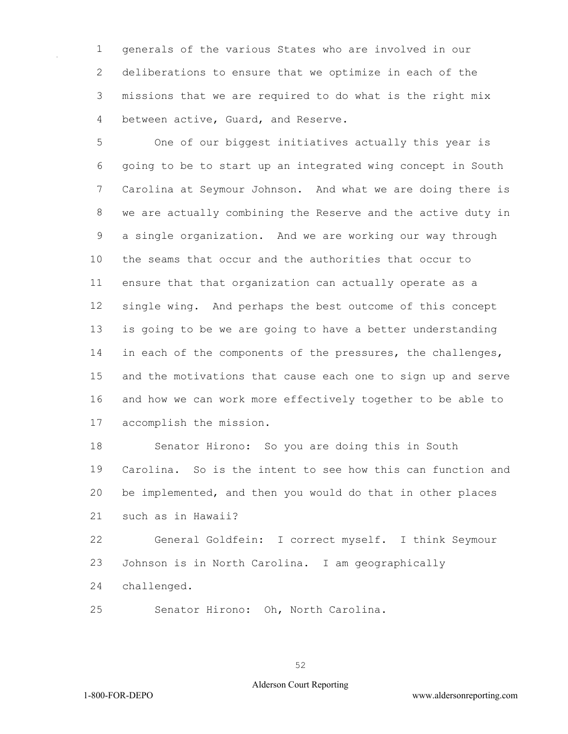generals of the various States who are involved in our deliberations to ensure that we optimize in each of the missions that we are required to do what is the right mix between active, Guard, and Reserve.

One of our biggest initiatives actually this year is going to be to start up an integrated wing concept in South Carolina at Seymour Johnson. And what we are doing there is we are actually combining the Reserve and the active duty in a single organization. And we are working our way through the seams that occur and the authorities that occur to ensure that that organization can actually operate as a single wing. And perhaps the best outcome of this concept is going to be we are going to have a better understanding in each of the components of the pressures, the challenges, and the motivations that cause each one to sign up and serve and how we can work more effectively together to be able to accomplish the mission.

Senator Hirono: So you are doing this in South Carolina. So is the intent to see how this can function and be implemented, and then you would do that in other places such as in Hawaii?

General Goldfein: I correct myself. I think Seymour Johnson is in North Carolina. I am geographically challenged.

Senator Hirono: Oh, North Carolina.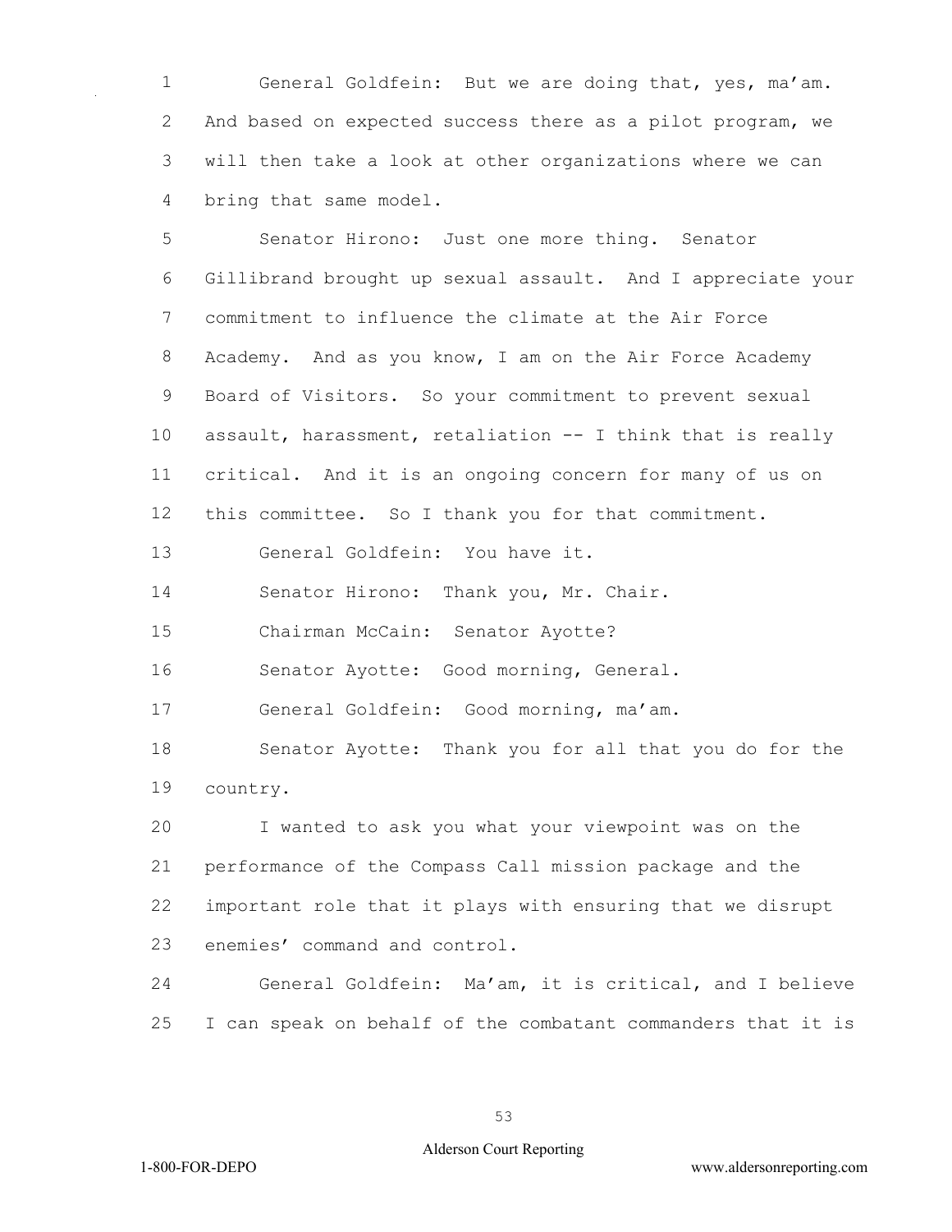General Goldfein: But we are doing that, yes, ma'am. And based on expected success there as a pilot program, we will then take a look at other organizations where we can bring that same model.

Senator Hirono: Just one more thing. Senator Gillibrand brought up sexual assault. And I appreciate your commitment to influence the climate at the Air Force Academy. And as you know, I am on the Air Force Academy Board of Visitors. So your commitment to prevent sexual assault, harassment, retaliation -- I think that is really critical. And it is an ongoing concern for many of us on this committee. So I thank you for that commitment.

General Goldfein: You have it.

Senator Hirono: Thank you, Mr. Chair.

Chairman McCain: Senator Ayotte?

Senator Ayotte: Good morning, General.

General Goldfein: Good morning, ma'am.

Senator Ayotte: Thank you for all that you do for the country.

I wanted to ask you what your viewpoint was on the performance of the Compass Call mission package and the important role that it plays with ensuring that we disrupt enemies' command and control.

General Goldfein: Ma'am, it is critical, and I believe I can speak on behalf of the combatant commanders that it is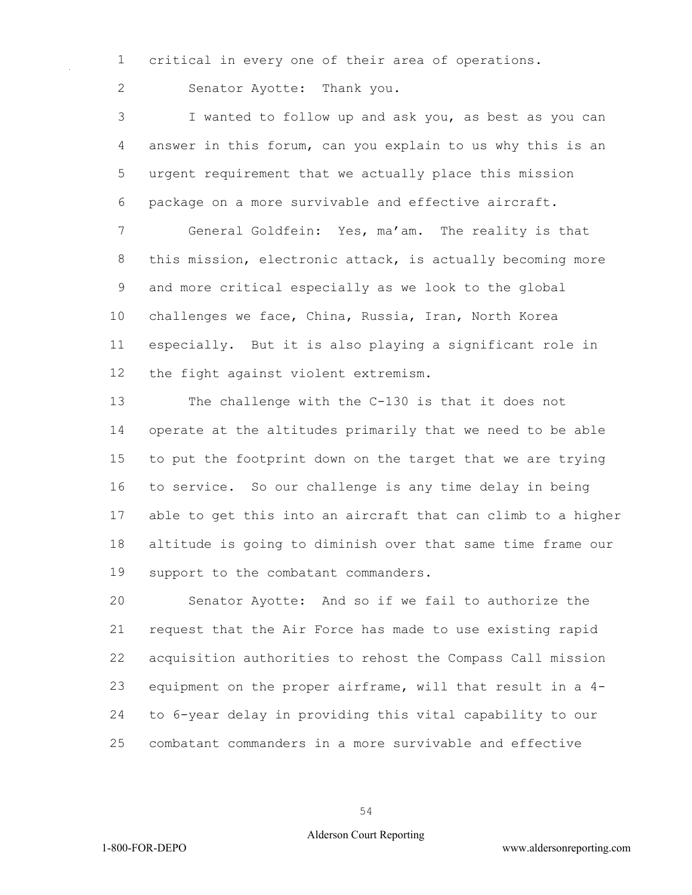critical in every one of their area of operations.

Senator Ayotte: Thank you.

I wanted to follow up and ask you, as best as you can answer in this forum, can you explain to us why this is an urgent requirement that we actually place this mission package on a more survivable and effective aircraft.

General Goldfein: Yes, ma'am. The reality is that this mission, electronic attack, is actually becoming more and more critical especially as we look to the global challenges we face, China, Russia, Iran, North Korea especially. But it is also playing a significant role in the fight against violent extremism.

The challenge with the C-130 is that it does not operate at the altitudes primarily that we need to be able to put the footprint down on the target that we are trying to service. So our challenge is any time delay in being able to get this into an aircraft that can climb to a higher altitude is going to diminish over that same time frame our support to the combatant commanders.

Senator Ayotte: And so if we fail to authorize the request that the Air Force has made to use existing rapid acquisition authorities to rehost the Compass Call mission equipment on the proper airframe, will that result in a 4- to 6-year delay in providing this vital capability to our combatant commanders in a more survivable and effective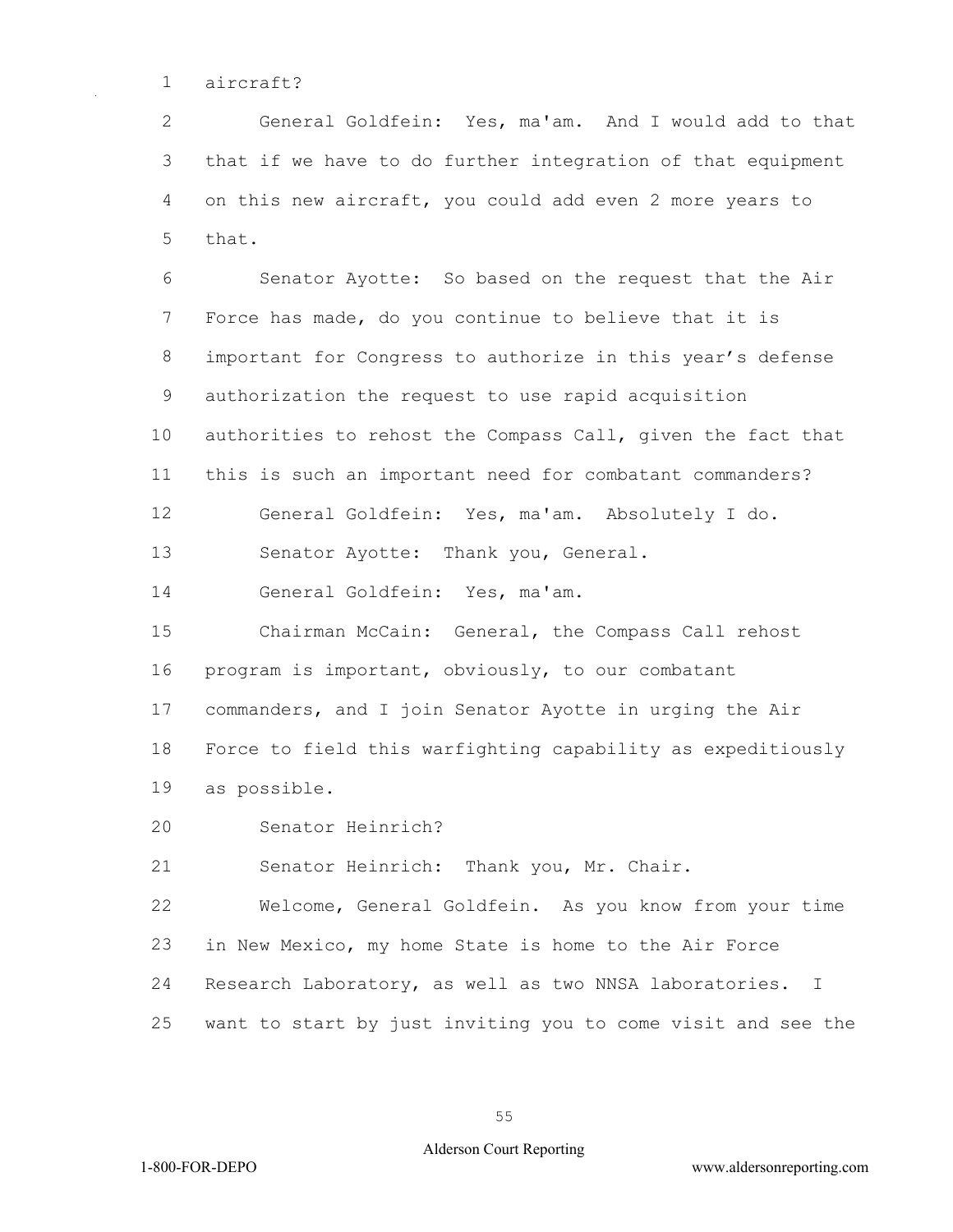aircraft?

General Goldfein: Yes, ma'am. And I would add to that that if we have to do further integration of that equipment on this new aircraft, you could add even 2 more years to that.

Senator Ayotte: So based on the request that the Air Force has made, do you continue to believe that it is important for Congress to authorize in this year's defense authorization the request to use rapid acquisition authorities to rehost the Compass Call, given the fact that this is such an important need for combatant commanders?

General Goldfein: Yes, ma'am. Absolutely I do.

Senator Ayotte: Thank you, General.

General Goldfein: Yes, ma'am.

Chairman McCain: General, the Compass Call rehost program is important, obviously, to our combatant commanders, and I join Senator Ayotte in urging the Air Force to field this warfighting capability as expeditiously as possible.

Senator Heinrich?

Senator Heinrich: Thank you, Mr. Chair.

Welcome, General Goldfein. As you know from your time in New Mexico, my home State is home to the Air Force Research Laboratory, as well as two NNSA laboratories. I want to start by just inviting you to come visit and see the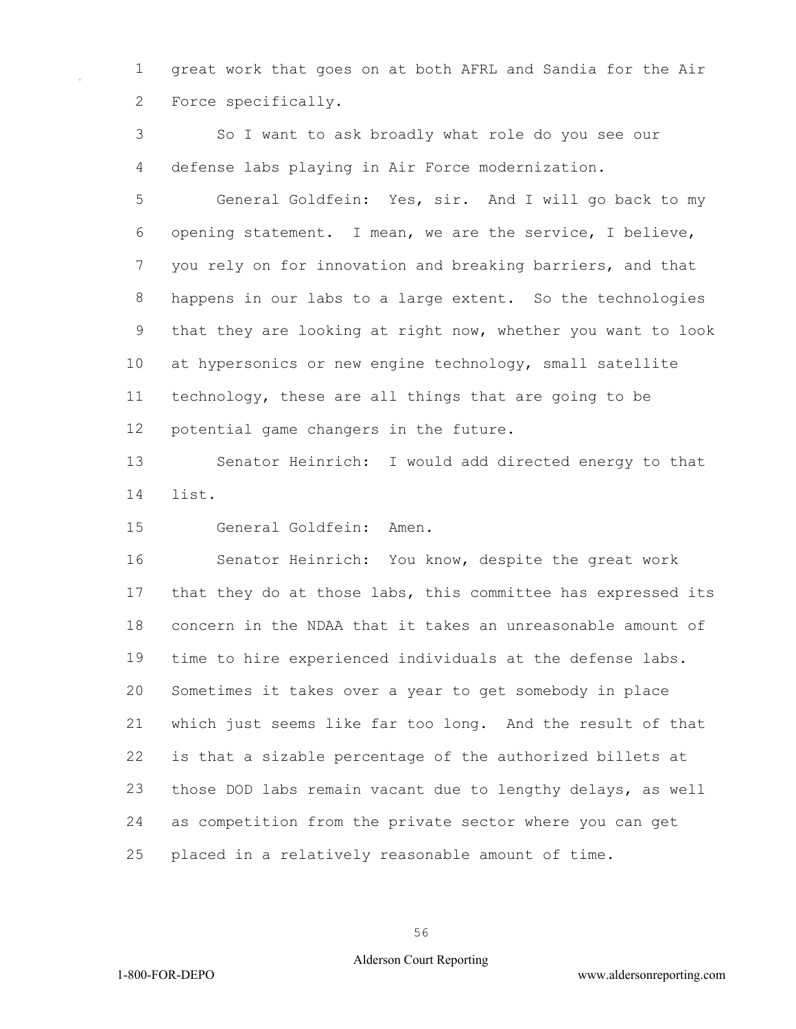great work that goes on at both AFRL and Sandia for the Air Force specifically.

So I want to ask broadly what role do you see our defense labs playing in Air Force modernization.

General Goldfein: Yes, sir. And I will go back to my opening statement. I mean, we are the service, I believe, you rely on for innovation and breaking barriers, and that happens in our labs to a large extent. So the technologies that they are looking at right now, whether you want to look at hypersonics or new engine technology, small satellite technology, these are all things that are going to be potential game changers in the future.

Senator Heinrich: I would add directed energy to that list.

General Goldfein: Amen.

Senator Heinrich: You know, despite the great work that they do at those labs, this committee has expressed its concern in the NDAA that it takes an unreasonable amount of time to hire experienced individuals at the defense labs. Sometimes it takes over a year to get somebody in place which just seems like far too long. And the result of that is that a sizable percentage of the authorized billets at those DOD labs remain vacant due to lengthy delays, as well as competition from the private sector where you can get placed in a relatively reasonable amount of time.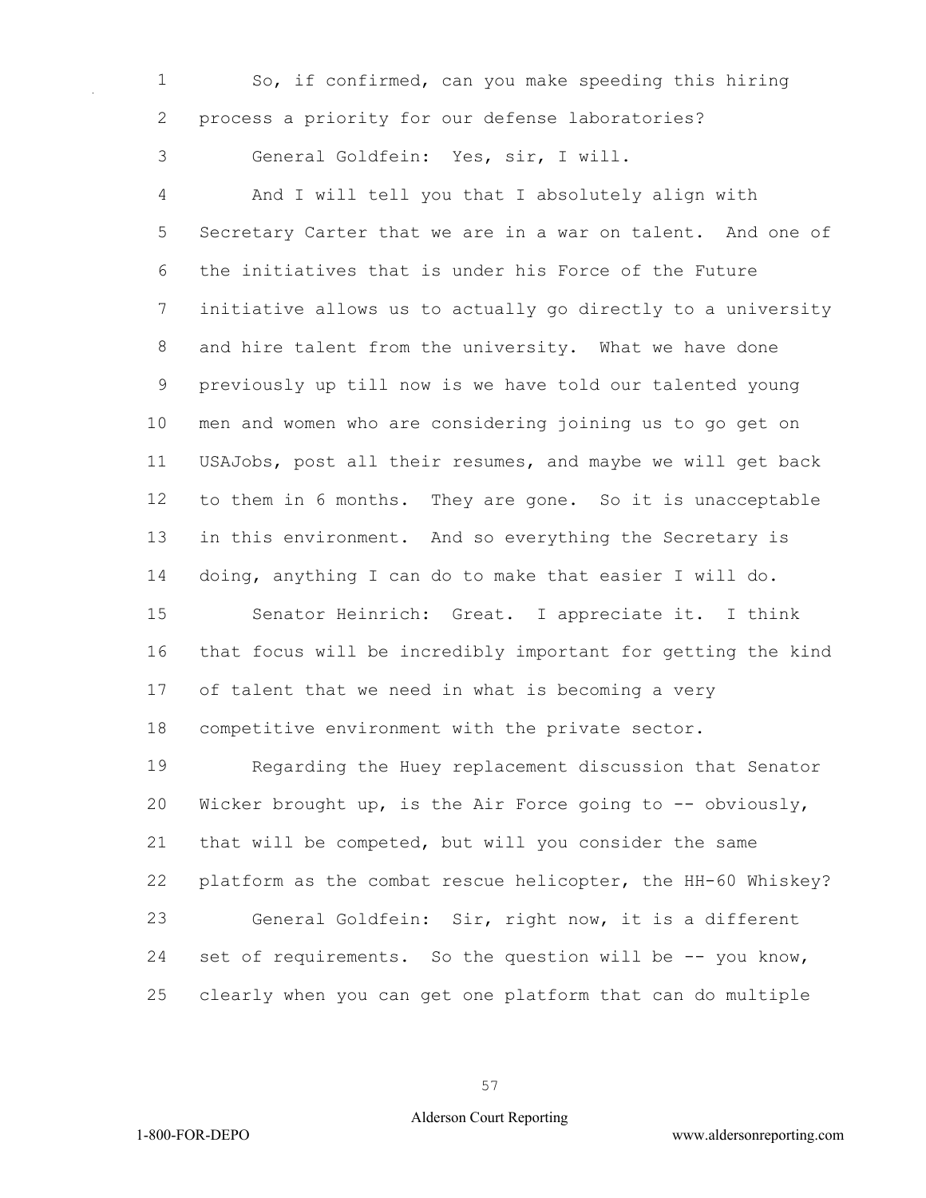So, if confirmed, can you make speeding this hiring process a priority for our defense laboratories?

General Goldfein: Yes, sir, I will.

And I will tell you that I absolutely align with Secretary Carter that we are in a war on talent. And one of the initiatives that is under his Force of the Future initiative allows us to actually go directly to a university and hire talent from the university. What we have done previously up till now is we have told our talented young men and women who are considering joining us to go get on USAJobs, post all their resumes, and maybe we will get back to them in 6 months. They are gone. So it is unacceptable in this environment. And so everything the Secretary is doing, anything I can do to make that easier I will do.

Senator Heinrich: Great. I appreciate it. I think that focus will be incredibly important for getting the kind of talent that we need in what is becoming a very competitive environment with the private sector.

Regarding the Huey replacement discussion that Senator Wicker brought up, is the Air Force going to -- obviously, that will be competed, but will you consider the same platform as the combat rescue helicopter, the HH-60 Whiskey?

General Goldfein: Sir, right now, it is a different set of requirements. So the question will be -- you know, clearly when you can get one platform that can do multiple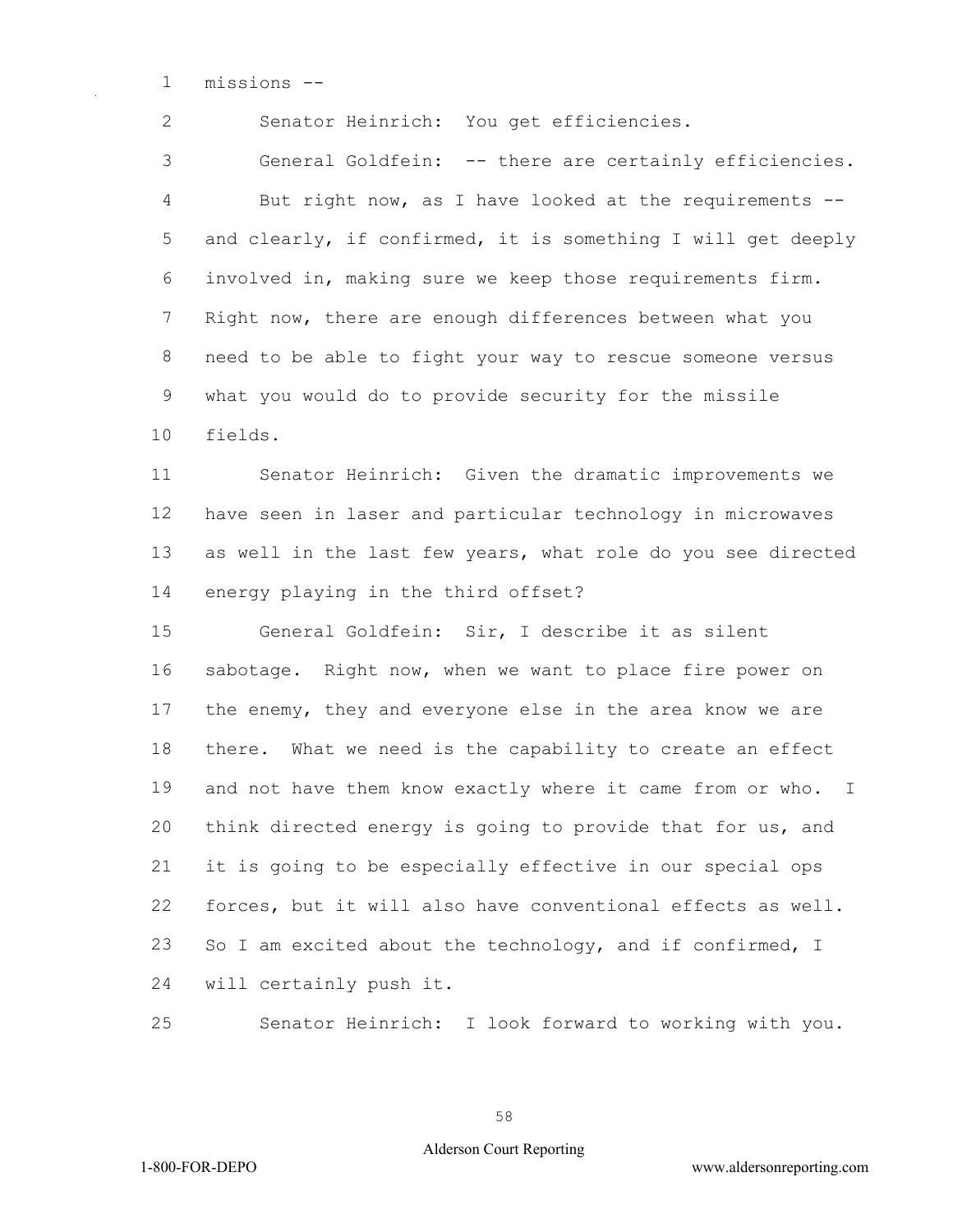missions --

Senator Heinrich: You get efficiencies.

General Goldfein: -- there are certainly efficiencies. But right now, as I have looked at the requirements -- and clearly, if confirmed, it is something I will get deeply involved in, making sure we keep those requirements firm. Right now, there are enough differences between what you need to be able to fight your way to rescue someone versus what you would do to provide security for the missile fields.

Senator Heinrich: Given the dramatic improvements we have seen in laser and particular technology in microwaves as well in the last few years, what role do you see directed energy playing in the third offset?

General Goldfein: Sir, I describe it as silent sabotage. Right now, when we want to place fire power on the enemy, they and everyone else in the area know we are there. What we need is the capability to create an effect and not have them know exactly where it came from or who. I think directed energy is going to provide that for us, and it is going to be especially effective in our special ops forces, but it will also have conventional effects as well. So I am excited about the technology, and if confirmed, I will certainly push it.

Senator Heinrich: I look forward to working with you.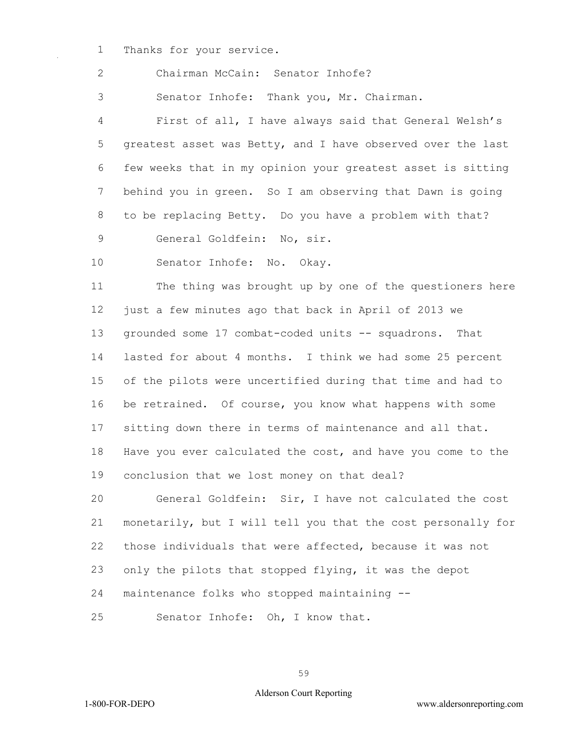Thanks for your service.

Chairman McCain: Senator Inhofe?

Senator Inhofe: Thank you, Mr. Chairman.

First of all, I have always said that General Welsh's greatest asset was Betty, and I have observed over the last few weeks that in my opinion your greatest asset is sitting behind you in green. So I am observing that Dawn is going to be replacing Betty. Do you have a problem with that?

General Goldfein: No, sir.

Senator Inhofe: No. Okay.

The thing was brought up by one of the questioners here just a few minutes ago that back in April of 2013 we grounded some 17 combat-coded units -- squadrons. That lasted for about 4 months. I think we had some 25 percent of the pilots were uncertified during that time and had to be retrained. Of course, you know what happens with some sitting down there in terms of maintenance and all that. Have you ever calculated the cost, and have you come to the conclusion that we lost money on that deal?

General Goldfein: Sir, I have not calculated the cost monetarily, but I will tell you that the cost personally for those individuals that were affected, because it was not only the pilots that stopped flying, it was the depot maintenance folks who stopped maintaining --

Senator Inhofe: Oh, I know that.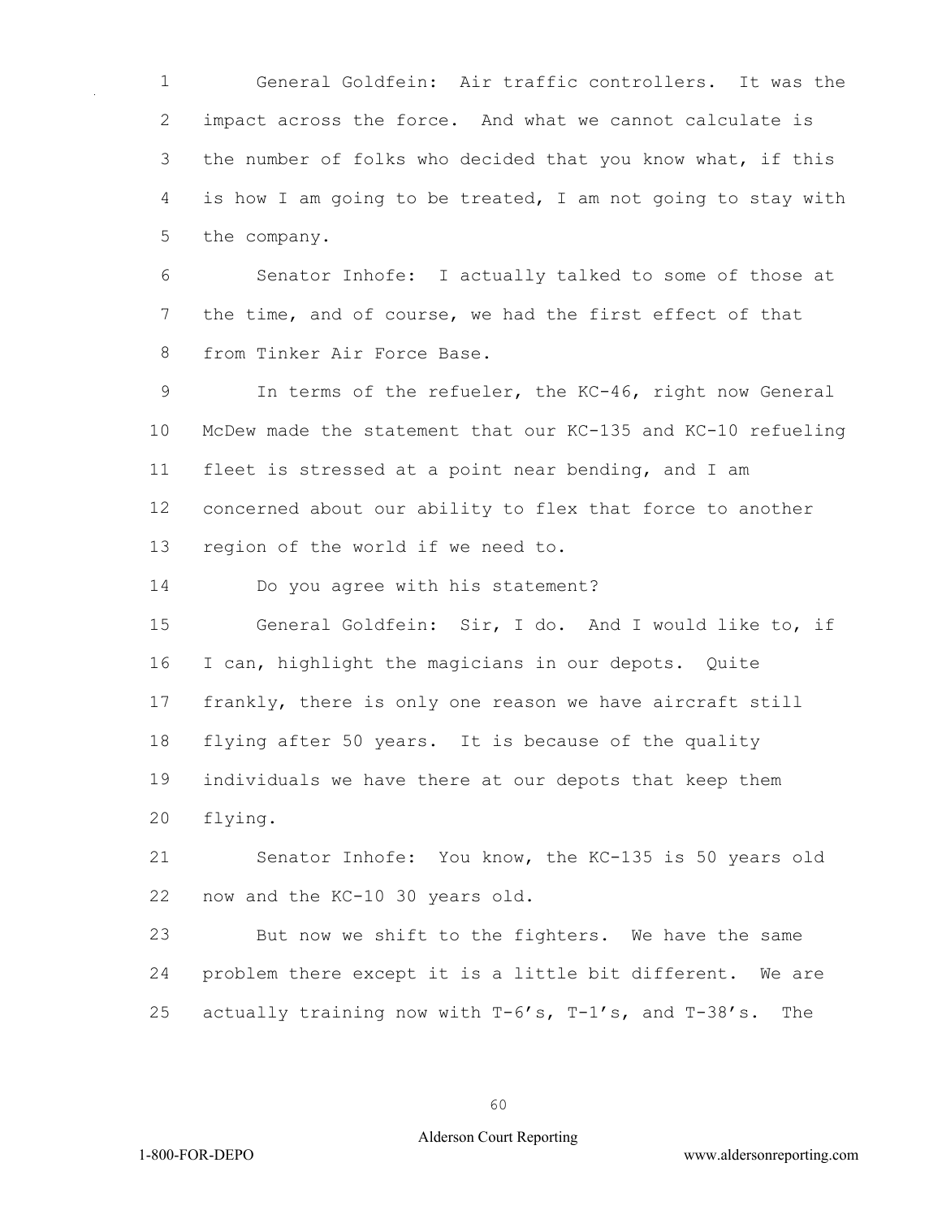General Goldfein: Air traffic controllers. It was the impact across the force. And what we cannot calculate is the number of folks who decided that you know what, if this is how I am going to be treated, I am not going to stay with the company.

Senator Inhofe: I actually talked to some of those at the time, and of course, we had the first effect of that from Tinker Air Force Base.

In terms of the refueler, the KC-46, right now General McDew made the statement that our KC-135 and KC-10 refueling fleet is stressed at a point near bending, and I am concerned about our ability to flex that force to another region of the world if we need to.

Do you agree with his statement?

General Goldfein: Sir, I do. And I would like to, if I can, highlight the magicians in our depots. Quite frankly, there is only one reason we have aircraft still flying after 50 years. It is because of the quality individuals we have there at our depots that keep them flying.

Senator Inhofe: You know, the KC-135 is 50 years old now and the KC-10 30 years old.

But now we shift to the fighters. We have the same problem there except it is a little bit different. We are actually training now with T-6's, T-1's, and T-38's. The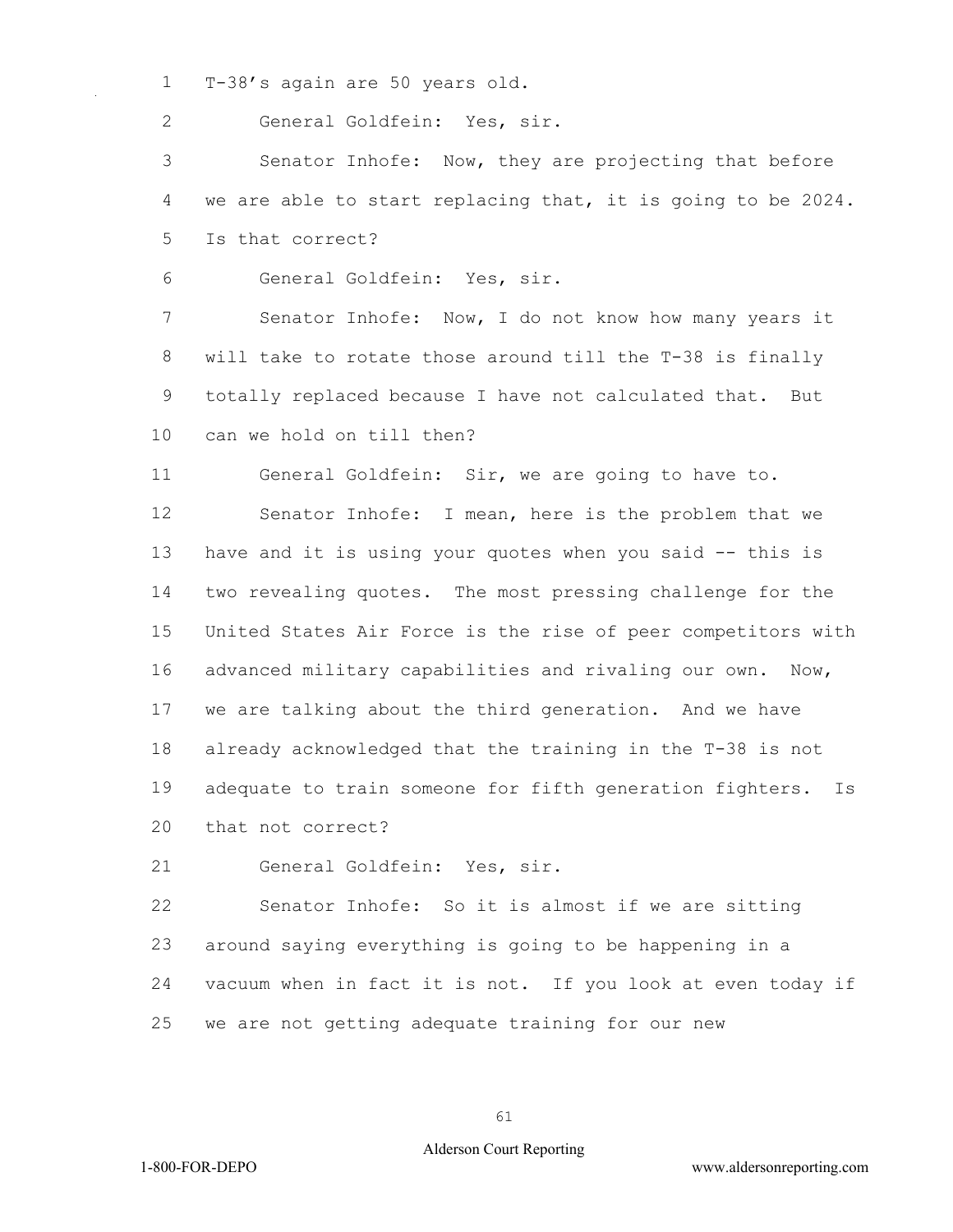T-38's again are 50 years old.

General Goldfein: Yes, sir.

Senator Inhofe: Now, they are projecting that before we are able to start replacing that, it is going to be 2024. Is that correct?

General Goldfein: Yes, sir.

Senator Inhofe: Now, I do not know how many years it will take to rotate those around till the T-38 is finally totally replaced because I have not calculated that. But can we hold on till then?

General Goldfein: Sir, we are going to have to.

Senator Inhofe: I mean, here is the problem that we have and it is using your quotes when you said -- this is two revealing quotes. The most pressing challenge for the United States Air Force is the rise of peer competitors with advanced military capabilities and rivaling our own. Now, we are talking about the third generation. And we have already acknowledged that the training in the T-38 is not adequate to train someone for fifth generation fighters. Is that not correct?

General Goldfein: Yes, sir.

Senator Inhofe: So it is almost if we are sitting around saying everything is going to be happening in a vacuum when in fact it is not. If you look at even today if we are not getting adequate training for our new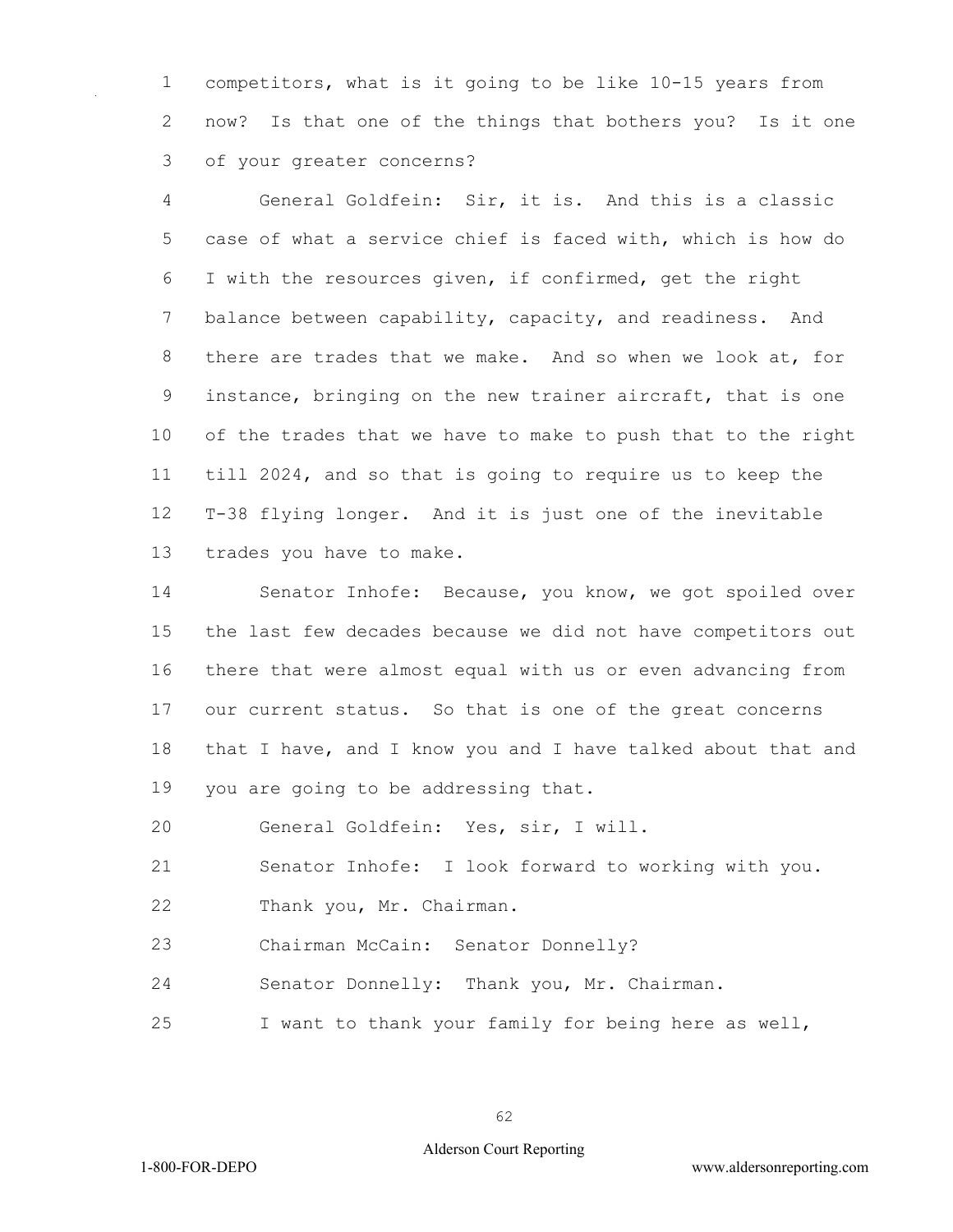competitors, what is it going to be like 10-15 years from now? Is that one of the things that bothers you? Is it one of your greater concerns?

General Goldfein: Sir, it is. And this is a classic case of what a service chief is faced with, which is how do I with the resources given, if confirmed, get the right balance between capability, capacity, and readiness. And there are trades that we make. And so when we look at, for instance, bringing on the new trainer aircraft, that is one of the trades that we have to make to push that to the right till 2024, and so that is going to require us to keep the T-38 flying longer. And it is just one of the inevitable trades you have to make.

Senator Inhofe: Because, you know, we got spoiled over the last few decades because we did not have competitors out there that were almost equal with us or even advancing from our current status. So that is one of the great concerns that I have, and I know you and I have talked about that and you are going to be addressing that.

General Goldfein: Yes, sir, I will.

Senator Inhofe: I look forward to working with you.

Thank you, Mr. Chairman.

Chairman McCain: Senator Donnelly?

Senator Donnelly: Thank you, Mr. Chairman.

I want to thank your family for being here as well,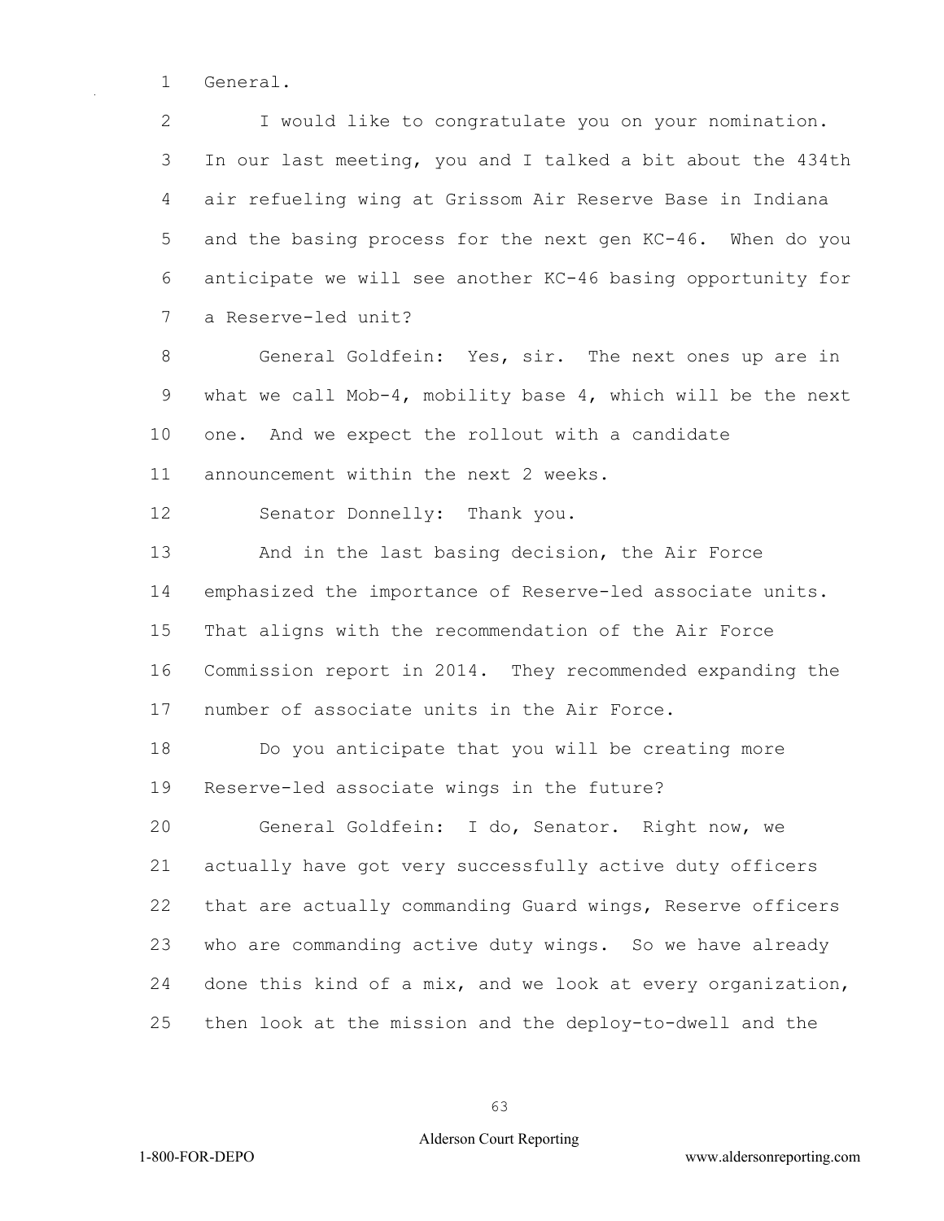General.

I would like to congratulate you on your nomination. In our last meeting, you and I talked a bit about the 434th air refueling wing at Grissom Air Reserve Base in Indiana and the basing process for the next gen KC-46. When do you anticipate we will see another KC-46 basing opportunity for a Reserve-led unit?

General Goldfein: Yes, sir. The next ones up are in what we call Mob-4, mobility base 4, which will be the next one. And we expect the rollout with a candidate announcement within the next 2 weeks.

Senator Donnelly: Thank you.

And in the last basing decision, the Air Force emphasized the importance of Reserve-led associate units. That aligns with the recommendation of the Air Force Commission report in 2014. They recommended expanding the number of associate units in the Air Force.

Do you anticipate that you will be creating more Reserve-led associate wings in the future?

General Goldfein: I do, Senator. Right now, we actually have got very successfully active duty officers that are actually commanding Guard wings, Reserve officers who are commanding active duty wings. So we have already done this kind of a mix, and we look at every organization, then look at the mission and the deploy-to-dwell and the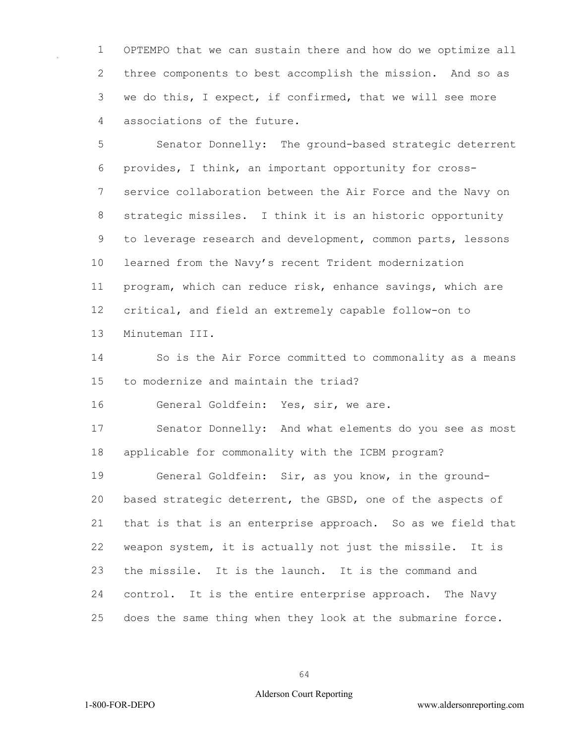OPTEMPO that we can sustain there and how do we optimize all three components to best accomplish the mission. And so as we do this, I expect, if confirmed, that we will see more associations of the future.

Senator Donnelly: The ground-based strategic deterrent provides, I think, an important opportunity for cross-service collaboration between the Air Force and the Navy on strategic missiles. I think it is an historic opportunity to leverage research and development, common parts, lessons learned from the Navy's recent Trident modernization program, which can reduce risk, enhance savings, which are critical, and field an extremely capable follow-on to Minuteman III.

So is the Air Force committed to commonality as a means to modernize and maintain the triad?

General Goldfein: Yes, sir, we are.

Senator Donnelly: And what elements do you see as most applicable for commonality with the ICBM program?

General Goldfein: Sir, as you know, in the ground-based strategic deterrent, the GBSD, one of the aspects of that is that is an enterprise approach. So as we field that weapon system, it is actually not just the missile. It is the missile. It is the launch. It is the command and control. It is the entire enterprise approach. The Navy does the same thing when they look at the submarine force.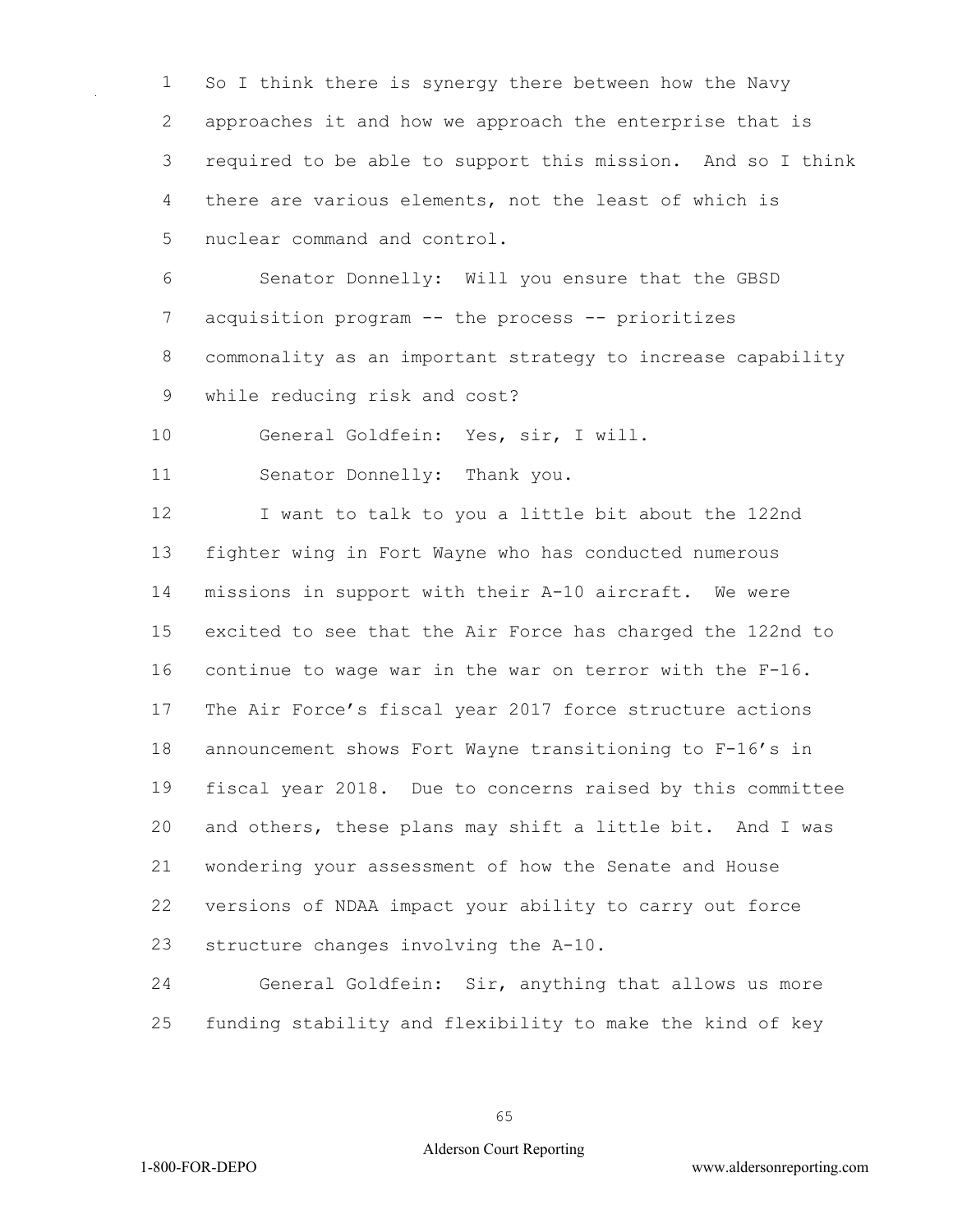So I think there is synergy there between how the Navy approaches it and how we approach the enterprise that is required to be able to support this mission. And so I think there are various elements, not the least of which is nuclear command and control.

Senator Donnelly: Will you ensure that the GBSD acquisition program -- the process -- prioritizes commonality as an important strategy to increase capability while reducing risk and cost?

General Goldfein: Yes, sir, I will.

Senator Donnelly: Thank you.

I want to talk to you a little bit about the 122nd fighter wing in Fort Wayne who has conducted numerous missions in support with their A-10 aircraft. We were excited to see that the Air Force has charged the 122nd to continue to wage war in the war on terror with the F-16. The Air Force's fiscal year 2017 force structure actions announcement shows Fort Wayne transitioning to F-16's in fiscal year 2018. Due to concerns raised by this committee and others, these plans may shift a little bit. And I was wondering your assessment of how the Senate and House versions of NDAA impact your ability to carry out force structure changes involving the A-10.

General Goldfein: Sir, anything that allows us more funding stability and flexibility to make the kind of key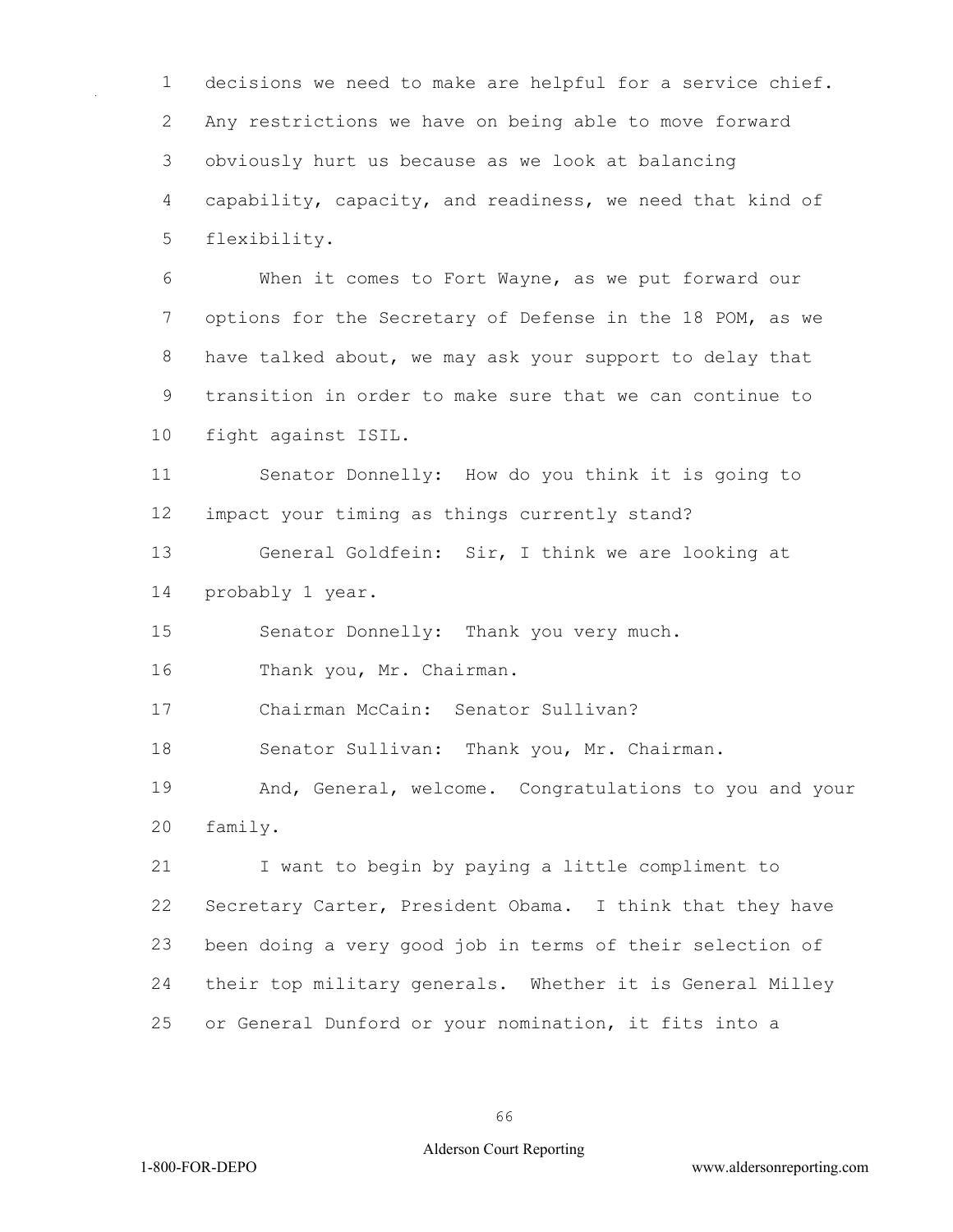decisions we need to make are helpful for a service chief. Any restrictions we have on being able to move forward obviously hurt us because as we look at balancing capability, capacity, and readiness, we need that kind of flexibility.

When it comes to Fort Wayne, as we put forward our options for the Secretary of Defense in the 18 POM, as we have talked about, we may ask your support to delay that transition in order to make sure that we can continue to fight against ISIL.

Senator Donnelly: How do you think it is going to impact your timing as things currently stand?

General Goldfein: Sir, I think we are looking at probably 1 year.

Senator Donnelly: Thank you very much.

Thank you, Mr. Chairman.

Chairman McCain: Senator Sullivan?

Senator Sullivan: Thank you, Mr. Chairman.

And, General, welcome. Congratulations to you and your family.

I want to begin by paying a little compliment to Secretary Carter, President Obama. I think that they have been doing a very good job in terms of their selection of their top military generals. Whether it is General Milley or General Dunford or your nomination, it fits into a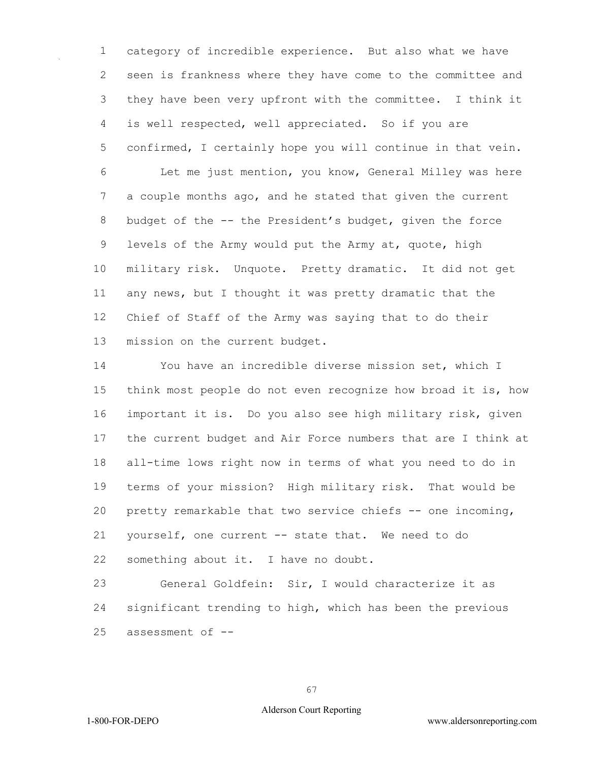category of incredible experience. But also what we have seen is frankness where they have come to the committee and they have been very upfront with the committee. I think it is well respected, well appreciated. So if you are confirmed, I certainly hope you will continue in that vein.

Let me just mention, you know, General Milley was here a couple months ago, and he stated that given the current budget of the -- the President's budget, given the force levels of the Army would put the Army at, quote, high military risk. Unquote. Pretty dramatic. It did not get any news, but I thought it was pretty dramatic that the Chief of Staff of the Army was saying that to do their mission on the current budget.

You have an incredible diverse mission set, which I think most people do not even recognize how broad it is, how important it is. Do you also see high military risk, given the current budget and Air Force numbers that are I think at all-time lows right now in terms of what you need to do in terms of your mission? High military risk. That would be pretty remarkable that two service chiefs -- one incoming, yourself, one current -- state that. We need to do something about it. I have no doubt.

General Goldfein: Sir, I would characterize it as significant trending to high, which has been the previous assessment of --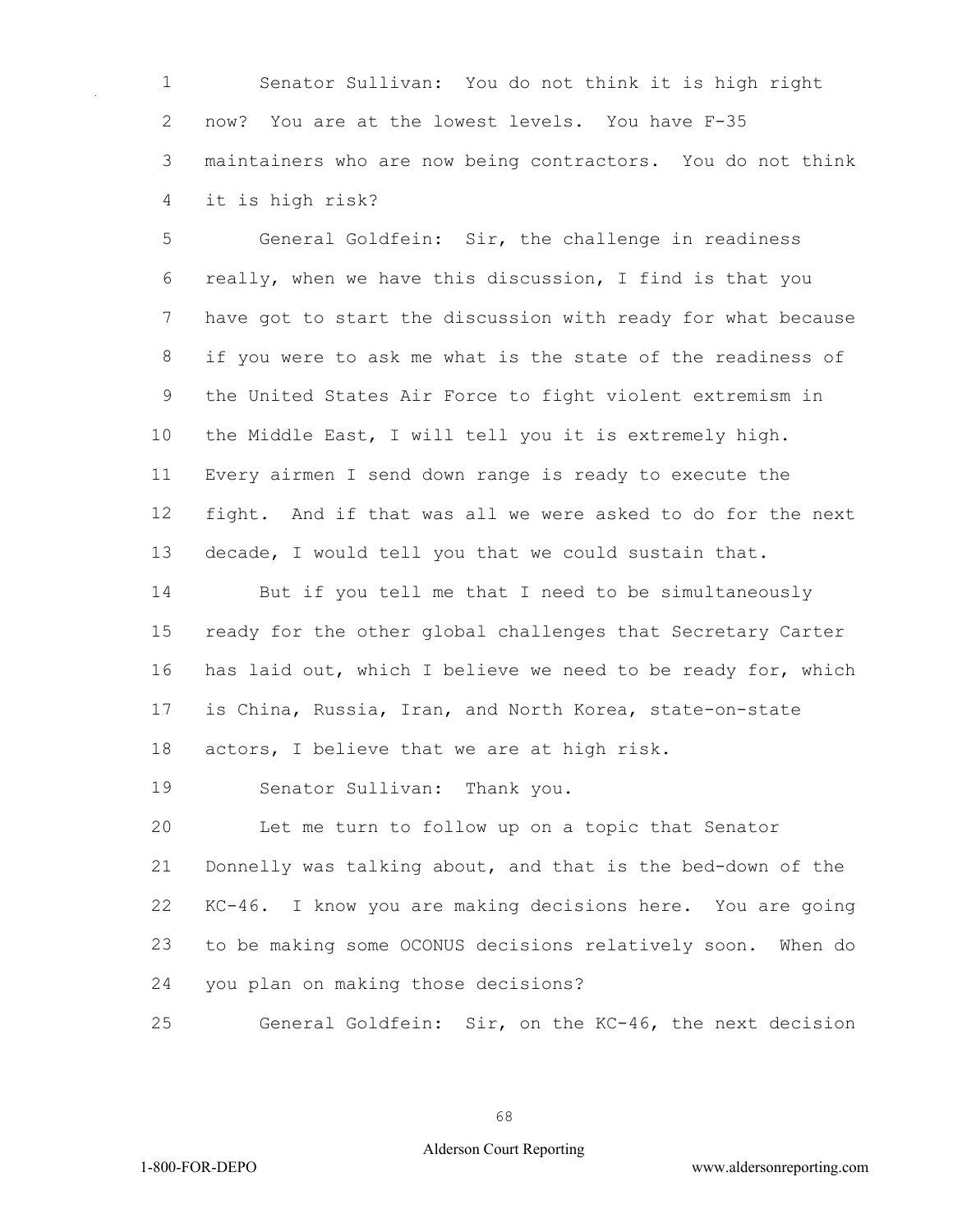Senator Sullivan: You do not think it is high right now? You are at the lowest levels. You have F-35 maintainers who are now being contractors. You do not think it is high risk?

General Goldfein: Sir, the challenge in readiness really, when we have this discussion, I find is that you have got to start the discussion with ready for what because if you were to ask me what is the state of the readiness of the United States Air Force to fight violent extremism in the Middle East, I will tell you it is extremely high. Every airmen I send down range is ready to execute the fight. And if that was all we were asked to do for the next decade, I would tell you that we could sustain that.

But if you tell me that I need to be simultaneously ready for the other global challenges that Secretary Carter has laid out, which I believe we need to be ready for, which is China, Russia, Iran, and North Korea, state-on-state actors, I believe that we are at high risk.

Senator Sullivan: Thank you.

Let me turn to follow up on a topic that Senator Donnelly was talking about, and that is the bed-down of the KC-46. I know you are making decisions here. You are going to be making some OCONUS decisions relatively soon. When do you plan on making those decisions?

General Goldfein: Sir, on the KC-46, the next decision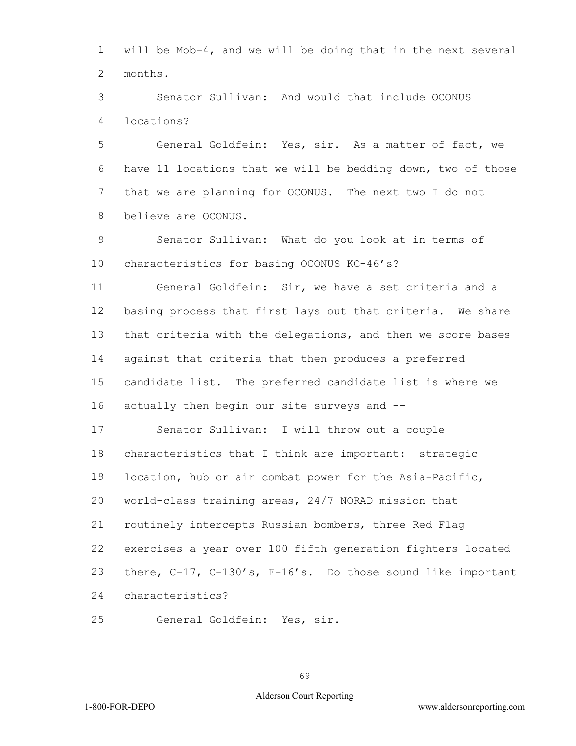will be Mob-4, and we will be doing that in the next several months.

Senator Sullivan: And would that include OCONUS locations?

General Goldfein: Yes, sir. As a matter of fact, we have 11 locations that we will be bedding down, two of those that we are planning for OCONUS. The next two I do not believe are OCONUS.

Senator Sullivan: What do you look at in terms of characteristics for basing OCONUS KC-46's?

General Goldfein: Sir, we have a set criteria and a basing process that first lays out that criteria. We share that criteria with the delegations, and then we score bases against that criteria that then produces a preferred candidate list. The preferred candidate list is where we actually then begin our site surveys and --

Senator Sullivan: I will throw out a couple characteristics that I think are important: strategic location, hub or air combat power for the Asia-Pacific, world-class training areas, 24/7 NORAD mission that routinely intercepts Russian bombers, three Red Flag exercises a year over 100 fifth generation fighters located there, C-17, C-130's, F-16's. Do those sound like important characteristics?

General Goldfein: Yes, sir.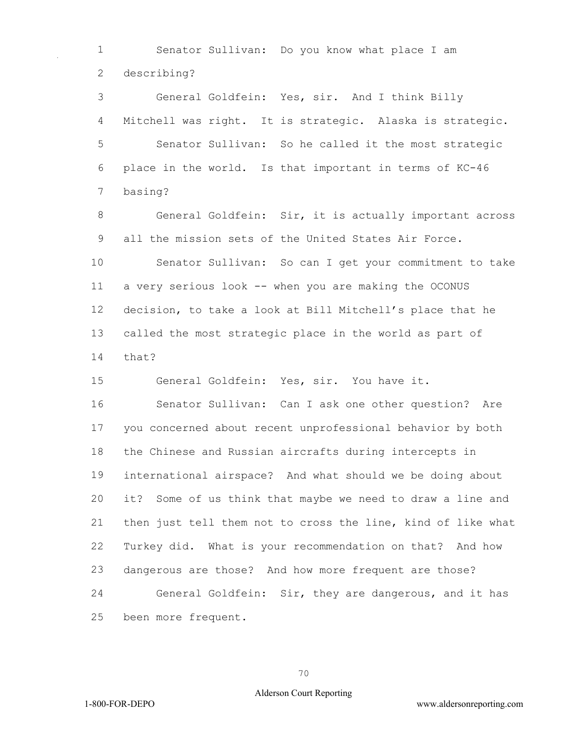Senator Sullivan: Do you know what place I am describing?

General Goldfein: Yes, sir. And I think Billy Mitchell was right. It is strategic. Alaska is strategic.

Senator Sullivan: So he called it the most strategic place in the world. Is that important in terms of KC-46 basing?

General Goldfein: Sir, it is actually important across all the mission sets of the United States Air Force.

Senator Sullivan: So can I get your commitment to take a very serious look -- when you are making the OCONUS decision, to take a look at Bill Mitchell's place that he called the most strategic place in the world as part of that?

General Goldfein: Yes, sir. You have it.

Senator Sullivan: Can I ask one other question? Are you concerned about recent unprofessional behavior by both the Chinese and Russian aircrafts during intercepts in international airspace? And what should we be doing about it? Some of us think that maybe we need to draw a line and then just tell them not to cross the line, kind of like what Turkey did. What is your recommendation on that? And how dangerous are those? And how more frequent are those?

General Goldfein: Sir, they are dangerous, and it has been more frequent.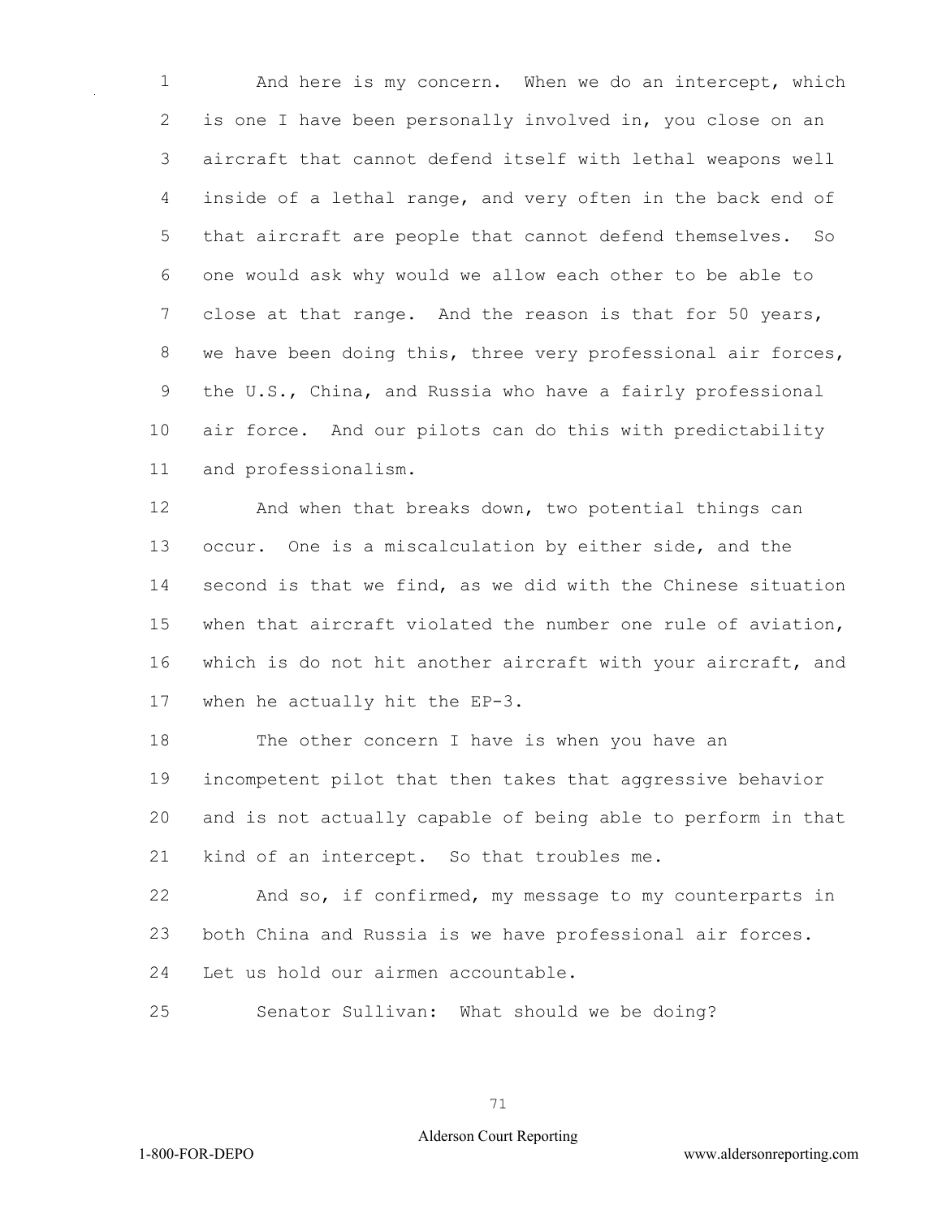And here is my concern. When we do an intercept, which is one I have been personally involved in, you close on an aircraft that cannot defend itself with lethal weapons well inside of a lethal range, and very often in the back end of that aircraft are people that cannot defend themselves. So one would ask why would we allow each other to be able to close at that range. And the reason is that for 50 years, we have been doing this, three very professional air forces, the U.S., China, and Russia who have a fairly professional air force. And our pilots can do this with predictability and professionalism.

And when that breaks down, two potential things can occur. One is a miscalculation by either side, and the second is that we find, as we did with the Chinese situation when that aircraft violated the number one rule of aviation, which is do not hit another aircraft with your aircraft, and when he actually hit the EP-3.

The other concern I have is when you have an incompetent pilot that then takes that aggressive behavior and is not actually capable of being able to perform in that kind of an intercept. So that troubles me.

And so, if confirmed, my message to my counterparts in both China and Russia is we have professional air forces. Let us hold our airmen accountable.

Senator Sullivan: What should we be doing?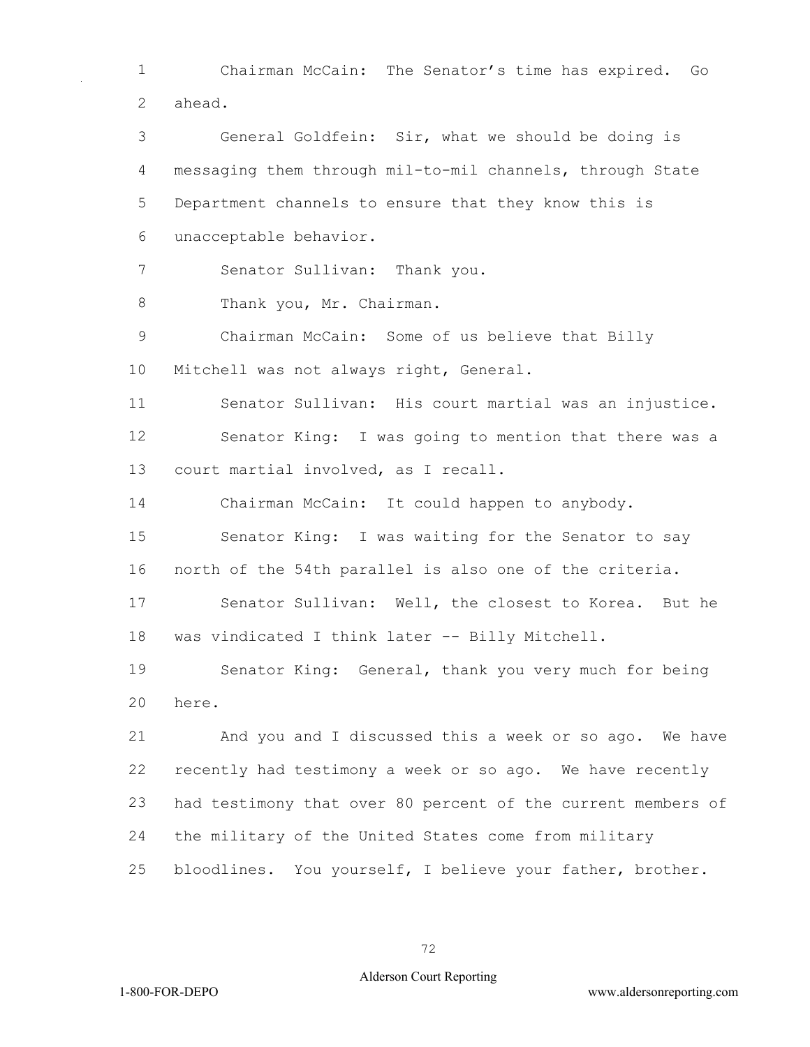Chairman McCain: The Senator's time has expired. Go ahead.

General Goldfein: Sir, what we should be doing is messaging them through mil-to-mil channels, through State Department channels to ensure that they know this is unacceptable behavior.

Senator Sullivan: Thank you.

Thank you, Mr. Chairman.

Chairman McCain: Some of us believe that Billy Mitchell was not always right, General.

Senator Sullivan: His court martial was an injustice.

Senator King: I was going to mention that there was a court martial involved, as I recall.

Chairman McCain: It could happen to anybody.

Senator King: I was waiting for the Senator to say north of the 54th parallel is also one of the criteria.

Senator Sullivan: Well, the closest to Korea. But he was vindicated I think later -- Billy Mitchell.

Senator King: General, thank you very much for being here.

And you and I discussed this a week or so ago. We have recently had testimony a week or so ago. We have recently had testimony that over 80 percent of the current members of the military of the United States come from military bloodlines. You yourself, I believe your father, brother.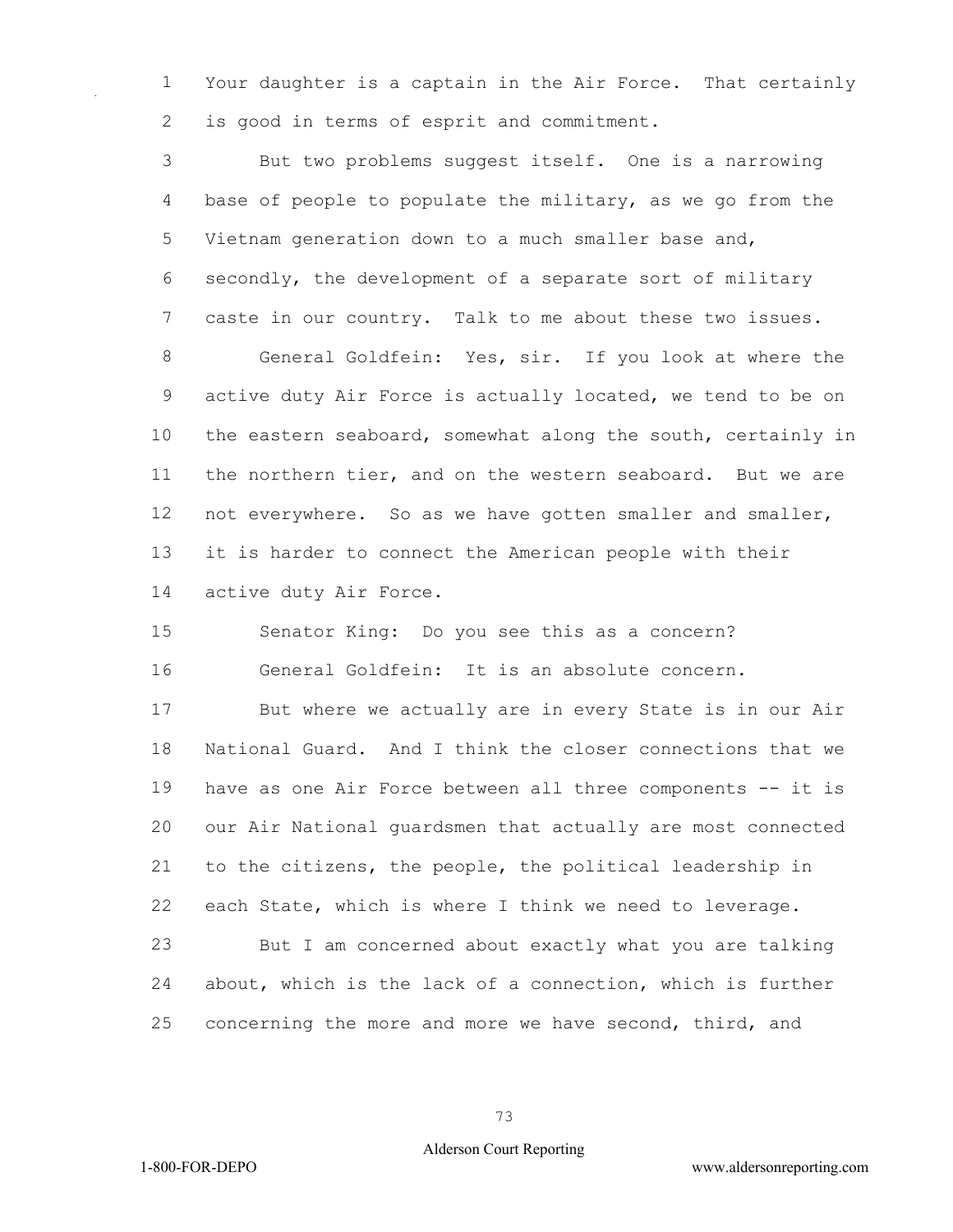Your daughter is a captain in the Air Force. That certainly is good in terms of esprit and commitment.

But two problems suggest itself. One is a narrowing base of people to populate the military, as we go from the Vietnam generation down to a much smaller base and, secondly, the development of a separate sort of military caste in our country. Talk to me about these two issues.

General Goldfein: Yes, sir. If you look at where the active duty Air Force is actually located, we tend to be on the eastern seaboard, somewhat along the south, certainly in the northern tier, and on the western seaboard. But we are not everywhere. So as we have gotten smaller and smaller, it is harder to connect the American people with their active duty Air Force.

Senator King: Do you see this as a concern?

General Goldfein: It is an absolute concern.

But where we actually are in every State is in our Air National Guard. And I think the closer connections that we have as one Air Force between all three components -- it is our Air National guardsmen that actually are most connected to the citizens, the people, the political leadership in each State, which is where I think we need to leverage.

But I am concerned about exactly what you are talking about, which is the lack of a connection, which is further concerning the more and more we have second, third, and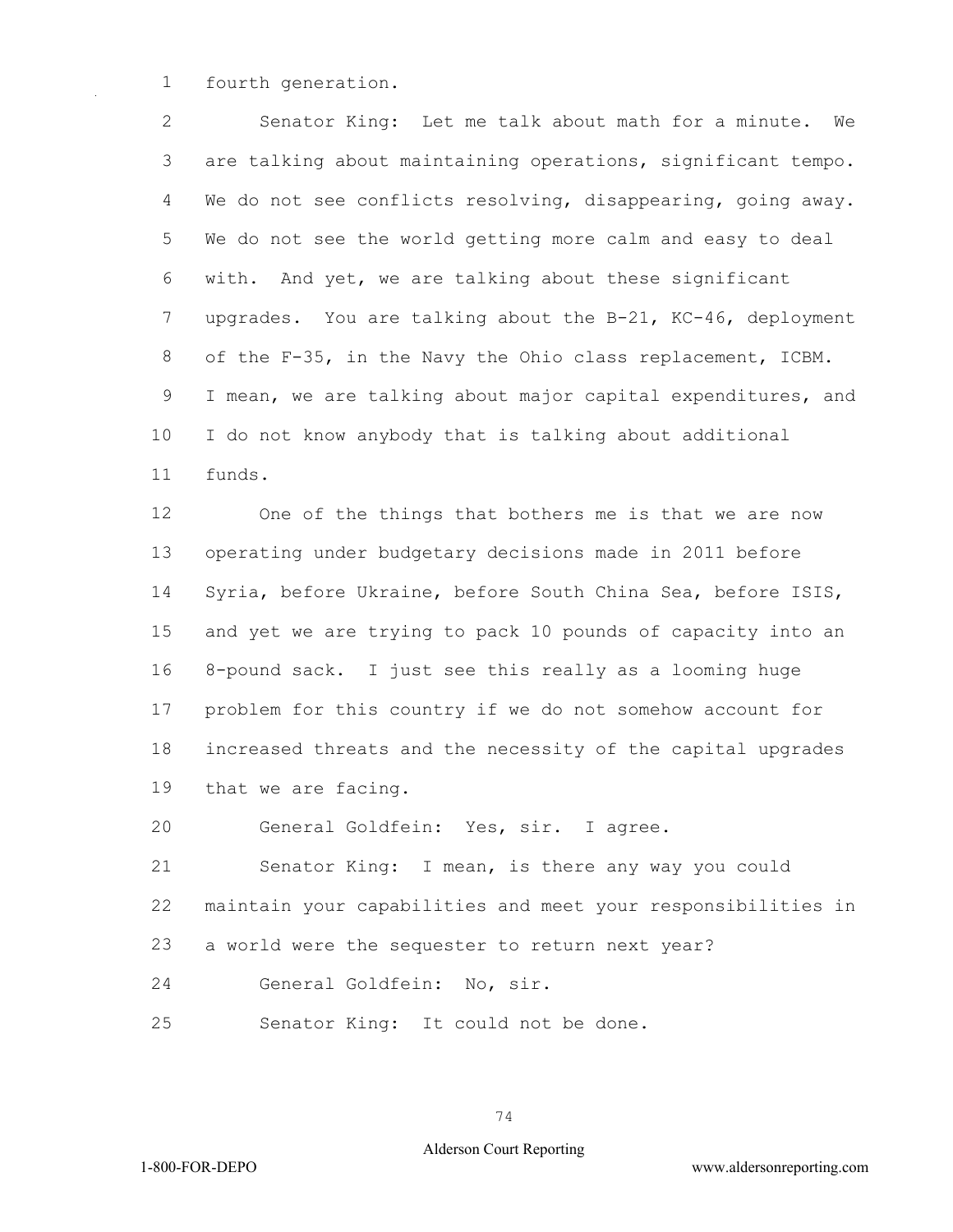fourth generation.

Senator King: Let me talk about math for a minute. We are talking about maintaining operations, significant tempo. We do not see conflicts resolving, disappearing, going away. We do not see the world getting more calm and easy to deal with. And yet, we are talking about these significant upgrades. You are talking about the B-21, KC-46, deployment of the F-35, in the Navy the Ohio class replacement, ICBM. I mean, we are talking about major capital expenditures, and I do not know anybody that is talking about additional funds.

One of the things that bothers me is that we are now operating under budgetary decisions made in 2011 before Syria, before Ukraine, before South China Sea, before ISIS, and yet we are trying to pack 10 pounds of capacity into an 8-pound sack. I just see this really as a looming huge problem for this country if we do not somehow account for increased threats and the necessity of the capital upgrades that we are facing.

General Goldfein: Yes, sir. I agree.

Senator King: I mean, is there any way you could maintain your capabilities and meet your responsibilities in a world were the sequester to return next year?

General Goldfein: No, sir.

Senator King: It could not be done.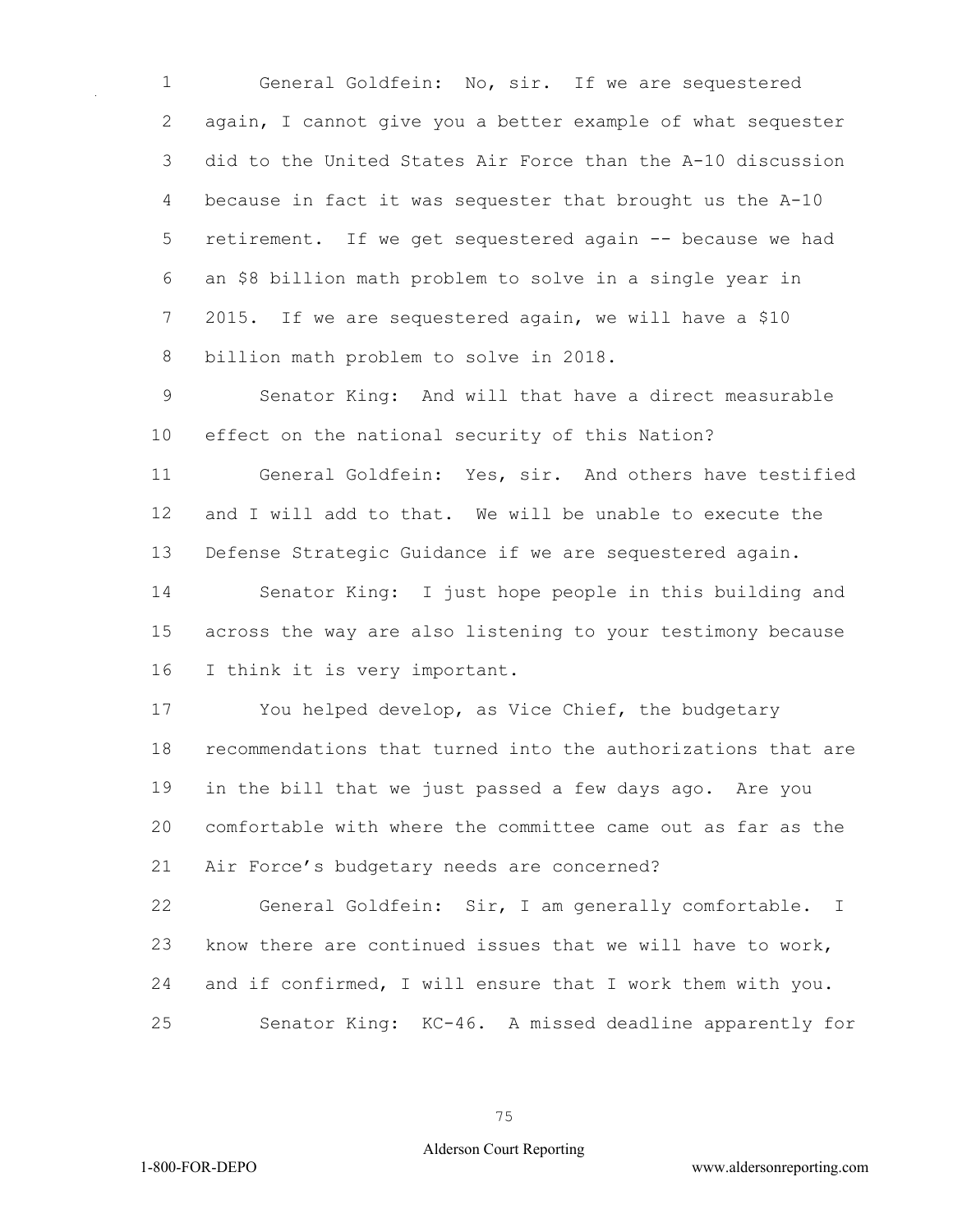General Goldfein: No, sir. If we are sequestered again, I cannot give you a better example of what sequester did to the United States Air Force than the A-10 discussion because in fact it was sequester that brought us the A-10 retirement. If we get sequestered again -- because we had an $8 billion math problem to solve in a single year in 2015. If we are sequestered again, we will have a $10 billion math problem to solve in 2018.

Senator King: And will that have a direct measurable effect on the national security of this Nation?

General Goldfein: Yes, sir. And others have testified and I will add to that. We will be unable to execute the Defense Strategic Guidance if we are sequestered again.

Senator King: I just hope people in this building and across the way are also listening to your testimony because I think it is very important.

You helped develop, as Vice Chief, the budgetary recommendations that turned into the authorizations that are in the bill that we just passed a few days ago. Are you comfortable with where the committee came out as far as the Air Force's budgetary needs are concerned?

General Goldfein: Sir, I am generally comfortable. I know there are continued issues that we will have to work, and if confirmed, I will ensure that I work them with you.

Senator King: KC-46. A missed deadline apparently for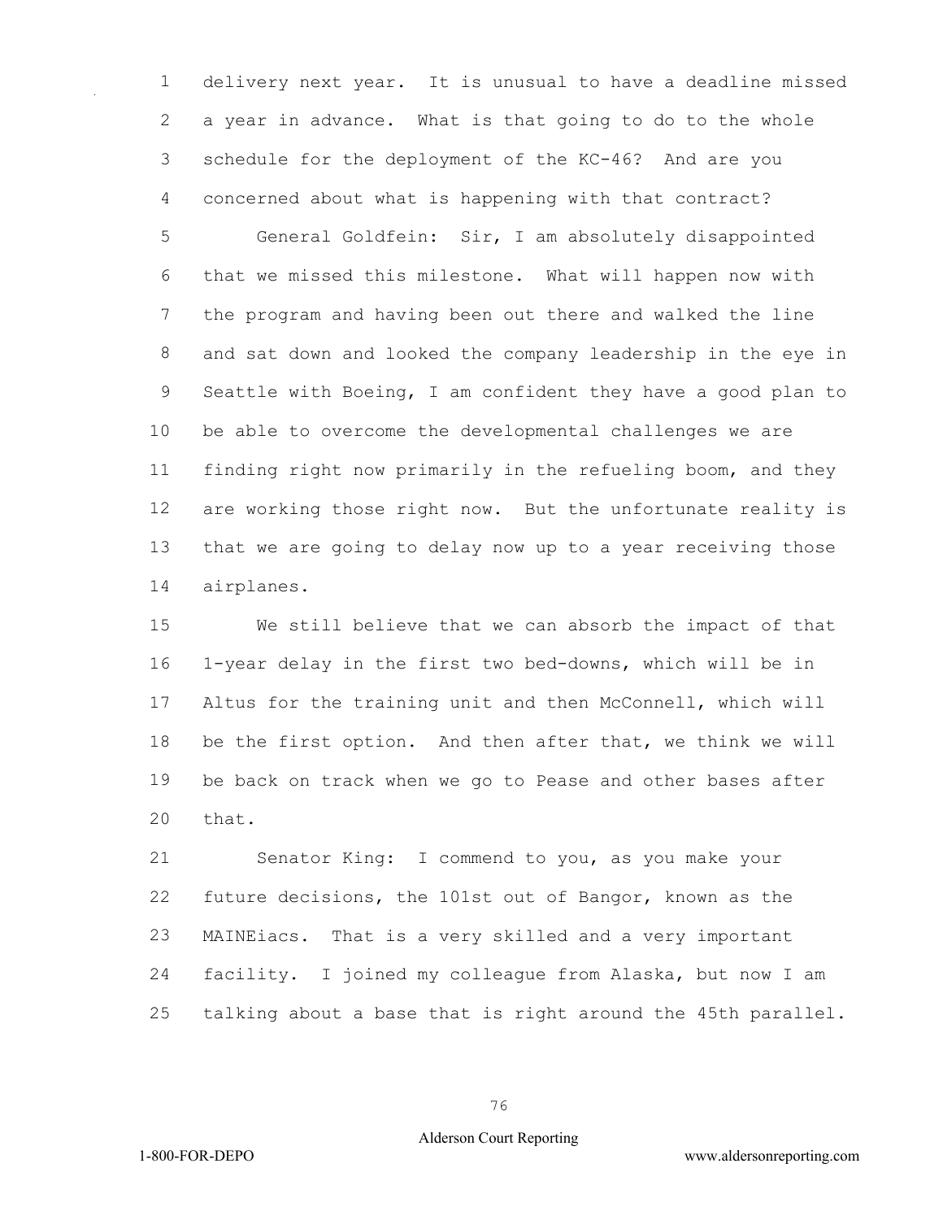delivery next year. It is unusual to have a deadline missed a year in advance. What is that going to do to the whole schedule for the deployment of the KC-46? And are you concerned about what is happening with that contract?

General Goldfein: Sir, I am absolutely disappointed that we missed this milestone. What will happen now with the program and having been out there and walked the line and sat down and looked the company leadership in the eye in Seattle with Boeing, I am confident they have a good plan to be able to overcome the developmental challenges we are finding right now primarily in the refueling boom, and they are working those right now. But the unfortunate reality is that we are going to delay now up to a year receiving those airplanes.

We still believe that we can absorb the impact of that 1-year delay in the first two bed-downs, which will be in Altus for the training unit and then McConnell, which will be the first option. And then after that, we think we will be back on track when we go to Pease and other bases after that.

Senator King: I commend to you, as you make your future decisions, the 101st out of Bangor, known as the MAINEiacs. That is a very skilled and a very important facility. I joined my colleague from Alaska, but now I am talking about a base that is right around the 45th parallel.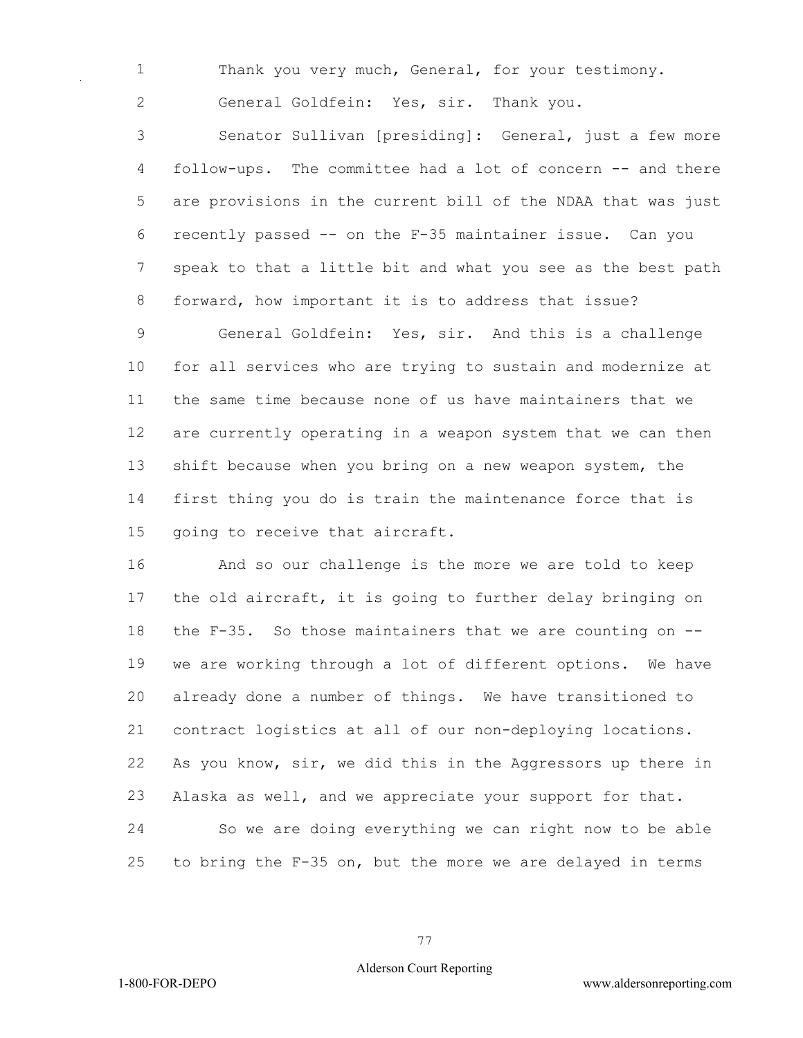Thank you very much, General, for your testimony.

General Goldfein: Yes, sir. Thank you.

Senator Sullivan [presiding]: General, just a few more follow-ups. The committee had a lot of concern -- and there are provisions in the current bill of the NDAA that was just recently passed -- on the F-35 maintainer issue. Can you speak to that a little bit and what you see as the best path forward, how important it is to address that issue?

General Goldfein: Yes, sir. And this is a challenge for all services who are trying to sustain and modernize at the same time because none of us have maintainers that we are currently operating in a weapon system that we can then shift because when you bring on a new weapon system, the first thing you do is train the maintenance force that is going to receive that aircraft.

And so our challenge is the more we are told to keep the old aircraft, it is going to further delay bringing on the F-35. So those maintainers that we are counting on -- we are working through a lot of different options. We have already done a number of things. We have transitioned to contract logistics at all of our non-deploying locations. As you know, sir, we did this in the Aggressors up there in Alaska as well, and we appreciate your support for that.

So we are doing everything we can right now to be able to bring the F-35 on, but the more we are delayed in terms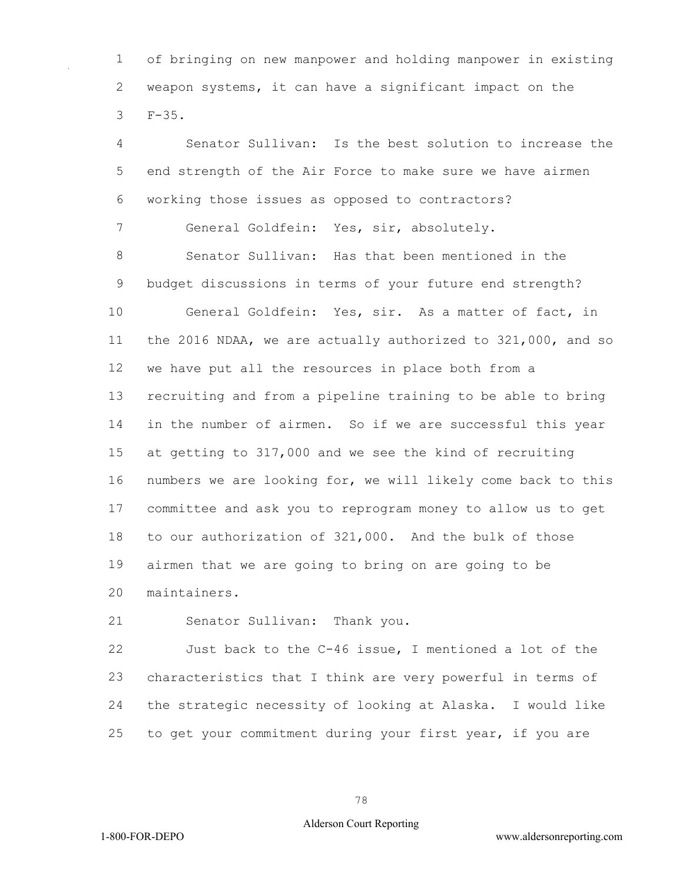of bringing on new manpower and holding manpower in existing weapon systems, it can have a significant impact on the F-35.

Senator Sullivan: Is the best solution to increase the end strength of the Air Force to make sure we have airmen working those issues as opposed to contractors?

General Goldfein: Yes, sir, absolutely.

Senator Sullivan: Has that been mentioned in the budget discussions in terms of your future end strength?

General Goldfein: Yes, sir. As a matter of fact, in the 2016 NDAA, we are actually authorized to 321,000, and so we have put all the resources in place both from a recruiting and from a pipeline training to be able to bring in the number of airmen. So if we are successful this year at getting to 317,000 and we see the kind of recruiting numbers we are looking for, we will likely come back to this committee and ask you to reprogram money to allow us to get to our authorization of 321,000. And the bulk of those airmen that we are going to bring on are going to be maintainers.

Senator Sullivan: Thank you.

Just back to the C-46 issue, I mentioned a lot of the characteristics that I think are very powerful in terms of the strategic necessity of looking at Alaska. I would like to get your commitment during your first year, if you are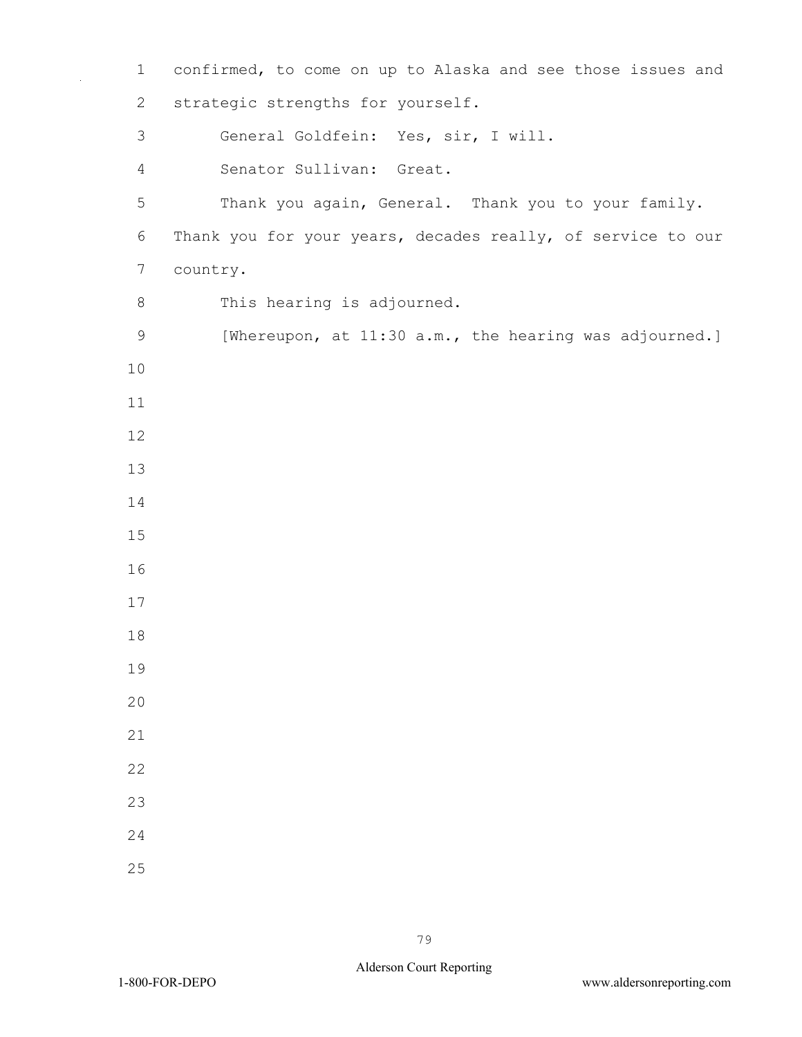confirmed, to come on up to Alaska and see those issues and strategic strengths for yourself.

General Goldfein: Yes, sir, I will.

Senator Sullivan: Great.

Thank you again, General. Thank you to your family. Thank you for your years, decades really, of service to our country.

This hearing is adjourned.

[Whereupon, at 11:30 a.m., the hearing was adjourned.]